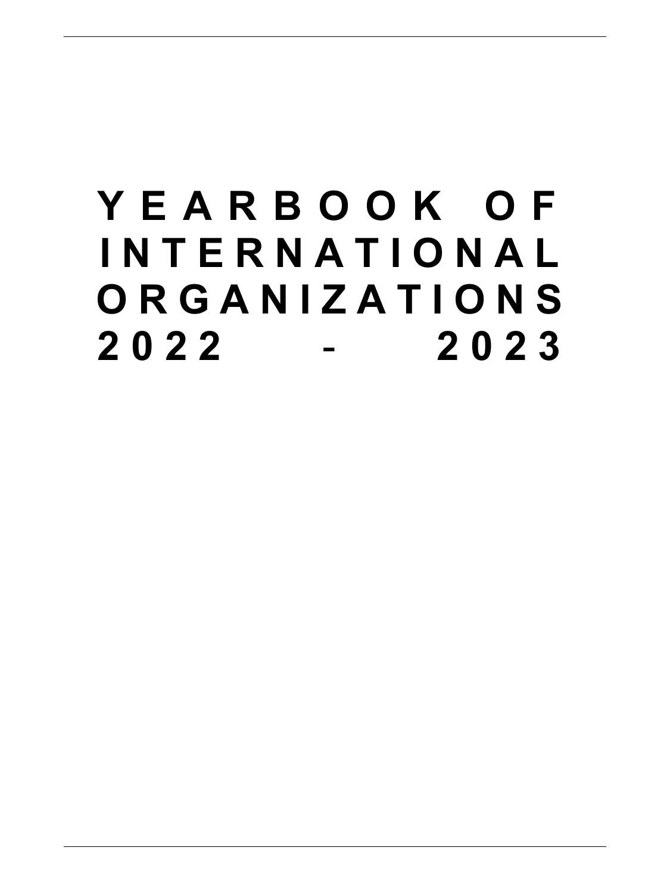# YEARBOOK OF INTERNATIONAL ORGANIZATIONS 2022 - 2023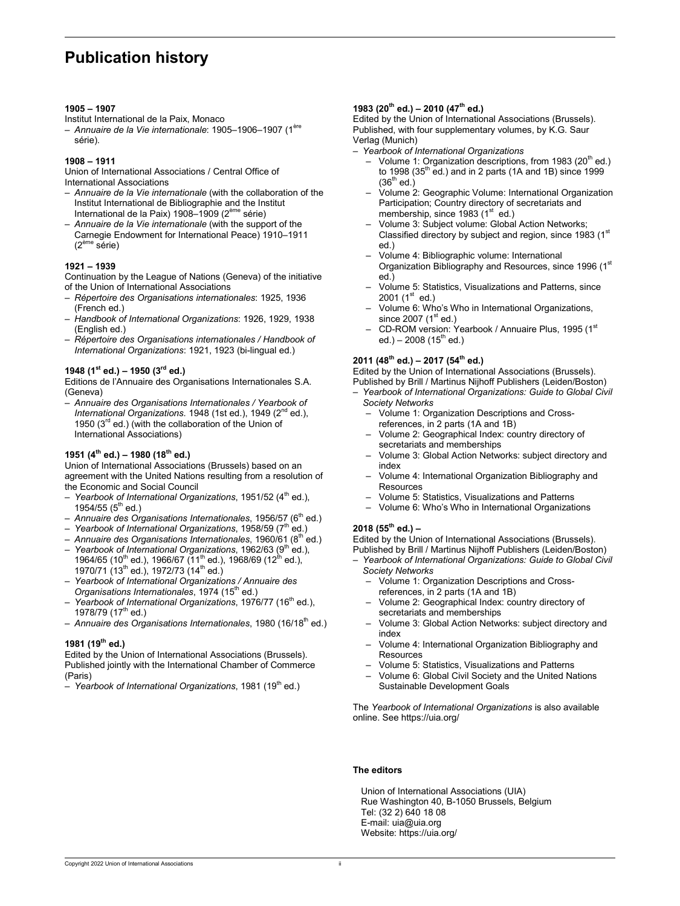# Publication history

**1905 – 1907**

Institut International de la Paix, Monaco

- *Annuaire de la Vie internationale*: 1905–1906–1907 (1ère série).

**1908 – 1911**

Union of International Associations / Central Office of International Associations

- *Annuaire de la Vie internationale* (with the collaboration of the Institut International de Bibliographie and the Institut International de la Paix) 1908–1909 (2ème série)
- *Annuaire de la Vie internationale* (with the support of the Carnegie Endowment for International Peace) 1910–1911 (2ème série)

**1921 – 1939**

Continuation by the League of Nations (Geneva) of the initiative of the Union of International Associations

- *Répertoire des Organisations internationales*: 1925, 1936 (French ed.)
- *Handbook of International Organizations*: 1926, 1929, 1938 (English ed.)
- *Répertoire des Organisations internationales / Handbook of International Organizations*: 1921, 1923 (bi-lingual ed.)

**1948 (1st ed.) – 1950 (3rd ed.)**

Editions de l'Annuaire des Organisations Internationales S.A. (Geneva)

- *Annuaire des Organisations Internationales / Yearbook of International Organizations.* 1948 (1st ed.), 1949 (2nd ed.), 1950 (3rd ed.) (with the collaboration of the Union of International Associations)

**1951 (4th ed.) – 1980 (18th ed.)**

Union of International Associations (Brussels) based on an agreement with the United Nations resulting from a resolution of the Economic and Social Council

- *Yearbook of International Organizations*, 1951/52 (4th ed.), 1954/55 (5th ed.)
- *Annuaire des Organisations Internationales*, 1956/57 (6th ed.)
- *Yearbook of International Organizations*, 1958/59 (7th ed.)
- *Annuaire des Organisations Internationales*, 1960/61 (8th ed.)
- *Yearbook of International Organizations*, 1962/63 (9th ed.), 1964/65 (10th ed.), 1966/67 (11th ed.), 1968/69 (12th ed.), 1970/71 (13th ed.), 1972/73 (14th ed.)
- *Yearbook of International Organizations / Annuaire des Organisations Internationales*, 1974 (15th ed.)
- *Yearbook of International Organizations*, 1976/77 (16th ed.), 1978/79 (17th ed.)
- *Annuaire des Organisations Internationales*, 1980 (16/18th ed.)

**1981 (19th ed.)**

Edited by the Union of International Associations (Brussels). Published jointly with the International Chamber of Commerce (Paris)

- *Yearbook of International Organizations*, 1981 (19th ed.)

**1983 (20th ed.) – 2010 (47th ed.)**

Edited by the Union of International Associations (Brussels). Published, with four supplementary volumes, by K.G. Saur Verlag (Munich)

- *Yearbook of International Organizations*
  - Volume 1: Organization descriptions, from 1983 (20th ed.) to 1998 (35th ed.) and in 2 parts (1A and 1B) since 1999 (36th ed.)
  - Volume 2: Geographic Volume: International Organization Participation; Country directory of secretariats and membership, since 1983 (1st ed.)
  - Volume 3: Subject volume: Global Action Networks; Classified directory by subject and region, since 1983 (1st ed.)
  - Volume 4: Bibliographic volume: International Organization Bibliography and Resources, since 1996 (1st ed.)
  - Volume 5: Statistics, Visualizations and Patterns, since 2001 (1st ed.)
  - Volume 6: Who's Who in International Organizations, since 2007 (1st ed.)
  - CD-ROM version: Yearbook / Annuaire Plus, 1995 (1st ed.) – 2008 (15th ed.)

**2011 (48th ed.) – 2017 (54th ed.)**

Edited by the Union of International Associations (Brussels). Published by Brill / Martinus Nijhoff Publishers (Leiden/Boston)

- *Yearbook of International Organizations: Guide to Global Civil Society Networks*
  - Volume 1: Organization Descriptions and Cross-references, in 2 parts (1A and 1B)
  - Volume 2: Geographical Index: country directory of secretariats and memberships
  - Volume 3: Global Action Networks: subject directory and index
  - Volume 4: International Organization Bibliography and Resources
  - Volume 5: Statistics, Visualizations and Patterns
  - Volume 6: Who's Who in International Organizations

**2018 (55th ed.) –**

Edited by the Union of International Associations (Brussels). Published by Brill / Martinus Nijhoff Publishers (Leiden/Boston)

- *Yearbook of International Organizations: Guide to Global Civil Society Networks*
  - Volume 1: Organization Descriptions and Cross-references, in 2 parts (1A and 1B)
  - Volume 2: Geographical Index: country directory of secretariats and memberships
  - Volume 3: Global Action Networks: subject directory and index
  - Volume 4: International Organization Bibliography and Resources
  - Volume 5: Statistics, Visualizations and Patterns
  - Volume 6: Global Civil Society and the United Nations Sustainable Development Goals

The *Yearbook of International Organizations* is also available online. See https://uia.org/

**The editors**

Union of International Associations (UIA)
Rue Washington 40, B-1050 Brussels, Belgium
Tel: (32 2) 640 18 08
E-mail: uia@uia.org
Website: https://uia.org/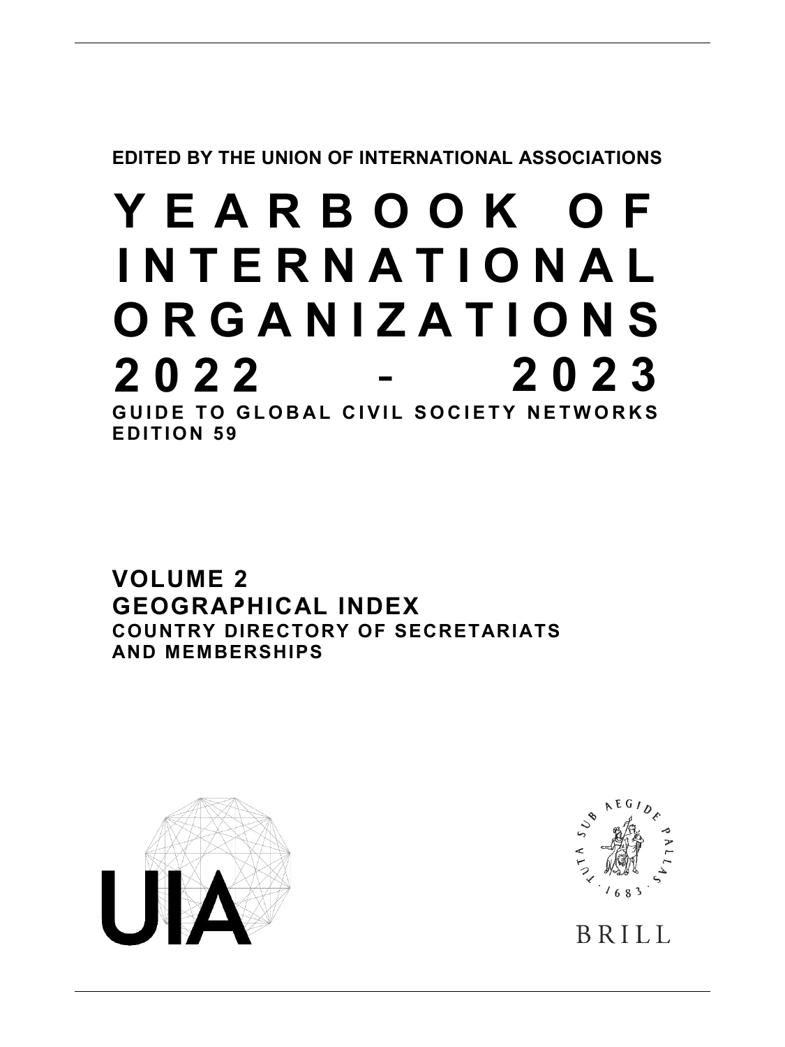**EDITED BY THE UNION OF INTERNATIONAL ASSOCIATIONS**

# YEARBOOK OF INTERNATIONAL ORGANIZATIONS 2022 - 2023

**GUIDE TO GLOBAL CIVIL SOCIETY NETWORKS**
**EDITION 59**

## VOLUME 2
## GEOGRAPHICAL INDEX
### COUNTRY DIRECTORY OF SECRETARIATS AND MEMBERSHIPS

UIA

TUTA SUB AEGIDE PALLAS · 1683 ·

BRILL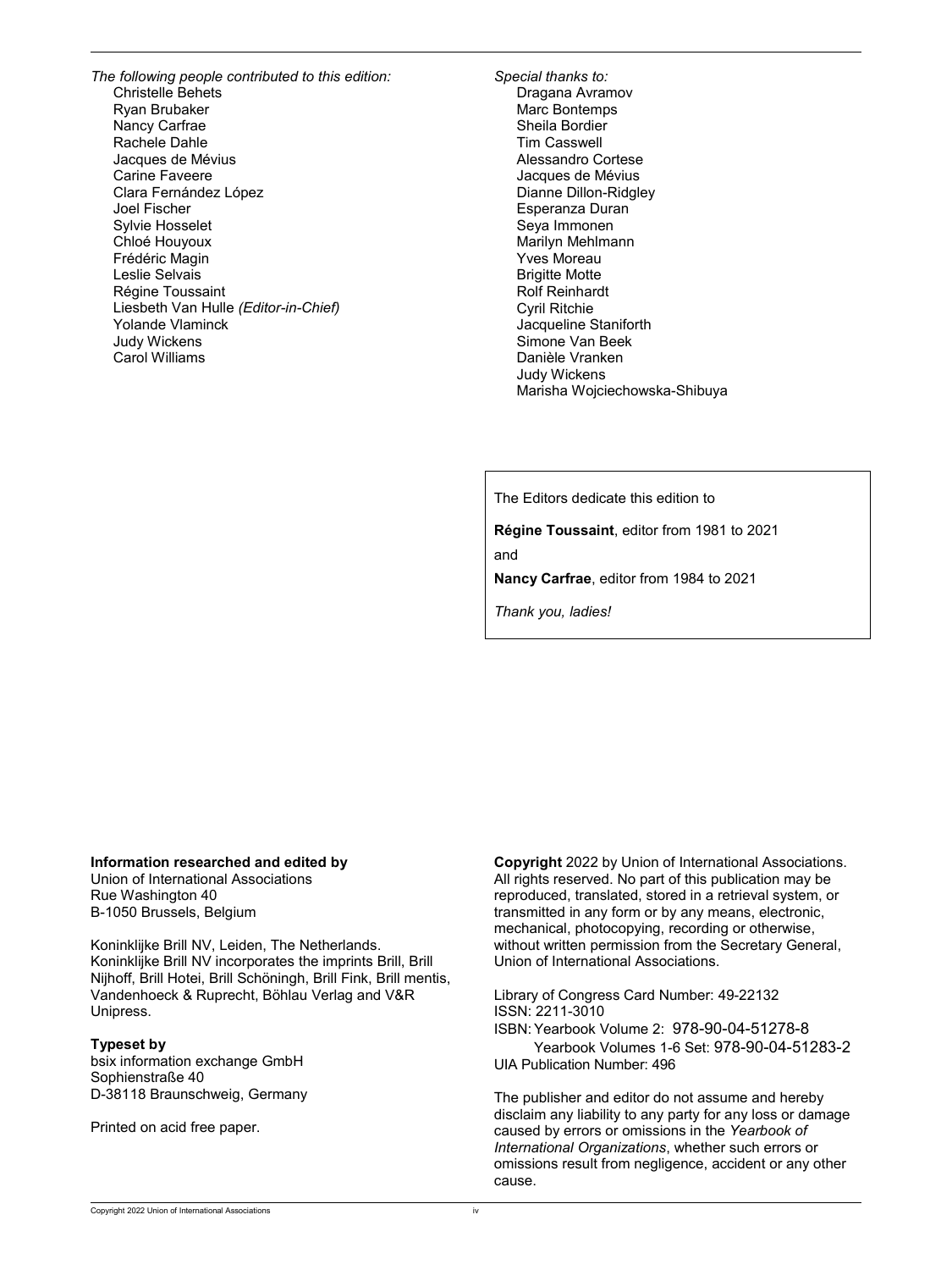*The following people contributed to this edition:*

Christelle Behets
Ryan Brubaker
Nancy Carfrae
Rachele Dahle
Jacques de Mévius
Carine Faveere
Clara Fernández López
Joel Fischer
Sylvie Hosselet
Chloé Houyoux
Frédéric Magin
Leslie Selvais
Régine Toussaint
Liesbeth Van Hulle *(Editor-in-Chief)*
Yolande Vlaminck
Judy Wickens
Carol Williams

*Special thanks to:*

Dragana Avramov
Marc Bontemps
Sheila Bordier
Tim Casswell
Alessandro Cortese
Jacques de Mévius
Dianne Dillon-Ridgley
Esperanza Duran
Seya Immonen
Marilyn Mehlmann
Yves Moreau
Brigitte Motte
Rolf Reinhardt
Cyril Ritchie
Jacqueline Staniforth
Simone Van Beek
Danièle Vranken
Judy Wickens
Marisha Wojciechowska-Shibuya

The Editors dedicate this edition to

**Régine Toussaint**, editor from 1981 to 2021

and

**Nancy Carfrae**, editor from 1984 to 2021

*Thank you, ladies!*

**Information researched and edited by**
Union of International Associations
Rue Washington 40
B-1050 Brussels, Belgium

Koninklijke Brill NV, Leiden, The Netherlands.
Koninklijke Brill NV incorporates the imprints Brill, Brill Nijhoff, Brill Hotei, Brill Schöningh, Brill Fink, Brill mentis, Vandenhoeck & Ruprecht, Böhlau Verlag and V&R Unipress.

**Typeset by**
bsix information exchange GmbH
Sophienstraße 40
D-38118 Braunschweig, Germany

Printed on acid free paper.

**Copyright** 2022 by Union of International Associations. All rights reserved. No part of this publication may be reproduced, translated, stored in a retrieval system, or transmitted in any form or by any means, electronic, mechanical, photocopying, recording or otherwise, without written permission from the Secretary General, Union of International Associations.

Library of Congress Card Number: 49-22132
ISSN: 2211-3010
ISBN: Yearbook Volume 2: 978-90-04-51278-8
Yearbook Volumes 1-6 Set: 978-90-04-51283-2
UIA Publication Number: 496

The publisher and editor do not assume and hereby disclaim any liability to any party for any loss or damage caused by errors or omissions in the *Yearbook of International Organizations*, whether such errors or omissions result from negligence, accident or any other cause.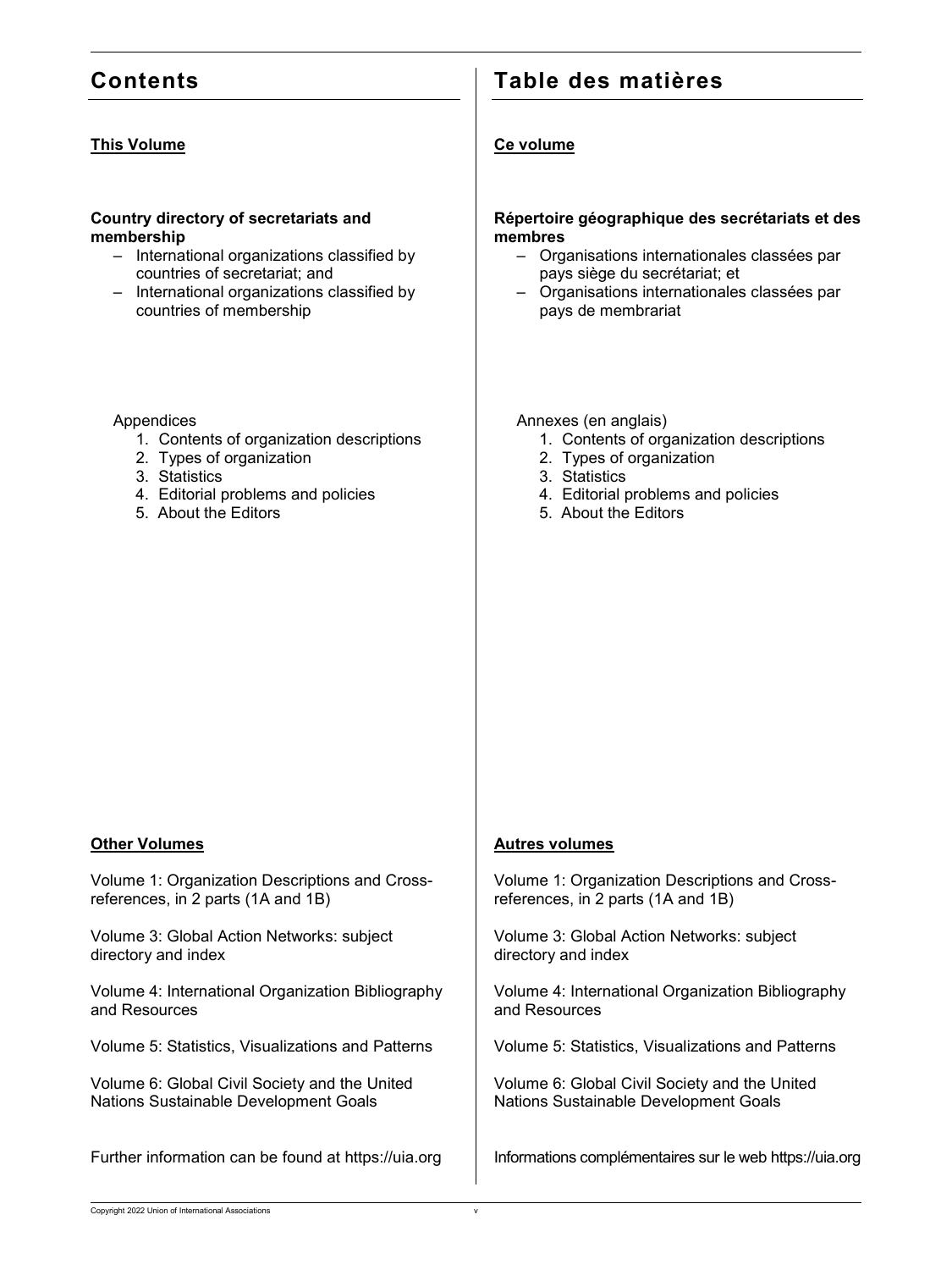# Contents

## This Volume

**Country directory of secretariats and membership**

- International organizations classified by countries of secretariat; and
- International organizations classified by countries of membership

Appendices

1. Contents of organization descriptions
2. Types of organization
3. Statistics
4. Editorial problems and policies
5. About the Editors

## Other Volumes

Volume 1: Organization Descriptions and Cross-references, in 2 parts (1A and 1B)

Volume 3: Global Action Networks: subject directory and index

Volume 4: International Organization Bibliography and Resources

Volume 5: Statistics, Visualizations and Patterns

Volume 6: Global Civil Society and the United Nations Sustainable Development Goals

Further information can be found at https://uia.org

# Table des matières

## Ce volume

**Répertoire géographique des secrétariats et des membres**

- Organisations internationales classées par pays siège du secrétariat; et
- Organisations internationales classées par pays de membrariat

Annexes (en anglais)

1. Contents of organization descriptions
2. Types of organization
3. Statistics
4. Editorial problems and policies
5. About the Editors

## Autres volumes

Volume 1: Organization Descriptions and Cross-references, in 2 parts (1A and 1B)

Volume 3: Global Action Networks: subject directory and index

Volume 4: International Organization Bibliography and Resources

Volume 5: Statistics, Visualizations and Patterns

Volume 6: Global Civil Society and the United Nations Sustainable Development Goals

Informations complémentaires sur le web https://uia.org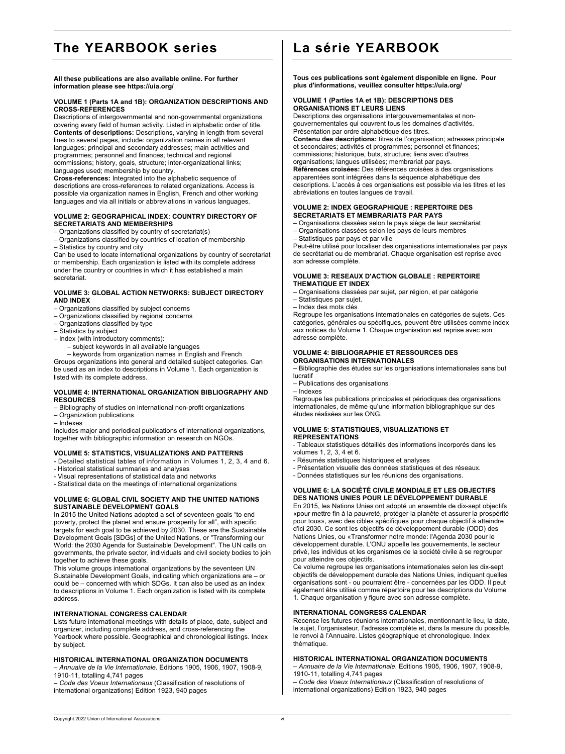# The YEARBOOK series

**All these publications are also available online. For further information please see https://uia.org/**

**VOLUME 1 (Parts 1A and 1B): ORGANIZATION DESCRIPTIONS AND CROSS-REFERENCES**

Descriptions of intergovernmental and non-governmental organizations covering every field of human activity. Listed in alphabetic order of title.
**Contents of descriptions:** Descriptions, varying in length from several lines to several pages, include: organization names in all relevant languages; principal and secondary addresses; main activities and programmes; personnel and finances; technical and regional commissions; history, goals, structure; inter-organizational links; languages used; membership by country.
**Cross-references:** Integrated into the alphabetic sequence of descriptions are cross-references to related organizations. Access is possible via organization names in English, French and other working languages and via all initials or abbreviations in various languages.

**VOLUME 2: GEOGRAPHICAL INDEX: COUNTRY DIRECTORY OF SECRETARIATS AND MEMBERSHIPS**

– Organizations classified by country of secretariat(s)
– Organizations classified by countries of location of membership
– Statistics by country and city

Can be used to locate international organizations by country of secretariat or membership. Each organization is listed with its complete address under the country or countries in which it has established a main secretariat.

**VOLUME 3: GLOBAL ACTION NETWORKS: SUBJECT DIRECTORY AND INDEX**

– Organizations classified by subject concerns
– Organizations classified by regional concerns
– Organizations classified by type
– Statistics by subject
– Index (with introductory comments):
  – subject keywords in all available languages
  – keywords from organization names in English and French

Groups organizations into general and detailed subject categories. Can be used as an index to descriptions in Volume 1. Each organization is listed with its complete address.

**VOLUME 4: INTERNATIONAL ORGANIZATION BIBLIOGRAPHY AND RESOURCES**

– Bibliography of studies on international non-profit organizations
– Organization publications
– Indexes

Includes major and periodical publications of international organizations, together with bibliographic information on research on NGOs.

**VOLUME 5: STATISTICS, VISUALIZATIONS AND PATTERNS**

- Detailed statistical tables of information in Volumes 1, 2, 3, 4 and 6.
- Historical statistical summaries and analyses
- Visual representations of statistical data and networks
- Statistical data on the meetings of international organizations

**VOLUME 6: GLOBAL CIVIL SOCIETY AND THE UNITED NATIONS SUSTAINABLE DEVELOPMENT GOALS**

In 2015 the United Nations adopted a set of seventeen goals "to end poverty, protect the planet and ensure prosperity for all", with specific targets for each goal to be achieved by 2030. These are the Sustainable Development Goals [SDGs] of the United Nations, or "Transforming our World: the 2030 Agenda for Sustainable Development". The UN calls on governments, the private sector, individuals and civil society bodies to join together to achieve these goals.

This volume groups international organizations by the seventeen UN Sustainable Development Goals, indicating which organizations are – or could be – concerned with which SDGs. It can also be used as an index to descriptions in Volume 1. Each organization is listed with its complete address.

**INTERNATIONAL CONGRESS CALENDAR**

Lists future international meetings with details of place, date, subject and organizer, including complete address, and cross-referencing the Yearbook where possible. Geographical and chronological listings. Index by subject.

**HISTORICAL INTERNATIONAL ORGANIZATION DOCUMENTS**

– *Annuaire de la Vie Internationale*. Editions 1905, 1906, 1907, 1908-9, 1910-11, totalling 4,741 pages
– *Code des Voeux Internationaux* (Classification of resolutions of international organizations) Edition 1923, 940 pages

# La série YEARBOOK

**Tous ces publications sont également disponible en ligne. Pour plus d'informations, veuillez consulter https://uia.org/**

**VOLUME 1 (Parties 1A et 1B): DESCRIPTIONS DES ORGANISATIONS ET LEURS LIENS**

Descriptions des organisations intergouvernementales et non-gouvernementales qui couvrent tous les domaines d'activités. Présentation par ordre alphabétique des titres.
**Contenu des descriptions:** titres de l'organisation; adresses principale et secondaires; activités et programmes; personnel et finances; commissions; historique, buts, structure; liens avec d'autres organisations; langues utilisées; membrariat par pays.
**Références croisées:** Des références croisées à des organisations apparentées sont intégrées dans la séquence alphabétique des descriptions. L'accès à ces organisations est possible via les titres et les abréviations en toutes langues de travail.

**VOLUME 2: INDEX GEOGRAPHIQUE : REPERTOIRE DES SECRETARIATS ET MEMBRARIATS PAR PAYS**

– Organisations classées selon le pays siège de leur secrétariat
– Organisations classées selon les pays de leurs membres
– Statistiques par pays et par ville

Peut-être utilisé pour localiser des organisations internationales par pays de secrétariat ou de membrariat. Chaque organisation est reprise avec son adresse complète.

**VOLUME 3: RESEAUX D'ACTION GLOBALE : REPERTOIRE THEMATIQUE ET INDEX**

– Organisations classées par sujet, par région, et par catégorie
– Statistiques par sujet.
– Index des mots clés

Regroupe les organisations internationales en catégories de sujets. Ces catégories, générales ou spécifiques, peuvent être utilisées comme index aux notices du Volume 1. Chaque organisation est reprise avec son adresse complète.

**VOLUME 4: BIBLIOGRAPHIE ET RESSOURCES DES ORGANISATIONS INTERNATIONALES**

– Bibliographie des études sur les organisations internationales sans but lucratif
– Publications des organisations
– Indexes

Regroupe les publications principales et périodiques des organisations internationales, de même qu'une information bibliographique sur des études réalisées sur les ONG.

**VOLUME 5: STATISTIQUES, VISUALIZATIONS ET REPRESENTATIONS**

- Tableaux statistiques détaillés des informations incorporés dans les volumes 1, 2, 3, 4 et 6.
- Résumés statistiques historiques et analyses
- Présentation visuelle des données statistiques et des réseaux.
- Données statistiques sur les réunions des organisations.

**VOLUME 6: LA SOCIÉTÉ CIVILE MONDIALE ET LES OBJECTIFS DES NATIONS UNIES POUR LE DÉVELOPPEMENT DURABLE**

En 2015, les Nations Unies ont adopté un ensemble de dix-sept objectifs «pour mettre fin à la pauvreté, protéger la planète et assurer la prospérité pour tous», avec des cibles spécifiques pour chaque objectif à atteindre d'ici 2030. Ce sont les objectifs de développement durable (ODD) des Nations Unies, ou «Transformer notre monde: l'Agenda 2030 pour le développement durable. L'ONU appelle les gouvernements, le secteur privé, les individus et les organismes de la société civile à se regrouper pour atteindre ces objectifs.

Ce volume regroupe les organisations internationales selon les dix-sept objectifs de développement durable des Nations Unies, indiquant quelles organisations sont - ou pourraient être - concernées par les ODD. Il peut également être utilisé comme répertoire pour les descriptions du Volume 1. Chaque organisation y figure avec son adresse complète.

**INTERNATIONAL CONGRESS CALENDAR**

Recense les futures réunions internationales, mentionnant le lieu, la date, le sujet, l'organisateur, l'adresse complète et, dans la mesure du possible, le renvoi à l'Annuaire. Listes géographique et chronologique. Index thématique.

**HISTORICAL INTERNATIONAL ORGANIZATION DOCUMENTS**

– *Annuaire de la Vie Internationale*. Editions 1905, 1906, 1907, 1908-9, 1910-11, totalling 4,741 pages
– *Code des Voeux Internationaux* (Classification of resolutions of international organizations) Edition 1923, 940 pages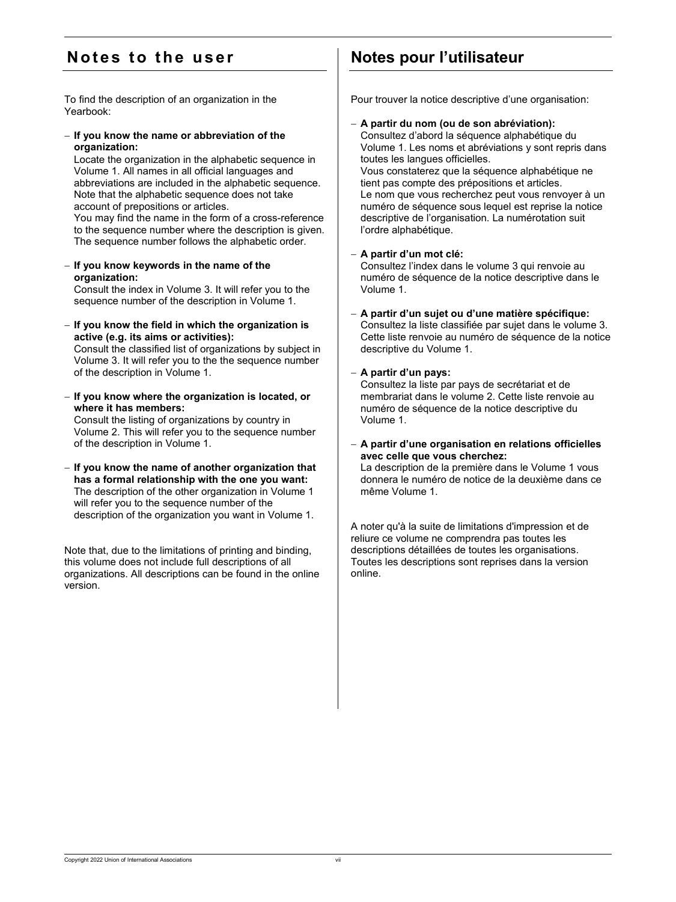## Notes to the user

To find the description of an organization in the Yearbook:

- **If you know the name or abbreviation of the organization:**
  Locate the organization in the alphabetic sequence in Volume 1. All names in all official languages and abbreviations are included in the alphabetic sequence. Note that the alphabetic sequence does not take account of prepositions or articles.
  You may find the name in the form of a cross-reference to the sequence number where the description is given. The sequence number follows the alphabetic order.

- **If you know keywords in the name of the organization:**
  Consult the index in Volume 3. It will refer you to the sequence number of the description in Volume 1.

- **If you know the field in which the organization is active (e.g. its aims or activities):**
  Consult the classified list of organizations by subject in Volume 3. It will refer you to the the sequence number of the description in Volume 1.

- **If you know where the organization is located, or where it has members:**
  Consult the listing of organizations by country in Volume 2. This will refer you to the sequence number of the description in Volume 1.

- **If you know the name of another organization that has a formal relationship with the one you want:**
  The description of the other organization in Volume 1 will refer you to the sequence number of the description of the organization you want in Volume 1.

Note that, due to the limitations of printing and binding, this volume does not include full descriptions of all organizations. All descriptions can be found in the online version.

## Notes pour l'utilisateur

Pour trouver la notice descriptive d'une organisation:

- **A partir du nom (ou de son abréviation):**
  Consultez d'abord la séquence alphabétique du Volume 1. Les noms et abréviations y sont repris dans toutes les langues officielles.
  Vous constaterez que la séquence alphabétique ne tient pas compte des prépositions et articles.
  Le nom que vous recherchez peut vous renvoyer à un numéro de séquence sous lequel est reprise la notice descriptive de l'organisation. La numérotation suit l'ordre alphabétique.

- **A partir d'un mot clé:**
  Consultez l'index dans le volume 3 qui renvoie au numéro de séquence de la notice descriptive dans le Volume 1.

- **A partir d'un sujet ou d'une matière spécifique:**
  Consultez la liste classifiée par sujet dans le volume 3. Cette liste renvoie au numéro de séquence de la notice descriptive du Volume 1.

- **A partir d'un pays:**
  Consultez la liste par pays de secrétariat et de membrariat dans le volume 2. Cette liste renvoie au numéro de séquence de la notice descriptive du Volume 1.

- **A partir d'une organisation en relations officielles avec celle que vous cherchez:**
  La description de la première dans le Volume 1 vous donnera le numéro de notice de la deuxième dans ce même Volume 1.

A noter qu'à la suite de limitations d'impression et de reliure ce volume ne comprendra pas toutes les descriptions détaillées de toutes les organisations. Toutes les descriptions sont reprises dans la version online.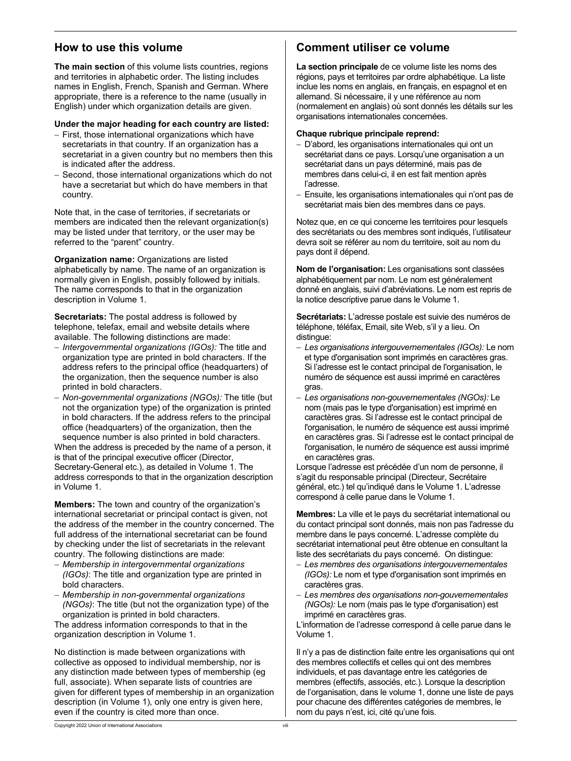## How to use this volume

**The main section** of this volume lists countries, regions and territories in alphabetic order. The listing includes names in English, French, Spanish and German. Where appropriate, there is a reference to the name (usually in English) under which organization details are given.

**Under the major heading for each country are listed:**

- First, those international organizations which have secretariats in that country. If an organization has a secretariat in a given country but no members then this is indicated after the address.
- Second, those international organizations which do not have a secretariat but which do have members in that country.

Note that, in the case of territories, if secretariats or members are indicated then the relevant organization(s) may be listed under that territory, or the user may be referred to the "parent" country.

**Organization name:** Organizations are listed alphabetically by name. The name of an organization is normally given in English, possibly followed by initials. The name corresponds to that in the organization description in Volume 1.

**Secretariats:** The postal address is followed by telephone, telefax, email and website details where available. The following distinctions are made:

- *Intergovernmental organizations (IGOs):* The title and organization type are printed in bold characters. If the address refers to the principal office (headquarters) of the organization, then the sequence number is also printed in bold characters.
- *Non-governmental organizations (NGOs):* The title (but not the organization type) of the organization is printed in bold characters. If the address refers to the principal office (headquarters) of the organization, then the sequence number is also printed in bold characters.

When the address is preceded by the name of a person, it is that of the principal executive officer (Director, Secretary-General etc.), as detailed in Volume 1. The address corresponds to that in the organization description in Volume 1.

**Members:** The town and country of the organization's international secretariat or principal contact is given, not the address of the member in the country concerned. The full address of the international secretariat can be found by checking under the list of secretariats in the relevant country. The following distinctions are made:

- *Membership in intergovernmental organizations (IGOs)*: The title and organization type are printed in bold characters.
- *Membership in non-governmental organizations (NGOs)*: The title (but not the organization type) of the organization is printed in bold characters.

The address information corresponds to that in the organization description in Volume 1.

No distinction is made between organizations with collective as opposed to individual membership, nor is any distinction made between types of membership (eg full, associate). When separate lists of countries are given for different types of membership in an organization description (in Volume 1), only one entry is given here, even if the country is cited more than once.

## Comment utiliser ce volume

**La section principale** de ce volume liste les noms des régions, pays et territoires par ordre alphabétique. La liste inclue les noms en anglais, en français, en espagnol et en allemand. Si nécessaire, il y une référence au nom (normalement en anglais) où sont donnés les détails sur les organisations internationales concernées.

**Chaque rubrique principale reprend:**

- D'abord, les organisations internationales qui ont un secrétariat dans ce pays. Lorsqu'une organisation a un secrétariat dans un pays déterminé, mais pas de membres dans celui-ci, il en est fait mention après l'adresse.
- Ensuite, les organisations internationales qui n'ont pas de secrétariat mais bien des membres dans ce pays.

Notez que, en ce qui concerne les territoires pour lesquels des secrétariats ou des membres sont indiqués, l'utilisateur devra soit se référer au nom du territoire, soit au nom du pays dont il dépend.

**Nom de l'organisation:** Les organisations sont classées alphabétiquement par nom. Le nom est généralement donné en anglais, suivi d'abréviations. Le nom est repris de la notice descriptive parue dans le Volume 1.

**Secrétariats:** L'adresse postale est suivie des numéros de téléphone, téléfax, Email, site Web, s'il y a lieu. On distingue:

- *Les organisations intergouvernementales (IGOs):* Le nom et type d'organisation sont imprimés en caractères gras. Si l'adresse est le contact principal de l'organisation, le numéro de séquence est aussi imprimé en caractères gras.
- *Les organisations non-gouvernementales (NGOs):* Le nom (mais pas le type d'organisation) est imprimé en caractères gras. Si l'adresse est le contact principal de l'organisation, le numéro de séquence est aussi imprimé en caractères gras. Si l'adresse est le contact principal de l'organisation, le numéro de séquence est aussi imprimé en caractères gras.

Lorsque l'adresse est précédée d'un nom de personne, il s'agit du responsable principal (Directeur, Secrétaire général, etc.) tel qu'indiqué dans le Volume 1. L'adresse correspond à celle parue dans le Volume 1.

**Membres:** La ville et le pays du secrétariat international ou du contact principal sont donnés, mais non pas l'adresse du membre dans le pays concerné. L'adresse complète du secrétariat international peut être obtenue en consultant la liste des secrétariats du pays concerné. On distingue:

- *Les membres des organisations intergouvernementales (IGOs):* Le nom et type d'organisation sont imprimés en caractères gras.
- *Les membres des organisations non-gouvernementales (NGOs):* Le nom (mais pas le type d'organisation) est imprimé en caractères gras.

L'information de l'adresse correspond à celle parue dans le Volume 1.

Il n'y a pas de distinction faite entre les organisations qui ont des membres collectifs et celles qui ont des membres individuels, et pas davantage entre les catégories de membres (effectifs, associés, etc.). Lorsque la description de l'organisation, dans le volume 1, donne une liste de pays pour chacune des différentes catégories de membres, le nom du pays n'est, ici, cité qu'une fois.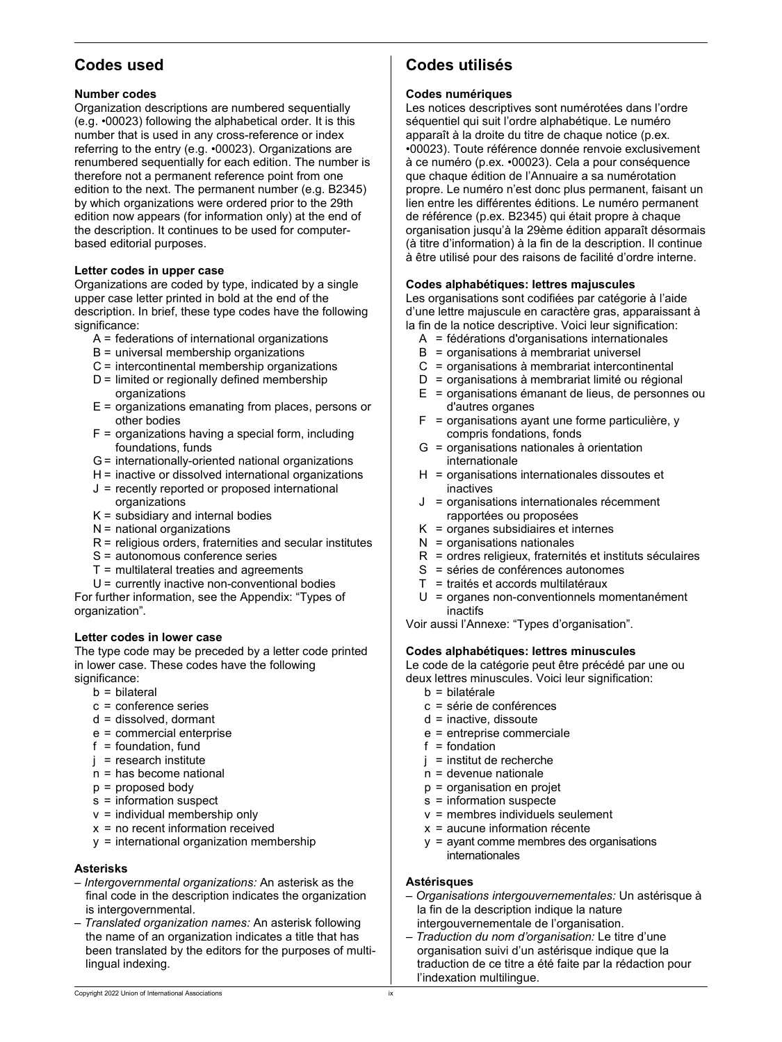## Codes used

### Number codes

Organization descriptions are numbered sequentially (e.g. •00023) following the alphabetical order. It is this number that is used in any cross-reference or index referring to the entry (e.g. •00023). Organizations are renumbered sequentially for each edition. The number is therefore not a permanent reference point from one edition to the next. The permanent number (e.g. B2345) by which organizations were ordered prior to the 29th edition now appears (for information only) at the end of the description. It continues to be used for computer-based editorial purposes.

### Letter codes in upper case

Organizations are coded by type, indicated by a single upper case letter printed in bold at the end of the description. In brief, these type codes have the following significance:

- A = federations of international organizations
- B = universal membership organizations
- C = intercontinental membership organizations
- D = limited or regionally defined membership organizations
- E = organizations emanating from places, persons or other bodies
- F = organizations having a special form, including foundations, funds
- G = internationally-oriented national organizations
- H = inactive or dissolved international organizations
- J = recently reported or proposed international organizations
- K = subsidiary and internal bodies
- N = national organizations
- R = religious orders, fraternities and secular institutes
- S = autonomous conference series
- T = multilateral treaties and agreements
- U = currently inactive non-conventional bodies

For further information, see the Appendix: “Types of organization”.

### Letter codes in lower case

The type code may be preceded by a letter code printed in lower case. These codes have the following significance:

- b = bilateral
- c = conference series
- d = dissolved, dormant
- e = commercial enterprise
- f = foundation, fund
- j = research institute
- n = has become national
- p = proposed body
- s = information suspect
- v = individual membership only
- x = no recent information received
- y = international organization membership

### Asterisks

- *Intergovernmental organizations:* An asterisk as the final code in the description indicates the organization is intergovernmental.
- *Translated organization names:* An asterisk following the name of an organization indicates a title that has been translated by the editors for the purposes of multi-lingual indexing.

## Codes utilisés

### Codes numériques

Les notices descriptives sont numérotées dans l’ordre séquentiel qui suit l’ordre alphabétique. Le numéro apparaît à la droite du titre de chaque notice (p.ex. •00023). Toute référence donnée renvoie exclusivement à ce numéro (p.ex. •00023). Cela a pour conséquence que chaque édition de l’Annuaire a sa numérotation propre. Le numéro n’est donc plus permanent, faisant un lien entre les différentes éditions. Le numéro permanent de référence (p.ex. B2345) qui était propre à chaque organisation jusqu’à la 29ème édition apparaît désormais (à titre d’information) à la fin de la description. Il continue à être utilisé pour des raisons de facilité d’ordre interne.

### Codes alphabétiques: lettres majuscules

Les organisations sont codifiées par catégorie à l’aide d’une lettre majuscule en caractère gras, apparaissant à la fin de la notice descriptive. Voici leur signification:

- A = fédérations d'organisations internationales
- B = organisations à membrariat universel
- C = organisations à membrariat intercontinental
- D = organisations à membrariat limité ou régional
- E = organisations émanant de lieus, de personnes ou d'autres organes
- F = organisations ayant une forme particulière, y compris fondations, fonds
- G = organisations nationales à orientation internationale
- H = organisations internationales dissoutes et inactives
- J = organisations internationales récemment rapportées ou proposées
- K = organes subsidiaires et internes
- N = organisations nationales
- R = ordres religieux, fraternités et instituts séculaires
- S = séries de conférences autonomes
- T = traités et accords multilatéraux
- U = organes non-conventionnels momentanément inactifs

Voir aussi l’Annexe: “Types d’organisation”.

### Codes alphabétiques: lettres minuscules

Le code de la catégorie peut être précédé par une ou deux lettres minuscules. Voici leur signification:

- b = bilatérale
- c = série de conférences
- d = inactive, dissoute
- e = entreprise commerciale
- f = fondation
- j = institut de recherche
- n = devenue nationale
- p = organisation en projet
- s = information suspecte
- v = membres individuels seulement
- x = aucune information récente
- y = ayant comme membres des organisations internationales

### Astérisques

- *Organisations intergouvernementales:* Un astérisque à la fin de la description indique la nature intergouvernementale de l’organisation.
- *Traduction du nom d’organisation:* Le titre d’une organisation suivi d’un astérisque indique que la traduction de ce titre a été faite par la rédaction pour l’indexation multilingue.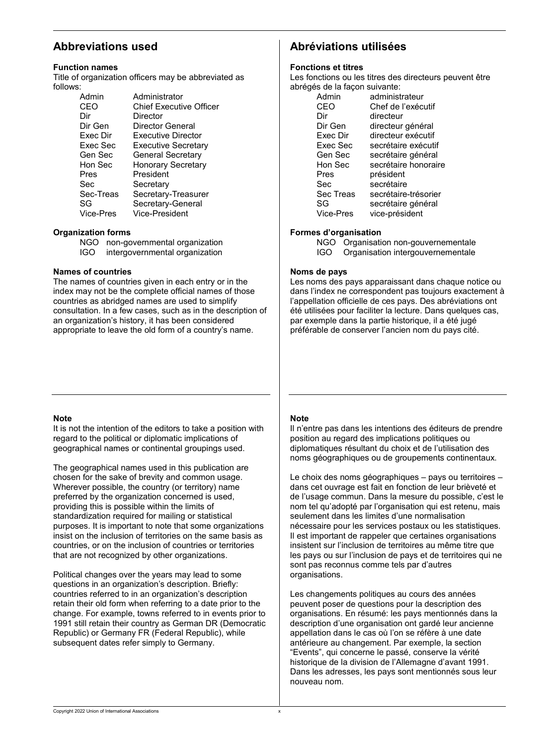## Abbreviations used

### Function names

Title of organization officers may be abbreviated as follows:

| | |
|---|---|
| Admin | Administrator |
| CEO | Chief Executive Officer |
| Dir | Director |
| Dir Gen | Director General |
| Exec Dir | Executive Director |
| Exec Sec | Executive Secretary |
| Gen Sec | General Secretary |
| Hon Sec | Honorary Secretary |
| Pres | President |
| Sec | Secretary |
| Sec-Treas | Secretary-Treasurer |
| SG | Secretary-General |
| Vice-Pres | Vice-President |

### Organization forms

| | |
|---|---|
| NGO | non-governmental organization |
| IGO | intergovernmental organization |

### Names of countries

The names of countries given in each entry or in the index may not be the complete official names of those countries as abridged names are used to simplify consultation. In a few cases, such as in the description of an organization's history, it has been considered appropriate to leave the old form of a country's name.

## Abréviations utilisées

### Fonctions et titres

Les fonctions ou les titres des directeurs peuvent être abrégés de la façon suivante:

| | |
|---|---|
| Admin | administrateur |
| CEO | Chef de l'exécutif |
| Dir | directeur |
| Dir Gen | directeur général |
| Exec Dir | directeur exécutif |
| Exec Sec | secrétaire exécutif |
| Gen Sec | secrétaire général |
| Hon Sec | secrétaire honoraire |
| Pres | président |
| Sec | secrétaire |
| Sec Treas | secrétaire-trésorier |
| SG | secrétaire général |
| Vice-Pres | vice-président |

### Formes d'organisation

| | |
|---|---|
| NGO | Organisation non-gouvernementale |
| IGO | Organisation intergouvernementale |

### Noms de pays

Les noms des pays apparaissant dans chaque notice ou dans l'index ne correspondent pas toujours exactement à l'appellation officielle de ces pays. Des abréviations ont été utilisées pour faciliter la lecture. Dans quelques cas, par exemple dans la partie historique, il a été jugé préférable de conserver l'ancien nom du pays cité.

### Note

It is not the intention of the editors to take a position with regard to the political or diplomatic implications of geographical names or continental groupings used.

The geographical names used in this publication are chosen for the sake of brevity and common usage. Wherever possible, the country (or territory) name preferred by the organization concerned is used, providing this is possible within the limits of standardization required for mailing or statistical purposes. It is important to note that some organizations insist on the inclusion of territories on the same basis as countries, or on the inclusion of countries or territories that are not recognized by other organizations.

Political changes over the years may lead to some questions in an organization's description. Briefly: countries referred to in an organization's description retain their old form when referring to a date prior to the change. For example, towns referred to in events prior to 1991 still retain their country as German DR (Democratic Republic) or Germany FR (Federal Republic), while subsequent dates refer simply to Germany.

### Note

Il n'entre pas dans les intentions des éditeurs de prendre position au regard des implications politiques ou diplomatiques résultant du choix et de l'utilisation des noms géographiques ou de groupements continentaux.

Le choix des noms géographiques – pays ou territoires – dans cet ouvrage est fait en fonction de leur brièveté et de l'usage commun. Dans la mesure du possible, c'est le nom tel qu'adopté par l'organisation qui est retenu, mais seulement dans les limites d'une normalisation nécessaire pour les services postaux ou les statistiques. Il est important de rappeler que certaines organisations insistent sur l'inclusion de territoires au même titre que les pays ou sur l'inclusion de pays et de territoires qui ne sont pas reconnus comme tels par d'autres organisations.

Les changements politiques au cours des années peuvent poser de questions pour la description des organisations. En résumé: les pays mentionnés dans la description d'une organisation ont gardé leur ancienne appellation dans le cas où l'on se réfère à une date antérieure au changement. Par exemple, la section "Events", qui concerne le passé, conserve la vérité historique de la division de l'Allemagne d'avant 1991. Dans les adresses, les pays sont mentionnés sous leur nouveau nom.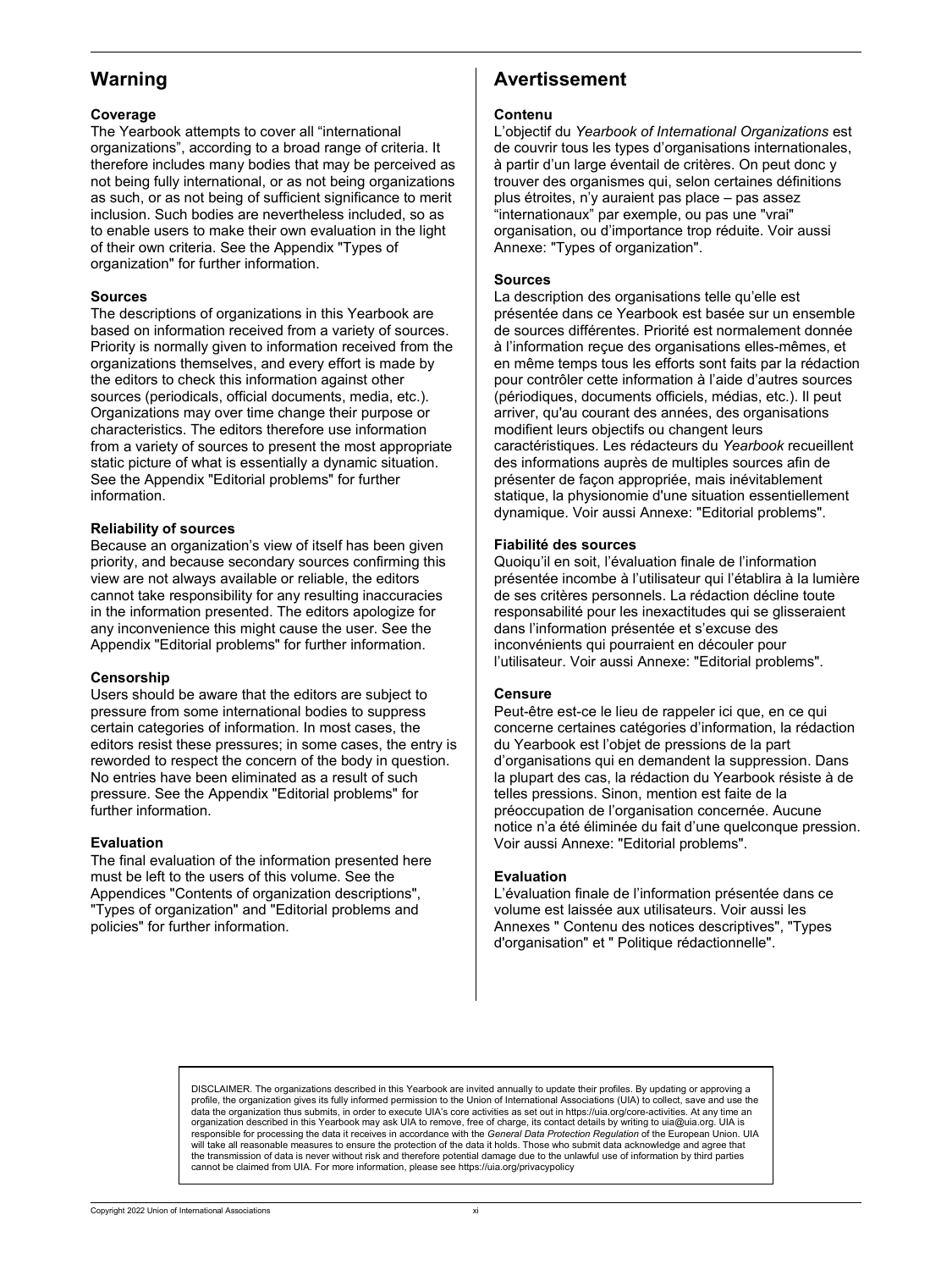## Warning

**Coverage**
The Yearbook attempts to cover all "international organizations", according to a broad range of criteria. It therefore includes many bodies that may be perceived as not being fully international, or as not being organizations as such, or as not being of sufficient significance to merit inclusion. Such bodies are nevertheless included, so as to enable users to make their own evaluation in the light of their own criteria. See the Appendix "Types of organization" for further information.

**Sources**
The descriptions of organizations in this Yearbook are based on information received from a variety of sources. Priority is normally given to information received from the organizations themselves, and every effort is made by the editors to check this information against other sources (periodicals, official documents, media, etc.). Organizations may over time change their purpose or characteristics. The editors therefore use information from a variety of sources to present the most appropriate static picture of what is essentially a dynamic situation. See the Appendix "Editorial problems" for further information.

**Reliability of sources**
Because an organization's view of itself has been given priority, and because secondary sources confirming this view are not always available or reliable, the editors cannot take responsibility for any resulting inaccuracies in the information presented. The editors apologize for any inconvenience this might cause the user. See the Appendix "Editorial problems" for further information.

**Censorship**
Users should be aware that the editors are subject to pressure from some international bodies to suppress certain categories of information. In most cases, the editors resist these pressures; in some cases, the entry is reworded to respect the concern of the body in question. No entries have been eliminated as a result of such pressure. See the Appendix "Editorial problems" for further information.

**Evaluation**
The final evaluation of the information presented here must be left to the users of this volume. See the Appendices "Contents of organization descriptions", "Types of organization" and "Editorial problems and policies" for further information.

## Avertissement

**Contenu**
L'objectif du *Yearbook of International Organizations* est de couvrir tous les types d'organisations internationales, à partir d'un large éventail de critères. On peut donc y trouver des organismes qui, selon certaines définitions plus étroites, n'y auraient pas place – pas assez "internationaux" par exemple, ou pas une "vrai" organisation, ou d'importance trop réduite. Voir aussi Annexe: "Types of organization".

**Sources**
La description des organisations telle qu'elle est présentée dans ce Yearbook est basée sur un ensemble de sources différentes. Priorité est normalement donnée à l'information reçue des organisations elles-mêmes, et en même temps tous les efforts sont faits par la rédaction pour contrôler cette information à l'aide d'autres sources (périodiques, documents officiels, médias, etc.). Il peut arriver, qu'au courant des années, des organisations modifient leurs objectifs ou changent leurs caractéristiques. Les rédacteurs du *Yearbook* recueillent des informations auprès de multiples sources afin de présenter de façon appropriée, mais inévitablement statique, la physionomie d'une situation essentiellement dynamique. Voir aussi Annexe: "Editorial problems".

**Fiabilité des sources**
Quoiqu'il en soit, l'évaluation finale de l'information présentée incombe à l'utilisateur qui l'établira à la lumière de ses critères personnels. La rédaction décline toute responsabilité pour les inexactitudes qui se glisseraient dans l'information présentée et s'excuse des inconvénients qui pourraient en découler pour l'utilisateur. Voir aussi Annexe: "Editorial problems".

**Censure**
Peut-être est-ce le lieu de rappeler ici que, en ce qui concerne certaines catégories d'information, la rédaction du Yearbook est l'objet de pressions de la part d'organisations qui en demandent la suppression. Dans la plupart des cas, la rédaction du Yearbook résiste à de telles pressions. Sinon, mention est faite de la préoccupation de l'organisation concernée. Aucune notice n'a été éliminée du fait d'une quelconque pression. Voir aussi Annexe: "Editorial problems".

**Evaluation**
L'évaluation finale de l'information présentée dans ce volume est laissée aux utilisateurs. Voir aussi les Annexes " Contenu des notices descriptives", "Types d'organisation" et " Politique rédactionnelle".

DISCLAIMER. The organizations described in this Yearbook are invited annually to update their profiles. By updating or approving a profile, the organization gives its fully informed permission to the Union of International Associations (UIA) to collect, save and use the data the organization thus submits, in order to execute UIA's core activities as set out in https://uia.org/core-activities. At any time an organization described in this Yearbook may ask UIA to remove, free of charge, its contact details by writing to uia@uia.org. UIA is responsible for processing the data it receives in accordance with the *General Data Protection Regulation* of the European Union. UIA will take all reasonable measures to ensure the protection of the data it holds. Those who submit data acknowledge and agree that the transmission of data is never without risk and therefore potential damage due to the unlawful use of information by third parties cannot be claimed from UIA. For more information, please see https://uia.org/privacypolicy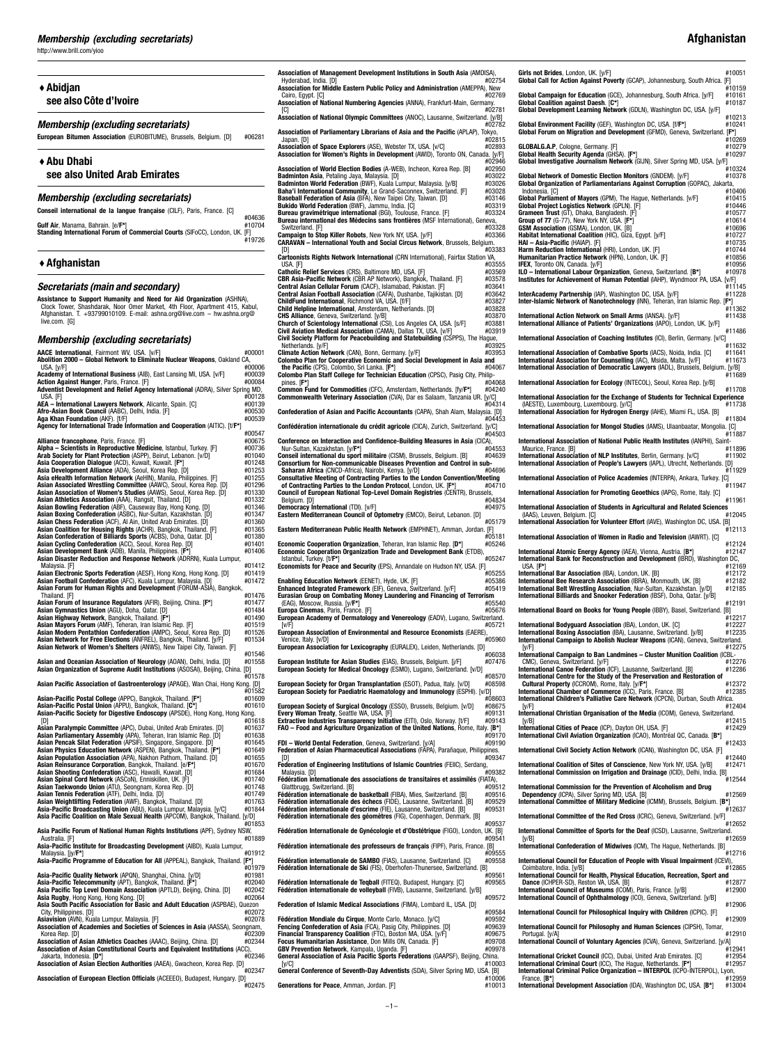## ♦ Abidjan

**see also Côte d'Ivoire**

### *Membership (excluding secretariats)*

**European Bitumen Association** (EUROBITUME), Brussels, Belgium. [D] #06281

## ♦ Abu Dhabi

**see also United Arab Emirates**

### *Membership (excluding secretariats)*

**Conseil international de la langue française** (CILF), Paris, France. [C] #04636
**Gulf Air**, Manama, Bahrain. [e/F*] #10704
**Standing International Forum of Commercial Courts** (SIFoCC), London, UK. [F] #19726

## ♦ Afghanistan

### *Secretariats (main and secondary)*

**Assistance to Support Humanity and Need for Aid Organization** (ASHNA), Clock Tower, Shashdarak, Noor Omer Market, 4th Floor, Apartment 415, Kabul, Afghanistan. T. +93799010109. E-mail: ashna.org@live.com – hw.ashna.org@live.com. [G]

### *Membership (excluding secretariats)*

**AACE International**, Fairmont WV, USA. [V/F] #00001
**Abolition 2000 – Global Network to Eliminate Nuclear Weapons**, Oakland CA, USA. [y/F] #00006
**Academy of International Business** (AIB), East Lansing MI, USA. [V/F] #00039
**Action Against Hunger**, Paris, France. [F] #00084
**Adventist Development and Relief Agency International** (ADRA), Silver Spring MD, USA. [F] #00128
**AEA – International Lawyers Network**, Alicante, Spain. [C] #00139
**Afro-Asian Book Council** (AABC), Delhi, India. [F] #00530
**Aga Khan Foundation** (AKF). [f/F] #00539
**Agency for International Trade Information and Cooperation** (AITIC). [t/F*] #00547
**Alliance francophone**, Paris, France. [F] #00675
**Alpha – Scientists in Reproductive Medicine**, Istanbul, Turkey. [F] #00736
**Arab Society for Plant Protection** (ASPP), Beirut, Lebanon. [v/D] #01040
**Asia Cooperation Dialogue** (ACD), Kuwait, Kuwait. [F*] #01248
**Asia Development Alliance** (ADA), Seoul, Korea Rep. [D] #01253
**Asia eHealth Information Network** (AeHIN), Manila, Philippines. [F] #01255
**Asian Associated Wrestling Committee** (AAWC), Seoul, Korea Rep. [D] #01296
**Asian Association of Women's Studies** (AAWS), Seoul, Korea Rep. [D] #01330
**Asian Athletics Association** (AAA), Rangsit, Thailand. [D] #01332
**Asian Bowling Federation** (ABF), Causeway Bay, Hong Kong. [D] #01346
**Asian Boxing Confederation** (ASBC), Nur-Sultan, Kazakhstan. [D] #01347
**Asian Chess Federation** (ACF), Al Ain, United Arab Emirates. [D] #01360
**Asian Coalition for Housing Rights** (ACHR), Bangkok, Thailand. [F] #01365
**Asian Confederation of Billiards Sports** (ACBS), Doha, Qatar. [D] #01380
**Asian Cycling Confederation** (ACC), Seoul, Korea Rep. [D] #01401
**Asian Development Bank** (ADB), Manila, Philippines. [F*] #01406
**Asian Disaster Reduction and Response Network** (ADRRN), Kuala Lumpur, Malaysia. [F] #01412
**Asian Electronic Sports Federation** (AESF), Hong Kong, Hong Kong. [D] #01419
**Asian Football Confederation** (AFC), Kuala Lumpur, Malaysia. [D] #01472
**Asian Forum for Human Rights and Development** (FORUM-ASIA), Bangkok, Thailand. [F] #01476
**Asian Forum of Insurance Regulators** (AFIR), Beijing, China. [F*] #01477
**Asian Gymnastics Union** (AGU), Doha, Qatar. [D] #01484
**Asian Highway Network**, Bangkok, Thailand. [F*] #01490
**Asian Mayors Forum** (AMF), Teheran, Iran Islamic Rep. [F] #01519
**Asian Modern Pentathlon Confederation** (AMPC), Seoul, Korea Rep. [D] #01526
**Asian Network for Free Elections** (ANFREL), Bangkok, Thailand. [y/F] #01534
**Asian Network of Women's Shelters** (ANWS), New Taipei City, Taiwan. [F] #01546
**Asian and Oceanian Association of Neurology** (AOAN), Delhi, India. [D] #01558
**Asian Organization of Supreme Audit Institutions** (ASOSAI), Beijing, China. [D] #01578
**Asian Pacific Association of Gastroenterology** (APAGE), Wan Chai, Hong Kong. [D] #01582
**Asian-Pacific Postal College** (APPC), Bangkok, Thailand. [F*] #01609
**Asian-Pacific Postal Union** (APPU), Bangkok, Thailand. [C*] #01610
**Asian-Pacific Society for Digestive Endoscopy** (APSDE), Hong Kong, Hong Kong. [D] #01618
**Asian Paralympic Committee** (APC), Dubai, United Arab Emirates. [D] #01637
**Asian Parliamentary Assembly** (APA), Teheran, Iran Islamic Rep. [D] #01638
**Asian Pencak Silat Federation** (APSIF), Singapore, Singapore. [D] #01645
**Asian Physics Education Network** (ASPEN), Bangkok, Thailand. [F*] #01649
**Asian Population Association** (APA), Nakhon Pathom, Thailand. [D] #01655
**Asian Reinsurance Corporation**, Bangkok, Thailand. [e/F*] #01670
**Asian Shooting Confederation** (ASC), Hawalli, Kuwait. [D] #01684
**Asian Spinal Cord Network** (ASCoN), Enniskillen, UK. [F] #01740
**Asian Taekwondo Union** (ATU), Seongnam, Korea Rep. [D] #01748
**Asian Tennis Federation** (ATF), Delhi, India. [D] #01749
**Asian Weightlifting Federation** (AWF), Bangkok, Thailand. [D] #01763
**Asia-Pacific Broadcasting Union** (ABU), Kuala Lumpur, Malaysia. [y/C] #01844
**Asia Pacific Coalition on Male Sexual Health** (APCOM), Bangkok, Thailand. [F] #01853
**Asia Pacific Forum of National Human Rights Institutions** (APF), Sydney NSW, Australia. [F] #01889
**Asia-Pacific Institute for Broadcasting Development** (AIBD), Kuala Lumpur, Malaysia. [y/F*] #01912
**Asia-Pacific Programme of Education for All** (APPEAL), Bangkok, Thailand. [F*] #01979
**Asia-Pacific Quality Network** (APQN), Shanghai, China. [y/D] #01981
**Asia-Pacific Telecommunity** (APT), Bangkok, Thailand. [F*] #02040
**Asia Pacific Top Level Domain Association** (APTLD), Beijing, China. [D] #02042
**Asia Rugby**, Hong Kong, Hong Kong. [D] #02064
**Asia South Pacific Association for Basic and Adult Education** (ASPBAE), Quezon City, Philippines. [D] #02072
**Asiavision** (AVN), Kuala Lumpur, Malaysia. [F] #02078
**Association of Academies and Societies of Sciences in Asia** (AASSA), Seongnam, Korea Rep. [D] #02309
**Association of Asian Athletics Coaches** (AAAC), Beijing, China. [D] #02344
**Association of Asian Constitutional Courts and Equivalent Institutions** (ACC), Jakarta, Indonesia. [D*] #02346
**Association of Asian Election Authorities** (AAEA), Gwacheon, Korea Rep. [D] #02347
**Association of European Election Officials** (ACEEEO), Budapest, Hungary. [D] #02475
**Association of Management Development Institutions in South Asia** (AMDISA), Hyderabad, India. [D] #02754
**Association for Middle Eastern Public Policy and Administration** (AMEPPA), New Cairo, Egypt. [C] #02769
**Association of National Numbering Agencies** (ANNA), Frankfurt-Main, Germany. [C] #02781
**Association of National Olympic Committees** (ANOC), Lausanne, Switzerland. [y/B] #02782
**Association of Parliamentary Librarians of Asia and the Pacific** (APLAP), Tokyo, Japan. [D] #02815
**Association of Space Explorers** (ASE), Webster TX, USA. [v/C] #02893
**Association for Women's Rights in Development** (AWID), Toronto ON, Canada. [y/F] #02946
**Association of World Election Bodies** (A-WEB), Incheon, Korea Rep. [B] #02950
**Badminton Asia**, Petaling Jaya, Malaysia. [D] #03022
**Badminton World Federation** (BWF), Kuala Lumpur, Malaysia. [y/B] #03026
**Baha'i International Community**, Le Grand-Saconnex, Switzerland. [F] #03028
**Baseball Federation of Asia** (BFA), New Taipei City, Taiwan. [D] #03146
**Bukido World Federation** (BWF), Jammu, India. [C] #03319
**Bureau gravimétrique international** (BGI), Toulouse, France. [F] #03324
**Bureau international des Médecins sans frontières** (MSF International), Geneva, Switzerland. [F] #03328
**Campaign to Stop Killer Robots**, New York NY, USA. [y/F] #03366
**CARAVAN – International Youth and Social Circus Network**, Brussels, Belgium. [D] #03383
**Cartoonists Rights Network International** (CRN International), Fairfax Station VA, USA. [F] #03555
**Catholic Relief Services** (CRS), Baltimore MD, USA. [F] #03569
**CBR Asia-Pacific Network** (CBR AP Network), Bangkok, Thailand. [F] #03578
**Central Asian Cellular Forum** (CACF), Islamabad, Pakistan. [F] #03641
**Central Asian Football Association** (CAFA), Dushanbe, Tajikistan. [D] #03642
**ChildFund International**, Richmond VA, USA. [f/F] #03827
**Child Helpline International**, Amsterdam, Netherlands. [D] #03828
**CHS Alliance**, Geneva, Switzerland. [y/B] #03870
**Church of Scientology International** (CSI), Los Angeles CA, USA. [s/F] #03881
**Civil Aviation Medical Association** (CAMA), Dallas TX, USA. [V/F] #03919
**Civil Society Platform for Peacebuilding and Statebuilding** (CSPPS), The Hague, Netherlands. [y/F] #03925
**Climate Action Network** (CAN), Bonn, Germany. [y/F] #03953
**Colombo Plan for Cooperative Economic and Social Development in Asia and the Pacific** (CPS), Colombo, Sri Lanka. [F*] #04067
**Colombo Plan Staff College for Technician Education** (CPSC), Pasig City, Philippines. [F*] #04068
**Common Fund for Commodities** (CFC), Amsterdam, Netherlands. [fy/F*] #04240
**Commonwealth Veterinary Association** (CVA), Dar es Salaam, Tanzania UR. [y/C] #04314
**Confederation of Asian and Pacific Accountants** (CAPA), Shah Alam, Malaysia. [D] #04453
**Confédération internationale du crédit agricole** (CICA), Zurich, Switzerland. [y/C] #04503
**Conference on Interaction and Confidence-Building Measures in Asia** (CICA), Nur-Sultan, Kazakhstan. [y/F*] #04553
**Conseil international du sport militaire** (CISM), Brussels, Belgium. [B] #04639
**Consortium for Non-communicable Diseases Prevention and Control in sub-Saharan Africa** (CNCD-Africa), Nairobi, Kenya. [y/D] #04696
**Consultative Meeting of Contracting Parties to the London Convention/Meeting of Contracting Parties to the London Protocol**, London, UK. [F*] #04710
**Consortium of European National Top-Level Domain Registries** (CENTR), Brussels, Belgium. [D] #04834
**Democracy International** (TDI). [v/F] #04975
**Eastern Mediterranean Council of Optometry** (EMCO), Beirut, Lebanon. [D] #05179
**Eastern Mediterranean Public Health Network** (EMPHNET), Amman, Jordan. [F] #05181
**Economic Cooperation Organization**, Teheran, Iran Islamic Rep. [D*] #05246
**Economic Cooperation Organization Trade and Development Bank** (ETDB), Istanbul, Turkey. [t/F*] #05247
**Economists for Peace and Security** (EPS), Annandale on Hudson NY, USA. [F] #05255
**Enabling Education Network** (EENET), Hyde, UK. [F] #05386
**Enhanced Integrated Framework** (EIF), Geneva, Switzerland. [y/F] #05419
**Eurasian Group on Combating Money Laundering and Financing of Terrorism** (EAG), Moscow, Russia. [y/F*] #05540
**Europa Cinemas**, Paris, France. [F] #05676
**European Academy of Dermatology and Venereology** (EADV), Lugano, Switzerland. [v/F] #05721
**European Association of Environmental and Resource Economists** (EAERE), Venice, Italy. [v/D] #05960
**European Association for Lexicography** (EURALEX), Leiden, Netherlands. [D] #06038
**European Institute for Asian Studies** (EIAS), Brussels, Belgium. [j/F] #07476
**European Society for Medical Oncology** (ESMO), Lugano, Switzerland. [v/D] #08570
**European Society for Organ Transplantation** (ESOT), Padua, Italy. [v/D] #08598
**European Society for Paediatric Haematology and Immunology** (ESPHI). [v/D] #08603
**European Society of Surgical Oncology** (ESSO), Brussels, Belgium. [v/D] #08675
**Every Woman Treaty**, Seattle WA, USA. [F] #09131
**Extractive Industries Transparency Initiative** (EITI), Oslo, Norway. [t/F] #09143
**FAO – Food and Agriculture Organization of the United Nations**, Rome, Italy. [B*] #09170
**FDI – World Dental Federation**, Geneva, Switzerland. [y/A] #09190
**Federation of Asian Pharmaceutical Associations** (FAPA), Parañaque, Philippines. [D] #09347
**Federation of Engineering Institutions of Islamic Countries** (FEIIC), Serdang, Malaysia. [D] #09382
**Fédération internationale des associations de transitaires et assimilés** (FIATA), Glattbrugg, Switzerland. [B] #09512
**Fédération internationale de basketball** (FIBA), Mies, Switzerland. [B] #09516
**Fédération internationale des échecs** (FIDE), Lausanne, Switzerland. [B] #09529
**Fédération internationale d'escrime** (FIE), Lausanne, Switzerland. [B] #09531
**Fédération internationale des géomètres** (FIG), Copenhagen, Denmark. [B] #09537
**Fédération internationale de Gynécologie et d'Obstétrique** (FIGO), London, UK. [B] #09541
**Fédération internationale des professeurs de français** (FIPF), Paris, France. [B] #09555
**Fédération internationale de SAMBO** (FIAS), Lausanne, Switzerland. [C] #09558
**Fédération Internationale de Ski** (FIS), Oberhofen-Thunersee, Switzerland. [B] #09561
**Fédération Internationale de Teqball** (FITEQ), Budapest, Hungary. [C] #09565
**Fédération internationale de volleyball** (FIVB), Lausanne, Switzerland. [y/B] #09572
**Federation of Islamic Medical Associations** (FIMA), Lombard IL, USA. [D] #09584
**Fédération Mondiale du Cirque**, Monte Carlo, Monaco. [y/C] #09592
**Fencing Confederation of Asia** (FCA), Pasig City, Philippines. [D] #09639
**Financial Transparency Coalition** (FTC), Boston MA, USA. [y/F] #09675
**Focus Humanitarian Assistance**, Don Mills ON, Canada. [F] #09708
**GBV Prevention Network**, Kampala, Uganda. [F] #09978
**General Association of Asia Pacific Sports Federations** (GAAPSF), Beijing, China. [y/C] #10003
**General Conference of Seventh-Day Adventists** (SDA), Silver Spring MD, USA. [B] #10006
**Generations for Peace**, Amman, Jordan. [F] #10013
**Girls not Brides**, London, UK. [y/F] #10051
**Global Call for Action Against Poverty** (GCAP), Johannesburg, South Africa. [F] #10159
**Global Campaign for Education** (GCE), Johannesburg, South Africa. [y/F] #10161
**Global Coalition against Daesh**. [C*] #10187
**Global Development Learning Network** (GDLN), Washington DC, USA. [y/F] #10213
**Global Environment Facility** (GEF), Washington DC, USA. [f/F*] #10241
**Global Forum on Migration and Development** (GFMD), Geneva, Switzerland. [F*] #10269
**GLOBALG.A.P**, Cologne, Germany. [F] #10279
**Global Health Security Agenda** (GHSA). [F*] #10297
**Global Investigative Journalism Network** (GIJN), Silver Spring MD, USA. [y/F] #10324
**Global Network of Domestic Election Monitors** (GNDEM). [y/F] #10378
**Global Organization of Parliamentarians Against Corruption** (GOPAC), Jakarta, Indonesia. [C] #10406
**Global Parliament of Mayors** (GPM), The Hague, Netherlands. [v/F] #10415
**Global Project Logistics Network** (GPLN). [F] #10446
**Grameen Trust** (GT), Dhaka, Bangladesh. [F] #10577
**Group of 77** (G-77), New York NY, USA. [F*] #10614
**GSM Association** (GSMA), London, UK. [B] #10696
**Habitat International Coalition** (HIC), Giza, Egypt. [y/F] #10727
**HAI – Asia-Pacific** (HAIAP). [F] #10735
**Harm Reduction International** (HRI), London, UK. [F] #10744
**Humanitarian Practice Network** (HPN), London, UK. [F] #10856
**IFEX**, Toronto ON, Canada. [y/F] #10956
**ILO – International Labour Organization**, Geneva, Switzerland. [B*] #10978
**Institutes for Achievement of Human Potential** (IAHP), Wyndmoor PA, USA. [v/F] #11145
**InterAcademy Partnership** (IAP), Washington DC, USA. [y/F] #11228
**Inter-Islamic Network of Nanotechnology** (INN), Teheran, Iran Islamic Rep. [F*] #11362
**International Action Network on Small Arms** (IANSA). [y/F] #11438
**International Alliance of Patients' Organizations** (IAPO), London, UK. [y/F] #11486
**International Association of Coaching Institutes** (ICI), Berlin, Germany. [v/C] #11632
**International Association of Combative Sports** (IACS), Noida, India. [C] #11641
**International Association for Counselling** (IAC), Msida, Malta. [v/F] #11673
**International Association of Democratic Lawyers** (IADL), Brussels, Belgium. [y/B] #11689
**International Association for Ecology** (INTECOL), Seoul, Korea Rep. [y/B] #11708
**International Association for the Exchange of Students for Technical Experience** (IAESTE), Luxembourg, Luxembourg. [y/C] #11738
**International Association for Hydrogen Energy** (IAHE), Miami FL, USA. [B] #11804
**International Association for Mongol Studies** (IAMS), Ulaanbaatar, Mongolia. [C] #11887
**International Association of National Public Health Institutes** (IANPHI), Saint-Maurice, France. [B] #11896
**International Association of NLP Institutes**, Berlin, Germany. [v/C] #11902
**International Association of People's Lawyers** (IAPL), Utrecht, Netherlands. [D] #11929
**International Association of Police Academies** (INTERPA), Ankara, Turkey. [C] #11947
**International Association for Promoting Geoethics** (IAPG), Rome, Italy. [C] #11961
**International Association of Students in Agricultural and Related Sciences** (IAAS), Leuven, Belgium. [C] #12045
**International Association for Volunteer Effort** (IAVE), Washington DC, USA. [B] #12113
**International Association of Women in Radio and Television** (IAWRT). [C] #12124
**International Atomic Energy Agency** (IAEA), Vienna, Austria. [B*] #12147
**International Bank for Reconstruction and Development** (IBRD), Washington DC, USA. [F*] #12169
**International Bar Association** (IBA), London, UK. [B] #12172
**International Bee Research Association** (IBRA), Monmouth, UK. [B] #12182
**International Belt Wrestling Association**, Nur-Sultan, Kazakhstan. [y/D] #12185
**International Billiards and Snooker Federation** (IBSF), Doha, Qatar. [y/B] #12191
**International Board on Books for Young People** (IBBY), Basel, Switzerland. [B] #12217
**International Bodyguard Association** (IBA), London, UK. [C] #12227
**International Boxing Association** (IBA), Lausanne, Switzerland. [y/B] #12235
**International Campaign to Abolish Nuclear Weapons** (ICAN), Geneva, Switzerland. [y/F] #12275
**International Campaign to Ban Landmines – Cluster Munition Coalition** (ICBL-CMC), Geneva, Switzerland. [y/F] #12276
**International Canoe Federation** (ICF), Lausanne, Switzerland. [B] #12286
**International Centre for the Study of the Preservation and Restoration of Cultural Property** (ICCROM), Rome, Italy. [y/F*] #12372
**International Chamber of Commerce** (ICC), Paris, France. [B] #12385
**International Children's Palliative Care Network** (ICPCN), Durban, South Africa. [y/F] #12404
**International Christian Organisation of the Media** (ICOM), Geneva, Switzerland. [y/B] #12415
**International Cities of Peace** (ICP), Dayton OH, USA. [F] #12429
**International Civil Aviation Organization** (ICAO), Montréal QC, Canada. [B*] #12433
**International Civil Society Action Network** (ICAN), Washington DC, USA. [F] #12440
**International Coalition of Sites of Conscience**, New York NY, USA. [y/B] #12471
**International Commission on Irrigation and Drainage** (ICID), Delhi, India. [B] #12544
**International Commission for the Prevention of Alcoholism and Drug Dependency** (ICPA), Silver Spring MD, USA. [B] #12569
**International Committee of Military Medicine** (ICMM), Brussels, Belgium. [B*] #12637
**International Committee of the Red Cross** (ICRC), Geneva, Switzerland. [y/F] #12652
**International Committee of Sports for the Deaf** (ICSD), Lausanne, Switzerland. [y/B] #12659
**International Confederation of Midwives** (ICM), The Hague, Netherlands. [B] #12716
**International Council for Education of People with Visual Impairment** (ICEVI), Coimbatore, India. [y/B] #12865
**International Council for Health, Physical Education, Recreation, Sport and Dance** (ICHPER-SD), Reston VA, USA. [B] #12877
**International Council of Museums** (ICOM), Paris, France. [y/B] #12900
**International Council of Ophthalmology** (ICO), Geneva, Switzerland. [y/B] #12906
**International Council for Philosophical Inquiry with Children** (ICPIC). [F] #12909
**International Council for Philosophy and Human Sciences** (CIPSH), Tomar, Portugal. [y/A] #12910
**International Council of Voluntary Agencies** (ICVA), Geneva, Switzerland. [y/A] #12941
**International Cricket Council** (ICC), Dubai, United Arab Emirates. [C] #12954
**International Criminal Court** (ICC), The Hague, Netherlands. [F*] #12957
**International Criminal Police Organization – INTERPOL** (ICPO-INTERPOL), Lyon, France. [B*] #12959
**International Development Association** (IDA), Washington DC, USA. [B*] #13004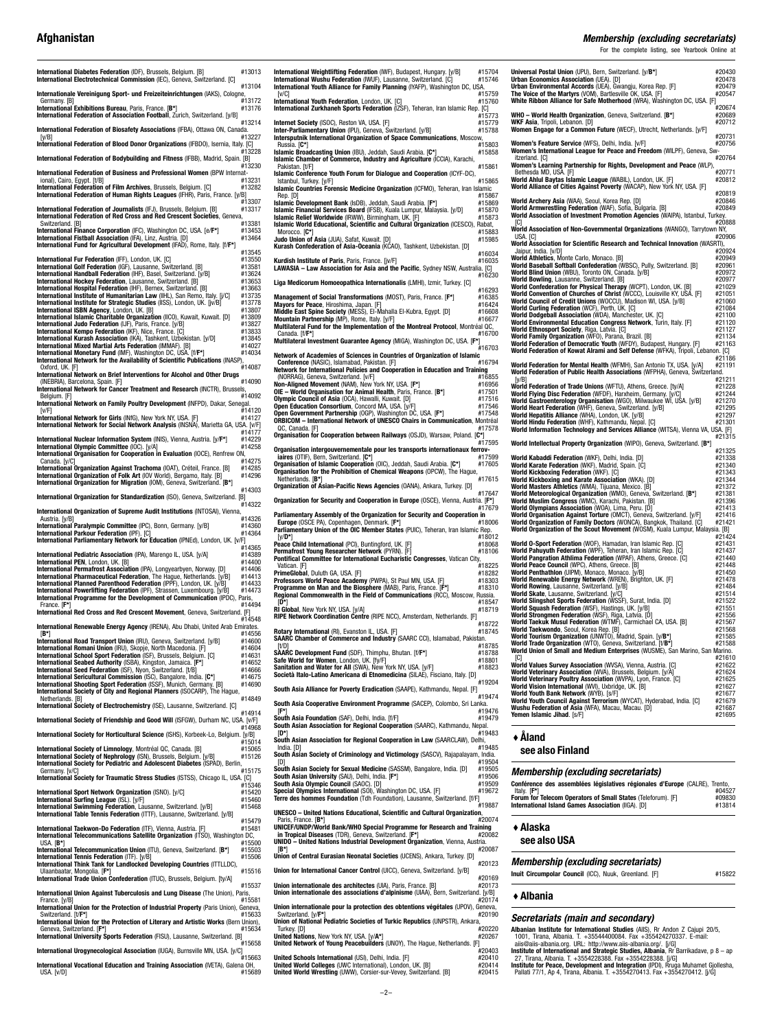**International Diabetes Federation** (IDF), Brussels, Belgium. [B] #13013
**International Electrotechnical Commission** (IEC), Geneva, Switzerland. [C] #13104
**Internationale Vereinigung Sport- und Freizeiteinrichtungen** (IAKS), Cologne, Germany. [B] #13172
**International Exhibitions Bureau**, Paris, France. [**B***] #13176
**International Federation of Association Football**, Zurich, Switzerland. [y/B] #13214
**International Federation of Biosafety Associations** (IFBA), Ottawa ON, Canada. [y/B] #13227
**International Federation of Blood Donor Organizations** (IFBDO), Isernia, Italy. [C] #13228
**International Federation of Bodybuilding and Fitness** (IFBB), Madrid, Spain. [B] #13230
**International Federation of Business and Professional Women** (BPW International), Cairo, Egypt. [t/B] #13231
**International Federation of Film Archives**, Brussels, Belgium. [C] #13282
**International Federation of Human Rights Leagues** (FIDH), Paris, France. [y/B] #13307
**International Federation of Journalists** (IFJ), Brussels, Belgium. [B] #13317
**International Federation of Red Cross and Red Crescent Societies**, Geneva, Switzerland. [B] #13381
**International Finance Corporation** (IFC), Washington DC, USA. [e/**F***] #13453
**International Fistball Association** (IFA), Linz, Austria. [D] #13464
**International Fund for Agricultural Development** (IFAD), Rome, Italy. [f/**F***] #13545
**International Fur Federation** (IFF), London, UK. [C] #13550
**International Golf Federation** (IGF), Lausanne, Switzerland. [B] #13581
**International Handball Federation** (IHF), Basel, Switzerland. [y/B] #13624
**International Hockey Federation**, Lausanne, Switzerland. [B] #13653
**International Hospital Federation** (IHF), Bernex, Switzerland. [B] #13656
**International Institute of Humanitarian Law** (IIHL), San Remo, Italy. [j/C] #13735
**International Institute for Strategic Studies** (IISS), London, UK. [j/B] #13778
**International ISBN Agency**, London, UK. [B] #13807
**International Islamic Charitable Organization** (IICO), Kuwait, Kuwait. [D] #13809
**International Judo Federation** (IJF), Paris, France. [y/B] #13827
**International Kempo Federation** (IKF), Nice, France. [C] #13833
**International Kurash Association** (IKA), Tashkent, Uzbekistan. [y/D] #13845
**International Mixed Martial Arts Federation** (IMMAF). [B] #14022
**International Monetary Fund** (IMF), Washington DC, USA. [f/**F***] #14034
**International Network for the Availability of Scientific Publications** (INASP), Oxford, UK. [F] #14087
**International Network on Brief Interventions for Alcohol and Other Drugs** (INEBRIA), Barcelona, Spain. [F] #14090
**International Network for Cancer Treatment and Research** (INCTR), Brussels, Belgium. [F] #14092
**International Network on Family Poultry Development** (INFPD), Dakar, Senegal. [v/F] #14120
**International Network for Girls** (INfG), New York NY, USA. [F] #14127
**International Network for Social Network Analysis** (INSNA), Marietta GA, USA. [v/F] #14177
**International Nuclear Information System** (INIS), Vienna, Austria. [y/**F***] #14229
**International Olympic Committee** (IOC). [y/A] #14258
**International Organisation for Cooperation in Evaluation** (IOCE), Renfrew ON, Canada. [y/C] #14275
**International Organization Against Trachoma** (IOAT), Créteil, France. [B] #14285
**International Organization of Folk Art** (IOV World), Bergamo, Italy. [B] #14296
**International Organization for Migration** (IOM), Geneva, Switzerland. [**B***] #14303
**International Organization for Standardization** (ISO), Geneva, Switzerland. [B] #14322
**International Organization of Supreme Audit Institutions** (INTOSAI), Vienna, Austria. [y/B] #14326
**International Paralympic Committee** (IPC), Bonn, Germany. [y/B] #14360
**International Parkour Federation** (IPF). [C] #14364
**International Parliamentary Network for Education** (IPNEd), London, UK. [v/F] #14365
**International Pediatric Association** (IPA), Marengo IL, USA. [y/A] #14389
**International PEN**, London, UK. [B] #14400
**International Permafrost Association** (IPA), Longyearbyen, Norway. [D] #14406
**International Pharmaceutical Federation**, The Hague, Netherlands. [y/B] #14413
**International Planned Parenthood Federation** (IPPF), London, UK. [y/B] #14433
**International Powerlifting Federation** (IPF), Strassen, Luxembourg. [y/B] #14473
**International Programme for the Development of Communication** (IPDC), Paris, France. [**F***] #14494
**International Red Cross and Red Crescent Movement**, Geneva, Switzerland. [F] #14548
**International Renewable Energy Agency** (IRENA), Abu Dhabi, United Arab Emirates. [**B***] #14556
**International Road Transport Union** (IRU), Geneva, Switzerland. [y/B] #14600
**International Romani Union** (IRU), Skopje, North Macedonia. [F] #14604
**International School Sport Federation** (ISF), Brussels, Belgium. [C] #14631
**International Seabed Authority** (ISBA), Kingston, Jamaica. [**F***] #14652
**International Seed Federation** (ISF), Nyon, Switzerland. [t/B] #14666
**International Sericultural Commission** (ISC), Bangalore, India. [**C***] #14675
**International Shooting Sport Federation** (ISSF), Munich, Germany. [B] #14690
**International Society of City and Regional Planners** (ISOCARP), The Hague, Netherlands. [B] #14849
**International Society of Electrochemistry** (ISE), Lausanne, Switzerland. [C] #14914
**International Society of Friendship and Good Will** (ISFGW), Durham NC, USA. [v/F] #14968
**International Society for Horticultural Science** (ISHS), Korbeek-Lo, Belgium. [y/B] #15014
**International Society of Limnology**, Montréal QC, Canada. [B] #15065
**International Society of Nephrology** (ISN), Brussels, Belgium. [y/B] #15126
**International Society for Pediatric and Adolescent Diabetes** (ISPAD), Berlin, Germany. [v/C] #15175
**International Society for Traumatic Stress Studies** (ISTSS), Chicago IL, USA. [C] #15346
**International Sport Network Organization** (ISNO). [y/C] #15420
**International Surfing League** (ISL). [y/F] #15460
**International Swimming Federation**, Lausanne, Switzerland. [y/B] #15468
**International Table Tennis Federation** (ITTF), Lausanne, Switzerland. [y/B] #15479
**International Taekwon-Do Federation** (ITF), Vienna, Austria. [F] #15481
**International Telecommunications Satellite Organization** (ITSO), Washington DC, USA. [**B***] #15500
**International Telecommunication Union** (ITU), Geneva, Switzerland. [**B***] #15503
**International Tennis Federation** (ITF). [y/B] #15506
**International Think Tank for Landlocked Developing Countries** (ITTLLDC), Ulaanbaatar, Mongolia. [**F***] #15516
**International Trade Union Confederation** (ITUC), Brussels, Belgium. [y/A] #15537
**International Union Against Tuberculosis and Lung Disease** (The Union), Paris, France. [y/B] #15581
**International Union for the Protection of Industrial Property** (Paris Union), Geneva, Switzerland. [t/**F***] #15633
**International Union for the Protection of Literary and Artistic Works** (Bern Union), Geneva, Switzerland. [**F***] #15634
**International University Sports Federation** (FISU), Lausanne, Switzerland. [B] #15658
**International Urogynecological Association** (IUGA), Burnsville MN, USA. [y/C] #15663
**International Vocational Education and Training Association** (IVETA), Galena OH, USA. [v/D] #15689
**International Weightlifting Federation** (IWF), Budapest, Hungary. [y/B] #15704
**International Wushu Federation** (IWUF), Lausanne, Switzerland. [C] #15746
**International Youth Alliance for Family Planning** (IYAFP), Washington DC, USA. [v/C] #15759
**International Youth Federation**, London, UK. [C] #15760
**International Zurkhaneh Sports Federation** (IZSF), Teheran, Iran Islamic Rep. [C] #15773
**Internet Society** (ISOC), Reston VA, USA. [F] #15779
**Inter-Parliamentary Union** (IPU), Geneva, Switzerland. [y/B] #15788
**Intersputnik International Organization of Space Communications**, Moscow, Russia. [**C***] #15803
**Islamic Broadcasting Union** (IBU), Jeddah, Saudi Arabia. [**C***] #15858
**Islamic Chamber of Commerce, Industry and Agriculture** (ICCIA), Karachi, Pakistan. [t/F] #15861
**Islamic Conference Youth Forum for Dialogue and Cooperation** (ICYF-DC), Istanbul, Turkey. [y/F] #15865
**Islamic Countries Forensic Medicine Organization** (ICFMO), Teheran, Iran Islamic Rep. [D] #15867
**Islamic Development Bank** (IsDB), Jeddah, Saudi Arabia. [**F***] #15869
**Islamic Financial Services Board** (IFSB), Kuala Lumpur, Malaysia. [y/D] #15870
**Islamic Relief Worldwide** (IRWW), Birmingham, UK. [F] #15873
**Islamic World Educational, Scientific and Cultural Organization** (ICESCO), Rabat, Morocco. [**C***] #15883
**Judo Union of Asia** (JUA), Safat, Kuwait. [D] #15985
**Kurash Confederation of Asia-Oceania** (KCAO), Tashkent, Uzbekistan. [D] #16034
**Kurdish Institute of Paris**, Paris, France. [jv/F] #16035
**LAWASIA – Law Association for Asia and the Pacific**, Sydney NSW, Australia. [C] #16230
**Liga Medicorum Homoeopathica Internationalis** (LMHI), Izmir, Turkey. [C] #16293
**Management of Social Transformations** (MOST), Paris, France. [**F***] #16385
**Mayors for Peace**, Hiroshima, Japan. [F] #16424
**Middle East Spine Society** (MESS), El-Mahalla El-Kubra, Egypt. [D] #16608
**Mountain Partnership** (MP), Rome, Italy. [y/F] #16677
**Multilateral Fund for the Implementation of the Montreal Protocol**, Montréal QC, Canada. [f/**F***] #16700
**Multilateral Investment Guarantee Agency** (MIGA), Washington DC, USA. [**F***] #16703
**Network of Academies of Sciences in Countries of Organization of Islamic Conference** (NASIC), Islamabad, Pakistan. [F] #16794
**Network for International Policies and Cooperation in Education and Training** (NORRAG), Geneva, Switzerland. [v/F] #16855
**Non-Aligned Movement** (NAM), New York NY, USA. [**F***] #16956
**OIE – World Organisation for Animal Health**, Paris, France. [**B***] #17501
**Olympic Council of Asia** (OCA), Hawalli, Kuwait. [D] #17516
**Open Education Consortium**, Concord MA, USA. [y/F] #17546
**Open Government Partnership** (OGP), Washington DC, USA. [**F***] #17548
**ORBICOM – International Network of UNESCO Chairs in Communication**, Montréal QC, Canada. [F] #17578
**Organisation for Cooperation between Railways** (OSJD), Warsaw, Poland. [**C***] #17595
**Organisation intergouvernementale pour les transports internationaux ferroviaires** (OTIF), Bern, Switzerland. [**C***] #17599
**Organisation of Islamic Cooperation** (OIC), Jeddah, Saudi Arabia. [**C***] #17605
**Organisation for the Prohibition of Chemical Weapons** (OPCW), The Hague, Netherlands. [**B***] #17615
**Organization of Asian-Pacific News Agencies** (OANA), Ankara, Turkey. [D] #17647
**Organization for Security and Cooperation in Europe** (OSCE), Vienna, Austria. [**F***] #17679
**Parliamentary Assembly of the Organization for Security and Cooperation in Europe** (OSCE PA), Copenhagen, Denmark. [**F***] #18006
**Parliamentary Union of the OIC Member States** (PUIC), Teheran, Iran Islamic Rep. [y/**D***] #18012
**Peace Child International** (PCI), Buntingford, UK. [F] #18068
**Permafrost Young Researcher Network** (PYRN). [F] #18106
**Pontifical Committee for International Eucharistic Congresses**, Vatican City, Vatican. [F] #18225
**PrimeGlobal**, Duluth GA, USA. [F] #18282
**Professors World Peace Academy** (PWPA), St Paul MN, USA. [F] #18303
**Programme on Man and the Biosphere** (MAB), Paris, France. [**F***] #18310
**Regional Commonwealth in the Field of Communications** (RCC), Moscow, Russia. [**D***] #18547
**RI Global**, New York NY, USA. [y/A] #18719
**RIPE Network Coordination Centre** (RIPE NCC), Amsterdam, Netherlands. [F] #18722
**Rotary International** (RI), Evanston IL, USA. [F] #18745
**SAARC Chamber of Commerce and Industry** (SAARC CCI), Islamabad, Pakistan. [t/D] #18785
**SAARC Development Fund** (SDF), Thimphu, Bhutan. [f/**F***] #18788
**Safe World for Women**, London, UK. [fy/F] #18801
**Sanitation and Water for All** (SWA), New York NY, USA. [y/F] #18823
**Società Italo-Latino Americana di Etnomedicina** (SILAE), Fisciano, Italy. [D] #19204
**South Asia Alliance for Poverty Eradication** (SAAPE), Kathmandu, Nepal. [F] #19474
**South Asia Cooperative Environment Programme** (SACEP), Colombo, Sri Lanka. [**F***] #19476
**South Asia Foundation** (SAF), Delhi, India. [f/F] #19479
**South Asian Association for Regional Cooperation** (SAARC), Kathmandu, Nepal. [**D***] #19483
**South Asian Association for Regional Cooperation in Law** (SAARCLAW), Delhi, India. [D] #19485
**South Asian Society of Criminology and Victimology** (SASCV), Rajapalayam, India. [D] #19504
**South Asian Society for Sexual Medicine** (SASSM), Bangalore, India. [D] #19505
**South Asian University** (SAU), Delhi, India. [**F***] #19506
**South Asia Olympic Council** (SAOC). [D] #19509
**Special Olympics International** (SOI), Washington DC, USA. [F] #19672
**Terre des hommes Foundation** (Tdh Foundation), Lausanne, Switzerland. [f/F] #19887
**UNESCO – United Nations Educational, Scientific and Cultural Organization**, Paris, France. [**B***] #20074
**UNICEF/UNDP/World Bank/WHO Special Programme for Research and Training in Tropical Diseases** (TDR), Geneva, Switzerland. [**F***] #20082
**UNIDO – United Nations Industrial Development Organization**, Vienna, Austria. [**B***] #20087
**Union of Central Eurasian Neonatal Societies** (UCENS), Ankara, Turkey. [D] #20123
**Union for International Cancer Control** (UICC), Geneva, Switzerland. [y/B] #20169
**Union internationale des architectes** (UIA), Paris, France. [B] #20173
**Union internationale des associations d'alpinisme** (UIAA), Bern, Switzerland. [y/B] #20174
**Union internationale pour la protection des obtentions végétales** (UPOV), Geneva, Switzerland. [y/**F***] #20190
**Union of National Pediatric Societies of Turkic Republics** (UNPSTR), Ankara, Turkey. [D] #20220
**United Nations**, New York NY, USA. [y/**A***] #20267
**United Network of Young Peacebuilders** (UNOY), The Hague, Netherlands. [F] #20403
**United Schools International** (USI), Delhi, India. [F] #20410
**United World Colleges** (UWC International), London, UK. [B] #20414
**United World Wrestling** (UWW), Corsier-sur-Vevey, Switzerland. [B] #20415
**Universal Postal Union** (UPU), Bern, Switzerland. [y/**B***] #20430
**Urban Economics Association** (UEA). [D] #20478
**Urban Environmental Accords** (UEA), Gwangju, Korea Rep. [F] #20479
**The Voice of the Martyrs** (VOM), Bartlesville OK, USA. [F] #20547
**White Ribbon Alliance for Safe Motherhood** (WRA), Washington DC, USA. [F] #20674
**WHO – World Health Organization**, Geneva, Switzerland. [**B***] #20689
**WKF Asia**, Tripoli, Lebanon. [D] #20712
**Women Engage for a Common Future** (WECF), Utrecht, Netherlands. [y/F] #20731
**Women's Feature Service** (WFS), Delhi, India. [v/F] #20756
**Women's International League for Peace and Freedom** (WILPF), Geneva, Switzerland. [C] #20764
**Women's Learning Partnership for Rights, Development and Peace** (WLP), Bethesda MD, USA. [F] #20771
**World Ahlul Baytas Islamic League** (WABIL), London, UK. [F] #20812
**World Alliance of Cities Against Poverty** (WACAP), New York NY, USA. [F] #20819
**World Archery Asia** (WAA), Seoul, Korea Rep. [D] #20846
**World Armwrestling Federation** (WAF), Sofia, Bulgaria. [B] #20849
**World Association of Investment Promotion Agencies** (WAIPA), Istanbul, Turkey. [C] #20888
**World Association of Non-Governmental Organizations** (WANGO), Tarrytown NY, USA. [C] #20906
**World Association for Scientific Research and Technical Innovation** (WASRTI), Jaipur, India. [v/D] #20924
**World Athletics**, Monte Carlo, Monaco. [B] #20949
**World Baseball Softball Confederation** (WBSC), Pully, Switzerland. [B] #20961
**World Blind Union** (WBU), Toronto ON, Canada. [y/B] #20972
**World Bowling**, Lausanne, Switzerland. [B] #20977
**World Confederation for Physical Therapy** (WCPT), London, UK. [B] #21029
**World Convention of Churches of Christ** (WCCC), Louisville KY, USA. [F] #21051
**World Council of Credit Unions** (WOCCU), Madison WI, USA. [y/B] #21060
**World Curling Federation** (WCF), Perth, UK. [C] #21084
**World Dodgeball Association** (WDA), Manchester, UK. [C] #21100
**World Environmental Education Congress Network**, Turin, Italy. [F] #21120
**World Ethnosport Society**, Riga, Latvia. [C] #21127
**World Family Organization** (WFO), Parana, Brazil. [B] #21134
**World Federation of Democratic Youth** (WFDY), Budapest, Hungary. [F] #21163
**World Federation of Kowat Alrami and Self Defense** (WFKA), Tripoli, Lebanon. [C] #21186
**World Federation for Mental Health** (WFMH), San Antonio TX, USA. [y/A] #21191
**World Federation of Public Health Associations** (WFPHA), Geneva, Switzerland. [y/B] #21211
**World Federation of Trade Unions** (WFTU), Athens, Greece. [ty/A] #21228
**World Flying Disc Federation** (WFDF), Hanau, Germany. [y/C] #21244
**World Gastroenterology Organisation** (WGO), Milwaukee WI, USA. [y/B] #21270
**World Heart Federation** (WHF), Geneva, Switzerland. [y/B] #21295
**World Hepatitis Alliance** (WHA), London, UK. [y/B] #21297
**World Hindu Federation** (WHF), Kathmandu, Nepal. [C] #21301
**World Information Technology and Services Alliance** (WITSA), Vienna VA, USA. [F] #21315
**World Intellectual Property Organization** (WIPO), Geneva, Switzerland. [**B***] #21325
**World Kabaddi Federation** (WKF), Delhi, India. [D] #21338
**World Karate Federation** (WKF), Madrid, Spain. [C] #21340
**World Kickboxing Federation** (WKF). [C] #21343
**World Kickboxing and Karate Association** (WKA). [D] #21344
**World Masters Athletics** (WMA), Tijuana, Mexico. [B] #21372
**World Meteorological Organization** (WMO), Geneva, Switzerland. [**B***] #21381
**World Muslim Congress** (WMC), Karachi, Pakistan. [B] #21396
**World Olympians Association** (WOA), Lima, Peru. [D] #21413
**World Organisation Against Torture** (OMCT), Geneva, Switzerland. [y/F] #21416
**World Organization of Family Doctors** (WONCA), Bangkok, Thailand. [C] #21421
**World Organization of the Scout Movement** (WOSM), Kuala Lumpur, Malaysia. [B] #21424
**World O-Sport Federation** (WOF), Hamadan, Iran Islamic Rep. [C] #21431
**World Pahuyuth Federation** (WPF), Teheran, Iran Islamic Rep. [C] #21437
**World Pangration Athlima Federation** (WPAF), Athens, Greece. [C] #21440
**World Peace Council** (WPC), Athens, Greece. [B] #21448
**World Penthathlon** (UIPM), Monaco, Monaco. [y/B] #21450
**World Renewable Energy Network** (WREN), Brighton, UK. [F] #21478
**World Rowing**, Lausanne, Switzerland. [y/B] #21484
**World Skate**, Lausanne, Switzerland. [y/C] #21514
**World Slingshot Sports Federation** (WSSF), Surat, India. [D] #21522
**World Squash Federation** (WSF), Hastings, UK. [y/B] #21551
**World Strongmen Federation** (WSF), Riga, Latvia. [D] #21556
**World Taekwon Musul Federation** (WTMF), Carmichael CA, USA. [B] #21567
**World Taekwondo**, Seoul, Korea Rep. [B] #21568
**World Tourism Organization** (UNWTO), Madrid, Spain. [y/**B***] #21585
**World Trade Organization** (WTO), Geneva, Switzerland. [t/**B***] #21588
**World Union of Small and Medium Enterprises** (WUSME), San Marino, San Marino. [C] #21610
**World Values Survey Association** (WVSA), Vienna, Austria. [C] #21622
**World Veterinary Association** (WVA), Brussels, Belgium. [y/A] #21624
**World Veterinary Poultry Association** (WVPA), Lyon, France. [C] #21625
**World Vision International** (WVI), Uxbridge, UK. [B] #21627
**World Youth Bank Network** (WYB). [s/F] #21677
**World Youth Council Against Terrorism** (WYCAT), Hyderabad, India. [C] #21679
**Wushu Federation of Asia** (WFA), Macau, Macau. [D] #21687
**Yemen Islamic Jihad**. [s/F] #21695

## ♦ Åland

**see also Finland**

### *Membership (excluding secretariats)*

**Conférence des assemblées législatives régionales d'Europe** (CALRE), Trento, Italy. [**F***] #04527
**Forum for Telecom Operators of Small States** (Teleforum). [F] #09830
**International Island Games Association** (IIGA). [D] #13814

## ♦ Alaska

**see also USA**

### *Membership (excluding secretariats)*

**Inuit Circumpolar Council** (ICC), Nuuk, Greenland. [F] #15822

## ♦ Albania

### *Secretariats (main and secondary)*

**Albanian Institute for International Studies** (AIIS), Rr Andon Z Cajupi 20/5, 1001, Tirana, Albania. T. +35544400084. Fax +355424270337. E-mail: aiis@aiis-albania.org. URL: http://www.aiis-albania.org/. [j/G]
**Institute of International and Strategic Studies, Albania**, Rr Barrikadave, p 8 – ap 27, Tirana, Albania. T. +3554228388. Fax +3554228388. [j/G]
**Institute for Peace, Development and Integration** (IPDI), Rruga Muhamet Gjollesha, Pallati 77/1, Ap 4, Tirana, Albania. T. +3554270413. Fax +3554270412. [j/G]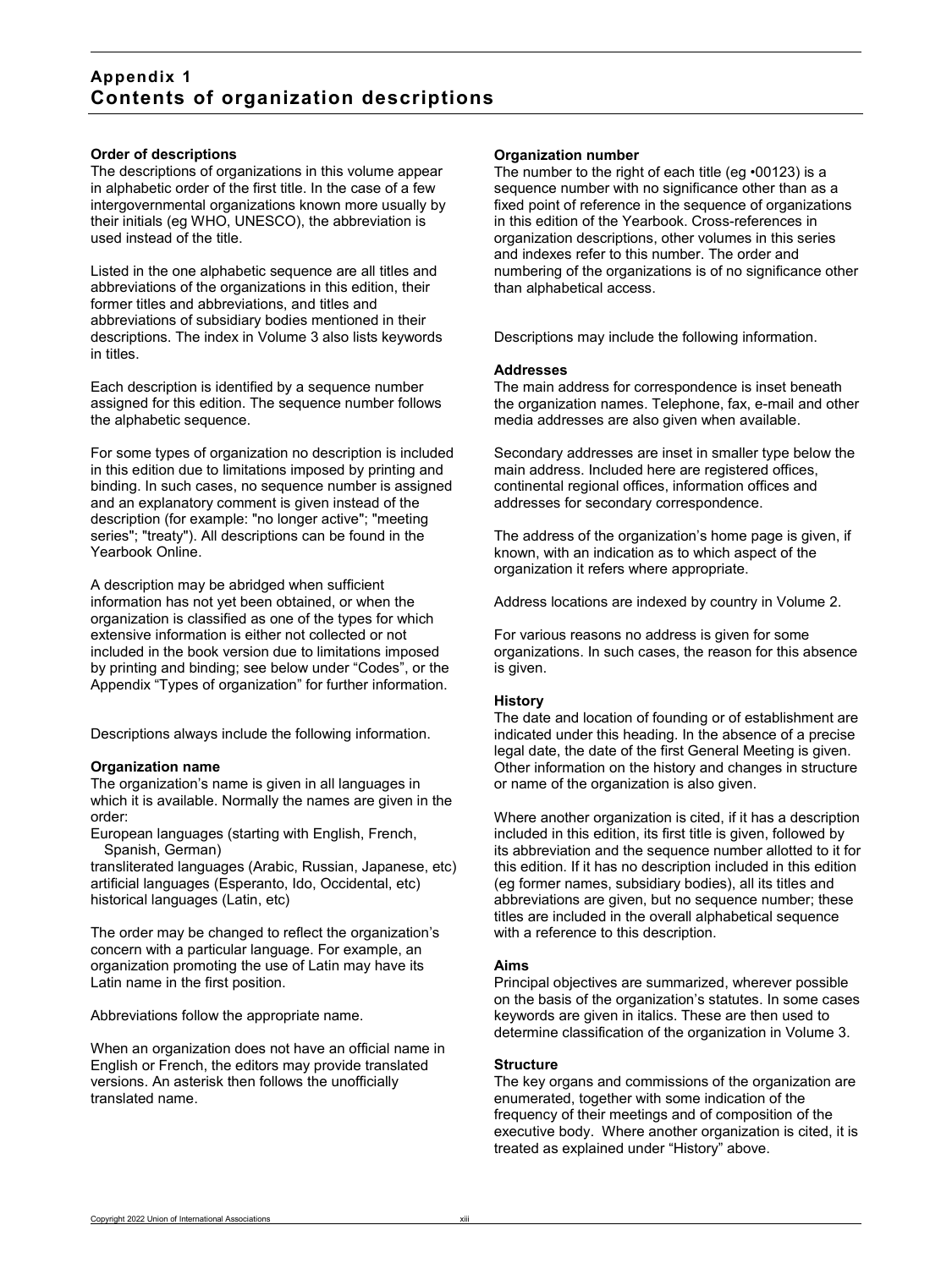# Appendix 1
# Contents of organization descriptions

### Order of descriptions

The descriptions of organizations in this volume appear in alphabetic order of the first title. In the case of a few intergovernmental organizations known more usually by their initials (eg WHO, UNESCO), the abbreviation is used instead of the title.

Listed in the one alphabetic sequence are all titles and abbreviations of the organizations in this edition, their former titles and abbreviations, and titles and abbreviations of subsidiary bodies mentioned in their descriptions. The index in Volume 3 also lists keywords in titles.

Each description is identified by a sequence number assigned for this edition. The sequence number follows the alphabetic sequence.

For some types of organization no description is included in this edition due to limitations imposed by printing and binding. In such cases, no sequence number is assigned and an explanatory comment is given instead of the description (for example: "no longer active"; "meeting series"; "treaty"). All descriptions can be found in the Yearbook Online.

A description may be abridged when sufficient information has not yet been obtained, or when the organization is classified as one of the types for which extensive information is either not collected or not included in the book version due to limitations imposed by printing and binding; see below under "Codes", or the Appendix "Types of organization" for further information.

Descriptions always include the following information.

### Organization name

The organization's name is given in all languages in which it is available. Normally the names are given in the order:

European languages (starting with English, French, Spanish, German)
transliterated languages (Arabic, Russian, Japanese, etc)
artificial languages (Esperanto, Ido, Occidental, etc)
historical languages (Latin, etc)

The order may be changed to reflect the organization's concern with a particular language. For example, an organization promoting the use of Latin may have its Latin name in the first position.

Abbreviations follow the appropriate name.

When an organization does not have an official name in English or French, the editors may provide translated versions. An asterisk then follows the unofficially translated name.

### Organization number

The number to the right of each title (eg •00123) is a sequence number with no significance other than as a fixed point of reference in the sequence of organizations in this edition of the Yearbook. Cross-references in organization descriptions, other volumes in this series and indexes refer to this number. The order and numbering of the organizations is of no significance other than alphabetical access.

Descriptions may include the following information.

### Addresses

The main address for correspondence is inset beneath the organization names. Telephone, fax, e-mail and other media addresses are also given when available.

Secondary addresses are inset in smaller type below the main address. Included here are registered offices, continental regional offices, information offices and addresses for secondary correspondence.

The address of the organization's home page is given, if known, with an indication as to which aspect of the organization it refers where appropriate.

Address locations are indexed by country in Volume 2.

For various reasons no address is given for some organizations. In such cases, the reason for this absence is given.

### History

The date and location of founding or of establishment are indicated under this heading. In the absence of a precise legal date, the date of the first General Meeting is given. Other information on the history and changes in structure or name of the organization is also given.

Where another organization is cited, if it has a description included in this edition, its first title is given, followed by its abbreviation and the sequence number allotted to it for this edition. If it has no description included in this edition (eg former names, subsidiary bodies), all its titles and abbreviations are given, but no sequence number; these titles are included in the overall alphabetical sequence with a reference to this description.

### Aims

Principal objectives are summarized, wherever possible on the basis of the organization's statutes. In some cases keywords are given in italics. These are then used to determine classification of the organization in Volume 3.

### Structure

The key organs and commissions of the organization are enumerated, together with some indication of the frequency of their meetings and of composition of the executive body. Where another organization is cited, it is treated as explained under "History" above.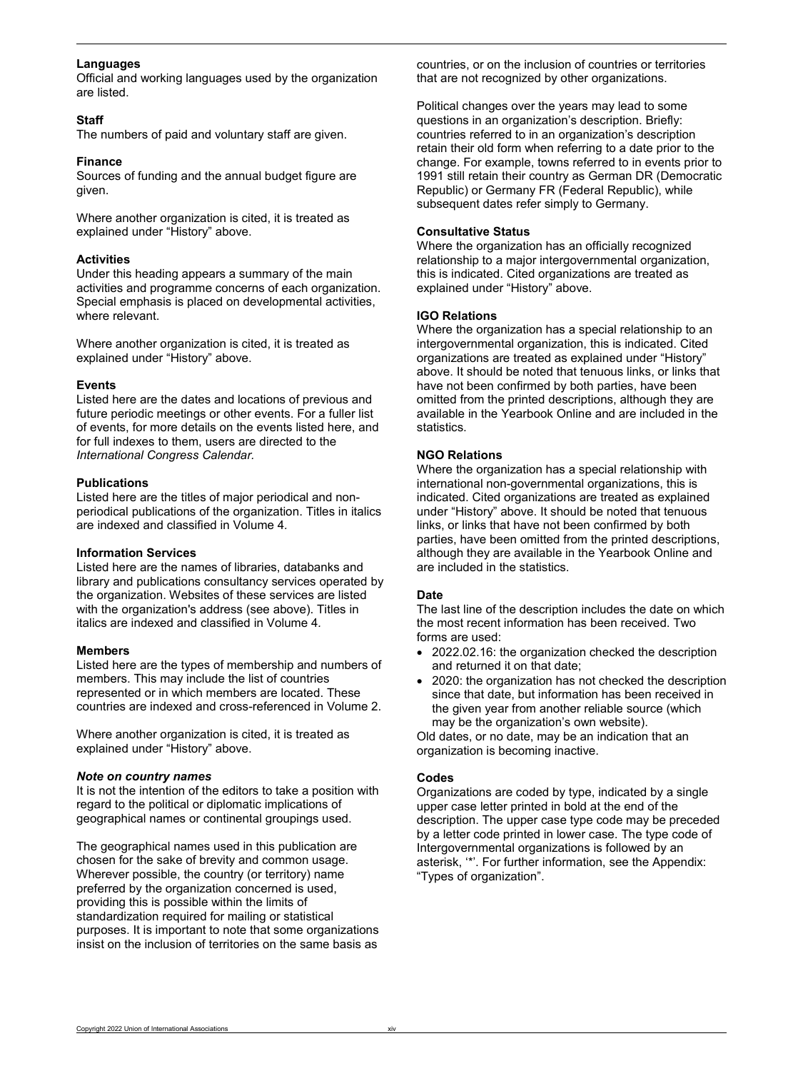**Languages**
Official and working languages used by the organization are listed.

**Staff**
The numbers of paid and voluntary staff are given.

**Finance**
Sources of funding and the annual budget figure are given.

Where another organization is cited, it is treated as explained under "History" above.

**Activities**
Under this heading appears a summary of the main activities and programme concerns of each organization. Special emphasis is placed on developmental activities, where relevant.

Where another organization is cited, it is treated as explained under "History" above.

**Events**
Listed here are the dates and locations of previous and future periodic meetings or other events. For a fuller list of events, for more details on the events listed here, and for full indexes to them, users are directed to the *International Congress Calendar.*

**Publications**
Listed here are the titles of major periodical and non-periodical publications of the organization. Titles in italics are indexed and classified in Volume 4.

**Information Services**
Listed here are the names of libraries, databanks and library and publications consultancy services operated by the organization. Websites of these services are listed with the organization's address (see above). Titles in italics are indexed and classified in Volume 4.

**Members**
Listed here are the types of membership and numbers of members. This may include the list of countries represented or in which members are located. These countries are indexed and cross-referenced in Volume 2.

Where another organization is cited, it is treated as explained under "History" above.

***Note on country names***
It is not the intention of the editors to take a position with regard to the political or diplomatic implications of geographical names or continental groupings used.

The geographical names used in this publication are chosen for the sake of brevity and common usage. Wherever possible, the country (or territory) name preferred by the organization concerned is used, providing this is possible within the limits of standardization required for mailing or statistical purposes. It is important to note that some organizations insist on the inclusion of territories on the same basis as countries, or on the inclusion of countries or territories that are not recognized by other organizations.

Political changes over the years may lead to some questions in an organization's description. Briefly: countries referred to in an organization's description retain their old form when referring to a date prior to the change. For example, towns referred to in events prior to 1991 still retain their country as German DR (Democratic Republic) or Germany FR (Federal Republic), while subsequent dates refer simply to Germany.

**Consultative Status**
Where the organization has an officially recognized relationship to a major intergovernmental organization, this is indicated. Cited organizations are treated as explained under "History" above.

**IGO Relations**
Where the organization has a special relationship to an intergovernmental organization, this is indicated. Cited organizations are treated as explained under "History" above. It should be noted that tenuous links, or links that have not been confirmed by both parties, have been omitted from the printed descriptions, although they are available in the Yearbook Online and are included in the statistics.

**NGO Relations**
Where the organization has a special relationship with international non-governmental organizations, this is indicated. Cited organizations are treated as explained under "History" above. It should be noted that tenuous links, or links that have not been confirmed by both parties, have been omitted from the printed descriptions, although they are available in the Yearbook Online and are included in the statistics.

**Date**
The last line of the description includes the date on which the most recent information has been received. Two forms are used:

- 2022.02.16: the organization checked the description and returned it on that date;
- 2020: the organization has not checked the description since that date, but information has been received in the given year from another reliable source (which may be the organization's own website).

Old dates, or no date, may be an indication that an organization is becoming inactive.

**Codes**
Organizations are coded by type, indicated by a single upper case letter printed in bold at the end of the description. The upper case type code may be preceded by a letter code printed in lower case. The type code of Intergovernmental organizations is followed by an asterisk, '*'. For further information, see the Appendix: "Types of organization".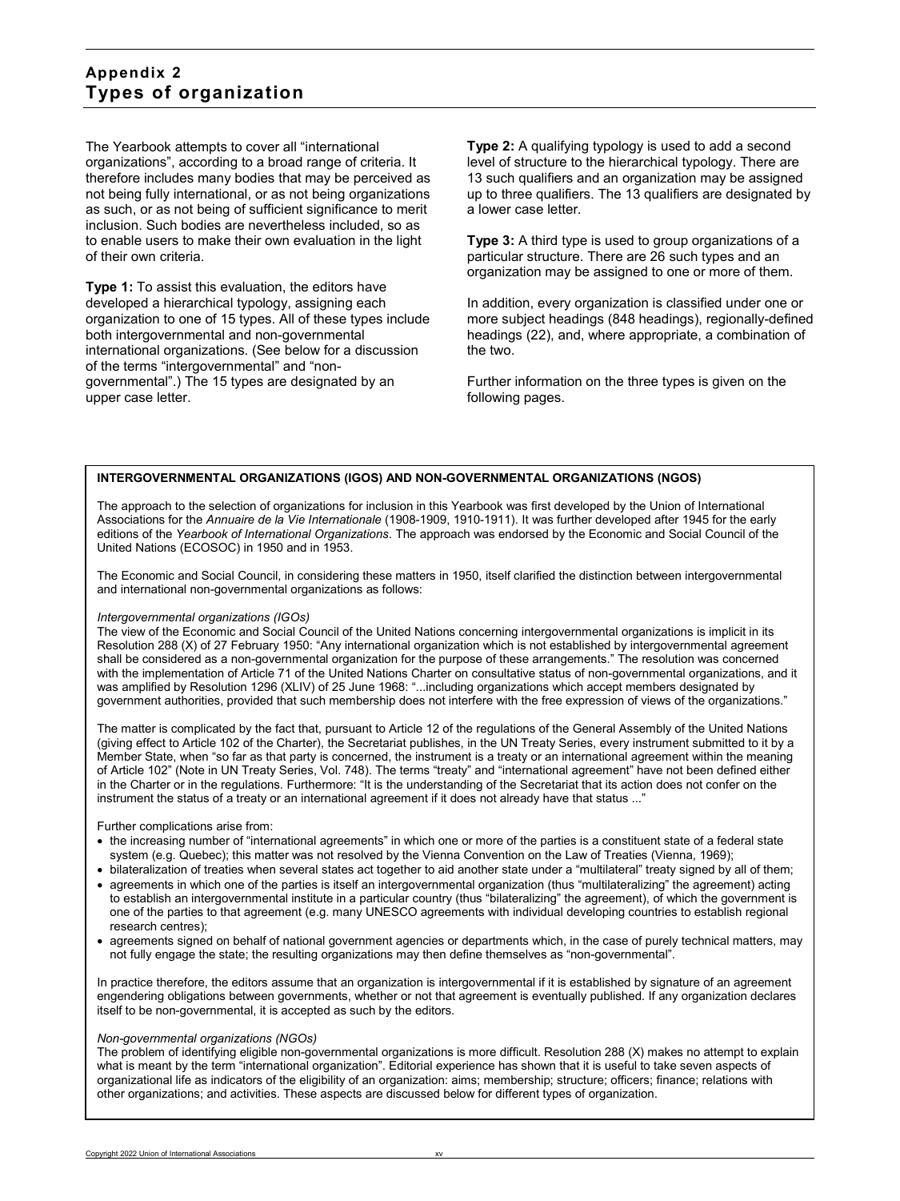## Appendix 2
# Types of organization

The Yearbook attempts to cover all "international organizations", according to a broad range of criteria. It therefore includes many bodies that may be perceived as not being fully international, or as not being organizations as such, or as not being of sufficient significance to merit inclusion. Such bodies are nevertheless included, so as to enable users to make their own evaluation in the light of their own criteria.

**Type 1:** To assist this evaluation, the editors have developed a hierarchical typology, assigning each organization to one of 15 types. All of these types include both intergovernmental and non-governmental international organizations. (See below for a discussion of the terms "intergovernmental" and "non-governmental".) The 15 types are designated by an upper case letter.

**Type 2:** A qualifying typology is used to add a second level of structure to the hierarchical typology. There are 13 such qualifiers and an organization may be assigned up to three qualifiers. The 13 qualifiers are designated by a lower case letter.

**Type 3:** A third type is used to group organizations of a particular structure. There are 26 such types and an organization may be assigned to one or more of them.

In addition, every organization is classified under one or more subject headings (848 headings), regionally-defined headings (22), and, where appropriate, a combination of the two.

Further information on the three types is given on the following pages.

**INTERGOVERNMENTAL ORGANIZATIONS (IGOS) AND NON-GOVERNMENTAL ORGANIZATIONS (NGOS)**

The approach to the selection of organizations for inclusion in this Yearbook was first developed by the Union of International Associations for the *Annuaire de la Vie Internationale* (1908-1909, 1910-1911). It was further developed after 1945 for the early editions of the *Yearbook of International Organizations*. The approach was endorsed by the Economic and Social Council of the United Nations (ECOSOC) in 1950 and in 1953.

The Economic and Social Council, in considering these matters in 1950, itself clarified the distinction between intergovernmental and international non-governmental organizations as follows:

*Intergovernmental organizations (IGOs)*
The view of the Economic and Social Council of the United Nations concerning intergovernmental organizations is implicit in its Resolution 288 (X) of 27 February 1950: "Any international organization which is not established by intergovernmental agreement shall be considered as a non-governmental organization for the purpose of these arrangements." The resolution was concerned with the implementation of Article 71 of the United Nations Charter on consultative status of non-governmental organizations, and it was amplified by Resolution 1296 (XLIV) of 25 June 1968: "...including organizations which accept members designated by government authorities, provided that such membership does not interfere with the free expression of views of the organizations."

The matter is complicated by the fact that, pursuant to Article 12 of the regulations of the General Assembly of the United Nations (giving effect to Article 102 of the Charter), the Secretariat publishes, in the UN Treaty Series, every instrument submitted to it by a Member State, when "so far as that party is concerned, the instrument is a treaty or an international agreement within the meaning of Article 102" (Note in UN Treaty Series, Vol. 748). The terms "treaty" and "international agreement" have not been defined either in the Charter or in the regulations. Furthermore: "It is the understanding of the Secretariat that its action does not confer on the instrument the status of a treaty or an international agreement if it does not already have that status ..."

Further complications arise from:

- the increasing number of "international agreements" in which one or more of the parties is a constituent state of a federal state system (e.g. Quebec); this matter was not resolved by the Vienna Convention on the Law of Treaties (Vienna, 1969);
- bilateralization of treaties when several states act together to aid another state under a "multilateral" treaty signed by all of them;
- agreements in which one of the parties is itself an intergovernmental organization (thus "multilateralizing" the agreement) acting to establish an intergovernmental institute in a particular country (thus "bilateralizing" the agreement), of which the government is one of the parties to that agreement (e.g. many UNESCO agreements with individual developing countries to establish regional research centres);
- agreements signed on behalf of national government agencies or departments which, in the case of purely technical matters, may not fully engage the state; the resulting organizations may then define themselves as "non-governmental".

In practice therefore, the editors assume that an organization is intergovernmental if it is established by signature of an agreement engendering obligations between governments, whether or not that agreement is eventually published. If any organization declares itself to be non-governmental, it is accepted as such by the editors.

*Non-governmental organizations (NGOs)*
The problem of identifying eligible non-governmental organizations is more difficult. Resolution 288 (X) makes no attempt to explain what is meant by the term "international organization". Editorial experience has shown that it is useful to take seven aspects of organizational life as indicators of the eligibility of an organization: aims; membership; structure; officers; finance; relations with other organizations; and activities. These aspects are discussed below for different types of organization.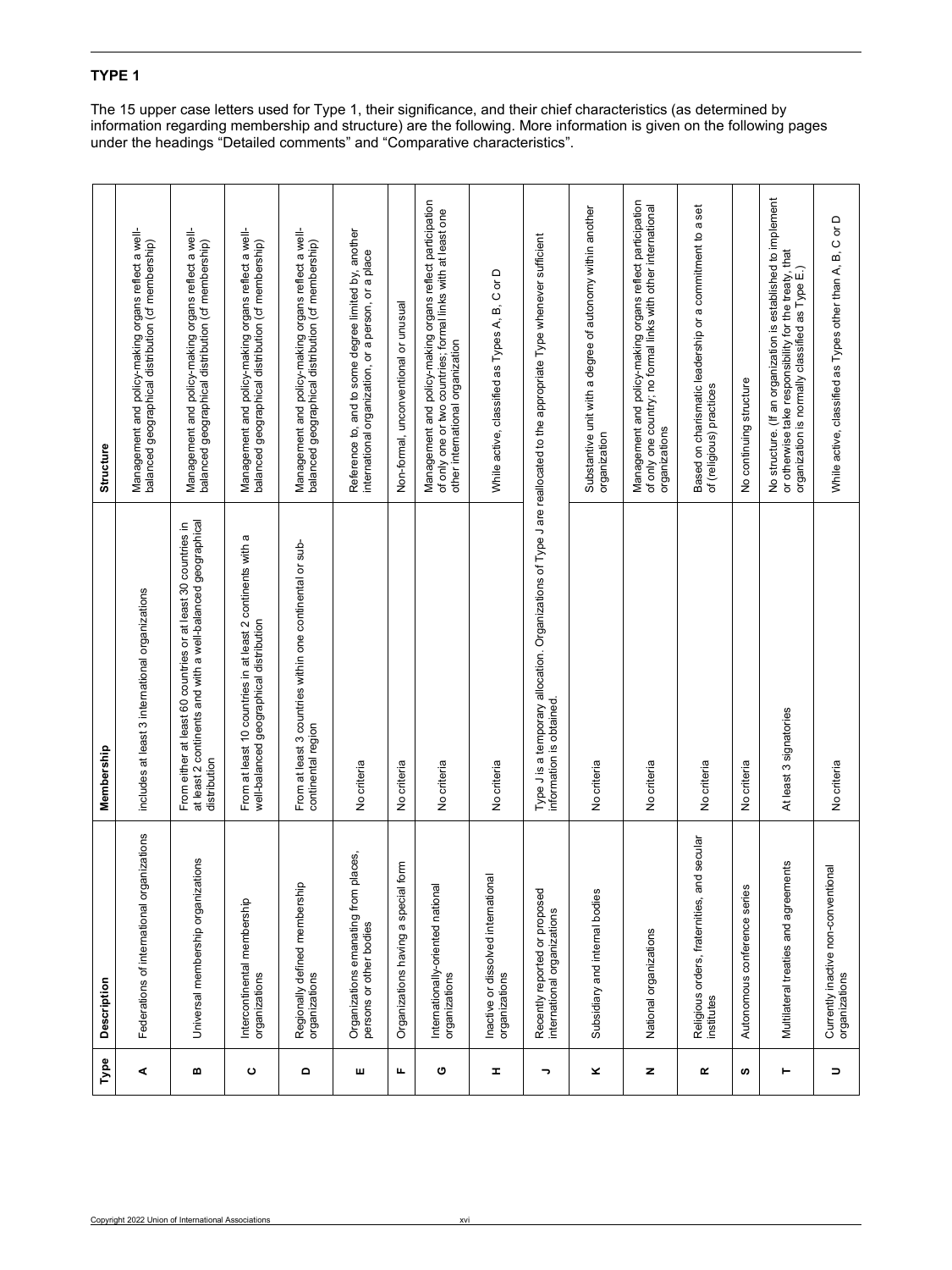## TYPE 1

The 15 upper case letters used for Type 1, their significance, and their chief characteristics (as determined by information regarding membership and structure) are the following. More information is given on the following pages under the headings "Detailed comments" and "Comparative characteristics".

| Type | Description | Membership | Structure |
|---|---|---|---|
| A | Federations of international organizations | includes at least 3 international organizations | Management and policy-making organs reflect a well-balanced geographical distribution (cf membership) |
| B | Universal membership organizations | From either at least 60 countries or at least 30 countries in at least 2 continents and with a well-balanced geographical distribution | Management and policy-making organs reflect a well-balanced geographical distribution (cf membership) |
| C | Intercontinental membership organizations | From at least 10 countries in at least 2 continents with a well-balanced geographical distribution | Management and policy-making organs reflect a well-balanced geographical distribution (cf membership) |
| D | Regionally defined membership organizations | From at least 3 countries within one continental or sub-continental region | Management and policy-making organs reflect a well-balanced geographical distribution (cf membership) |
| E | Organizations emanating from places, persons or other bodies | No criteria | Reference to, and to some degree limited by, another international organization, or a person, or a place |
| F | Organizations having a special form | No criteria | Non-formal, unconventional or unusual |
| G | Internationally-oriented national organizations | No criteria | Management and policy-making organs reflect participation of only one or two countries; formal links with at least one other international organization |
| H | Inactive or dissolved international organizations | No criteria | While active, classified as Types A, B, C or D |
| J | Recently reported or proposed international organizations | Type J is a temporary allocation. Organizations of Type J are reallocated to the appropriate Type whenever sufficient information is obtained. | |
| K | Subsidiary and internal bodies | No criteria | Substantive unit with a degree of autonomy within another organization |
| N | National organizations | No criteria | Management and policy-making organs reflect participation of only one country; no formal links with other international organizations |
| R | Religious orders, fraternities, and secular institutes | No criteria | Based on charismatic leadership or a commitment to a set of (religious) practices |
| S | Autonomous conference series | No criteria | No continuing structure |
| T | Multilateral treaties and agreements | At least 3 signatories | No structure. (If an organization is established to implement or otherwise take responsibility for the treaty, that organization is normally classified as Type E.) |
| U | Currently inactive non-conventional organizations | No criteria | While active, classified as Types other than A, B, C or D |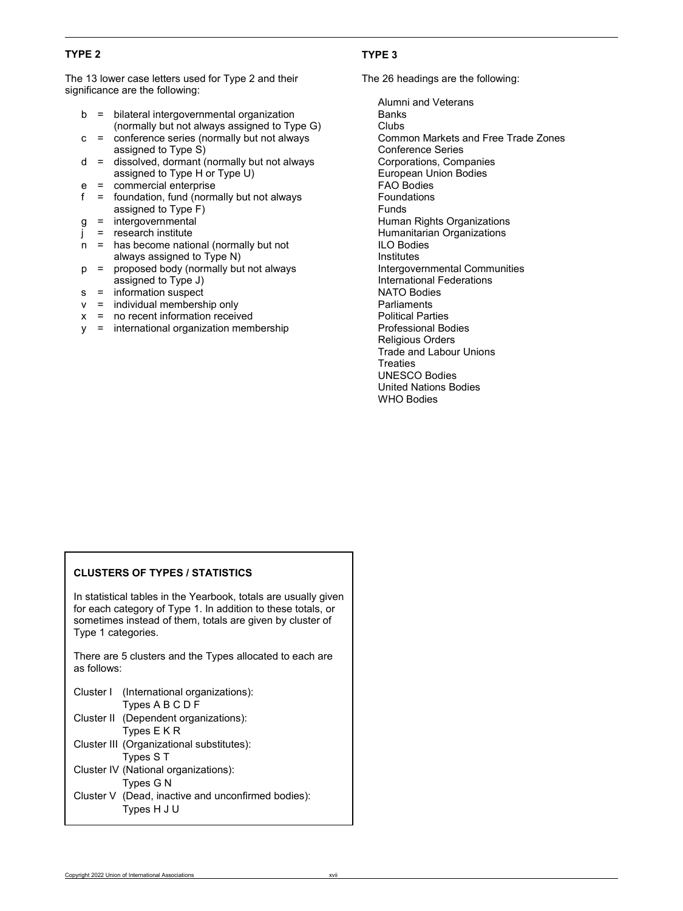### TYPE 2

The 13 lower case letters used for Type 2 and their significance are the following:

- b = bilateral intergovernmental organization (normally but not always assigned to Type G)
- c = conference series (normally but not always assigned to Type S)
- d = dissolved, dormant (normally but not always assigned to Type H or Type U)
- e = commercial enterprise
- f = foundation, fund (normally but not always assigned to Type F)
- g = intergovernmental
- j = research institute
- n = has become national (normally but not always assigned to Type N)
- p = proposed body (normally but not always assigned to Type J)
- s = information suspect
- v = individual membership only
- x = no recent information received
- y = international organization membership

### TYPE 3

The 26 headings are the following:

- Alumni and Veterans
- Banks
- Clubs
- Common Markets and Free Trade Zones
- Conference Series
- Corporations, Companies
- European Union Bodies
- FAO Bodies
- Foundations
- Funds
- Human Rights Organizations
- Humanitarian Organizations
- ILO Bodies
- Institutes
- Intergovernmental Communities
- International Federations
- NATO Bodies
- Parliaments
- Political Parties
- Professional Bodies
- Religious Orders
- Trade and Labour Unions
- Treaties
- UNESCO Bodies
- United Nations Bodies
- WHO Bodies

### CLUSTERS OF TYPES / STATISTICS

In statistical tables in the Yearbook, totals are usually given for each category of Type 1. In addition to these totals, or sometimes instead of them, totals are given by cluster of Type 1 categories.

There are 5 clusters and the Types allocated to each are as follows:

- Cluster I (International organizations): Types A B C D F
- Cluster II (Dependent organizations): Types E K R
- Cluster III (Organizational substitutes): Types S T
- Cluster IV (National organizations): Types G N
- Cluster V (Dead, inactive and unconfirmed bodies): Types H J U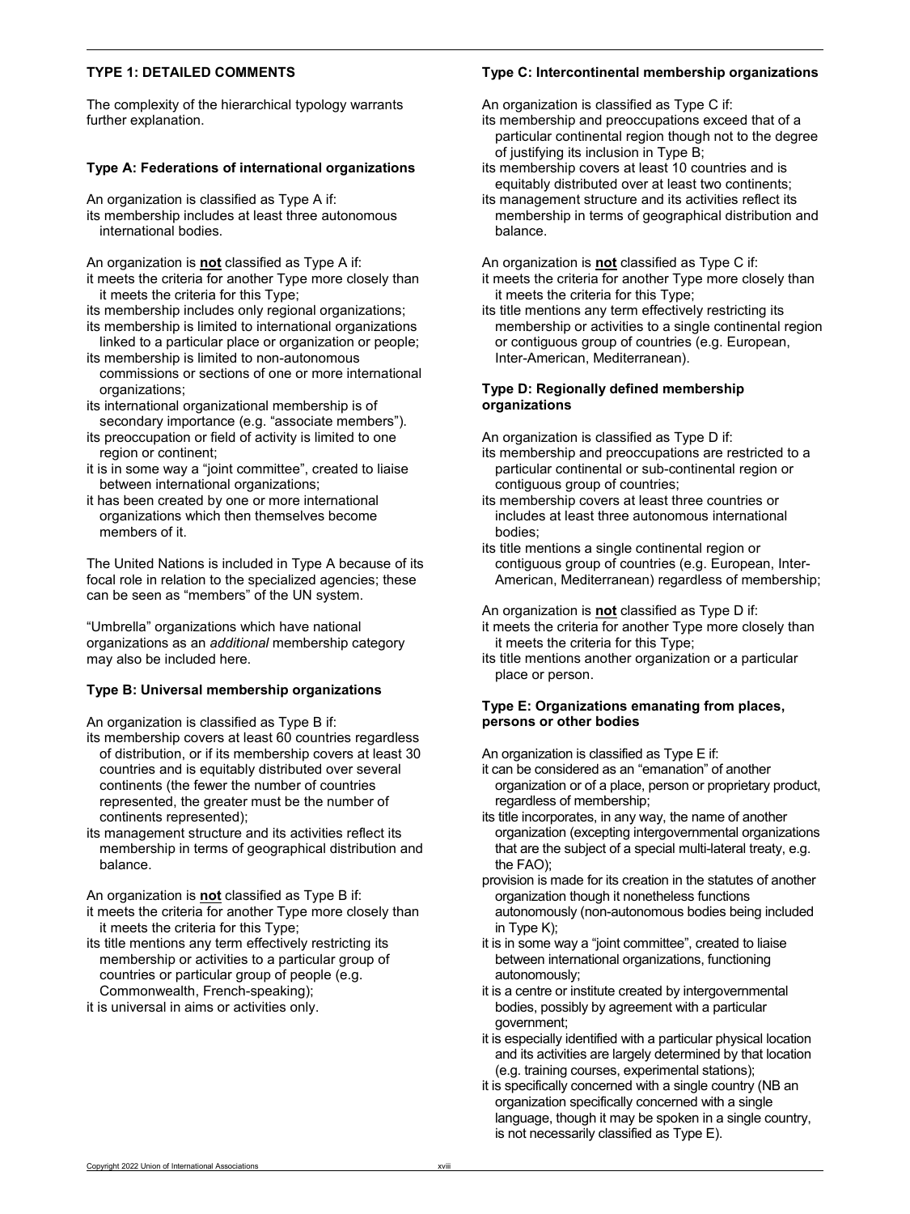## TYPE 1: DETAILED COMMENTS

The complexity of the hierarchical typology warrants further explanation.

### Type A: Federations of international organizations

An organization is classified as Type A if:

- its membership includes at least three autonomous international bodies.

An organization is **not** classified as Type A if:

- it meets the criteria for another Type more closely than it meets the criteria for this Type;
- its membership includes only regional organizations;
- its membership is limited to international organizations linked to a particular place or organization or people;
- its membership is limited to non-autonomous commissions or sections of one or more international organizations;
- its international organizational membership is of secondary importance (e.g. "associate members").
- its preoccupation or field of activity is limited to one region or continent;
- it is in some way a "joint committee", created to liaise between international organizations;
- it has been created by one or more international organizations which then themselves become members of it.

The United Nations is included in Type A because of its focal role in relation to the specialized agencies; these can be seen as "members" of the UN system.

"Umbrella" organizations which have national organizations as an *additional* membership category may also be included here.

### Type B: Universal membership organizations

An organization is classified as Type B if:

- its membership covers at least 60 countries regardless of distribution, or if its membership covers at least 30 countries and is equitably distributed over several continents (the fewer the number of countries represented, the greater must be the number of continents represented);
- its management structure and its activities reflect its membership in terms of geographical distribution and balance.

An organization is **not** classified as Type B if:

- it meets the criteria for another Type more closely than it meets the criteria for this Type;
- its title mentions any term effectively restricting its membership or activities to a particular group of countries or particular group of people (e.g. Commonwealth, French-speaking);
- it is universal in aims or activities only.

### Type C: Intercontinental membership organizations

An organization is classified as Type C if:

- its membership and preoccupations exceed that of a particular continental region though not to the degree of justifying its inclusion in Type B;
- its membership covers at least 10 countries and is equitably distributed over at least two continents;
- its management structure and its activities reflect its membership in terms of geographical distribution and balance.

An organization is **not** classified as Type C if:

- it meets the criteria for another Type more closely than it meets the criteria for this Type;
- its title mentions any term effectively restricting its membership or activities to a single continental region or contiguous group of countries (e.g. European, Inter-American, Mediterranean).

### Type D: Regionally defined membership organizations

An organization is classified as Type D if:

- its membership and preoccupations are restricted to a particular continental or sub-continental region or contiguous group of countries;
- its membership covers at least three countries or includes at least three autonomous international bodies;
- its title mentions a single continental region or contiguous group of countries (e.g. European, Inter-American, Mediterranean) regardless of membership;

An organization is **not** classified as Type D if:

- it meets the criteria for another Type more closely than it meets the criteria for this Type;
- its title mentions another organization or a particular place or person.

### Type E: Organizations emanating from places, persons or other bodies

An organization is classified as Type E if:

- it can be considered as an "emanation" of another organization or of a place, person or proprietary product, regardless of membership;
- its title incorporates, in any way, the name of another organization (excepting intergovernmental organizations that are the subject of a special multi-lateral treaty, e.g. the FAO);
- provision is made for its creation in the statutes of another organization though it nonetheless functions autonomously (non-autonomous bodies being included in Type K);
- it is in some way a "joint committee", created to liaise between international organizations, functioning autonomously;
- it is a centre or institute created by intergovernmental bodies, possibly by agreement with a particular government;
- it is especially identified with a particular physical location and its activities are largely determined by that location (e.g. training courses, experimental stations);
- it is specifically concerned with a single country (NB an organization specifically concerned with a single language, though it may be spoken in a single country, is not necessarily classified as Type E).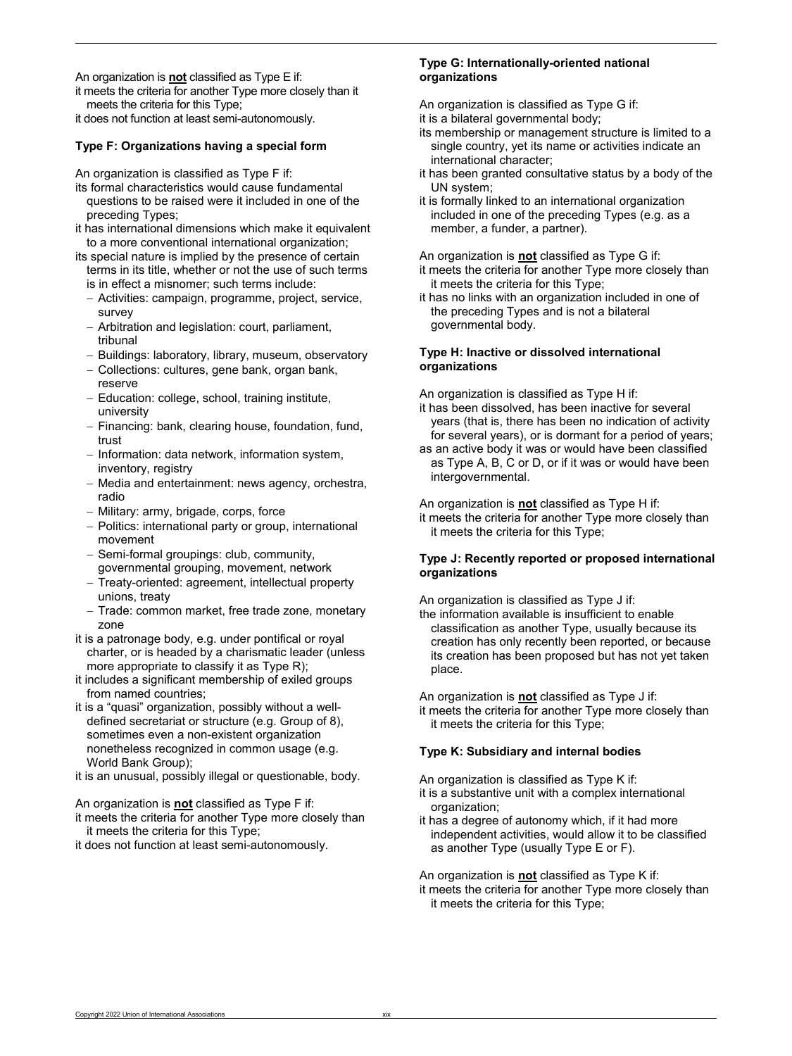An organization is **not** classified as Type E if:

it meets the criteria for another Type more closely than it meets the criteria for this Type;

it does not function at least semi-autonomously.

**Type F: Organizations having a special form**

An organization is classified as Type F if:

its formal characteristics would cause fundamental questions to be raised were it included in one of the preceding Types;

it has international dimensions which make it equivalent to a more conventional international organization;

its special nature is implied by the presence of certain terms in its title, whether or not the use of such terms is in effect a misnomer; such terms include:

- Activities: campaign, programme, project, service, survey
- Arbitration and legislation: court, parliament, tribunal
- Buildings: laboratory, library, museum, observatory
- Collections: cultures, gene bank, organ bank, reserve
- Education: college, school, training institute, university
- Financing: bank, clearing house, foundation, fund, trust
- Information: data network, information system, inventory, registry
- Media and entertainment: news agency, orchestra, radio
- Military: army, brigade, corps, force
- Politics: international party or group, international movement
- Semi-formal groupings: club, community, governmental grouping, movement, network
- Treaty-oriented: agreement, intellectual property unions, treaty
- Trade: common market, free trade zone, monetary zone

it is a patronage body, e.g. under pontifical or royal charter, or is headed by a charismatic leader (unless more appropriate to classify it as Type R);

it includes a significant membership of exiled groups from named countries;

it is a "quasi" organization, possibly without a well-defined secretariat or structure (e.g. Group of 8), sometimes even a non-existent organization nonetheless recognized in common usage (e.g. World Bank Group);

it is an unusual, possibly illegal or questionable, body.

An organization is **not** classified as Type F if:

it meets the criteria for another Type more closely than it meets the criteria for this Type;

it does not function at least semi-autonomously.

**Type G: Internationally-oriented national organizations**

An organization is classified as Type G if:

it is a bilateral governmental body;

its membership or management structure is limited to a single country, yet its name or activities indicate an international character;

it has been granted consultative status by a body of the UN system;

it is formally linked to an international organization included in one of the preceding Types (e.g. as a member, a funder, a partner).

An organization is **not** classified as Type G if:

it meets the criteria for another Type more closely than it meets the criteria for this Type;

it has no links with an organization included in one of the preceding Types and is not a bilateral governmental body.

**Type H: Inactive or dissolved international organizations**

An organization is classified as Type H if:

it has been dissolved, has been inactive for several years (that is, there has been no indication of activity for several years), or is dormant for a period of years;

as an active body it was or would have been classified as Type A, B, C or D, or if it was or would have been intergovernmental.

An organization is **not** classified as Type H if:

it meets the criteria for another Type more closely than it meets the criteria for this Type;

**Type J: Recently reported or proposed international organizations**

An organization is classified as Type J if:

the information available is insufficient to enable classification as another Type, usually because its creation has only recently been reported, or because its creation has been proposed but has not yet taken place.

An organization is **not** classified as Type J if:

it meets the criteria for another Type more closely than it meets the criteria for this Type;

**Type K: Subsidiary and internal bodies**

An organization is classified as Type K if:

it is a substantive unit with a complex international organization;

it has a degree of autonomy which, if it had more independent activities, would allow it to be classified as another Type (usually Type E or F).

An organization is **not** classified as Type K if:

it meets the criteria for another Type more closely than it meets the criteria for this Type;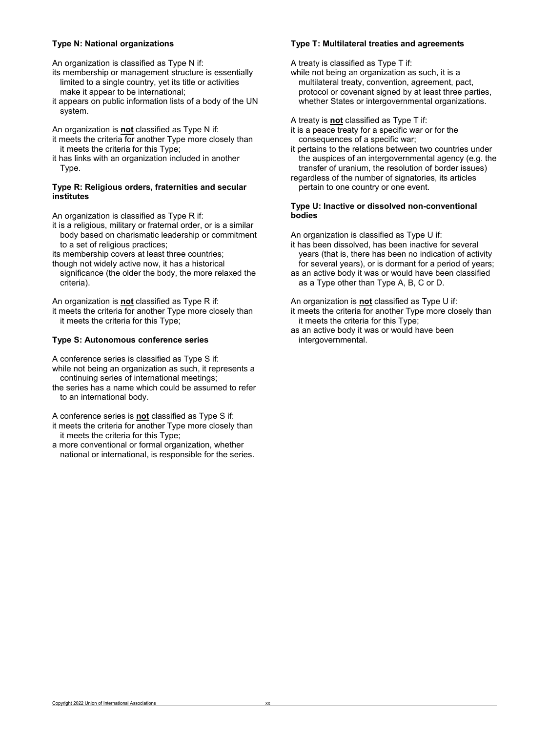### Type N: National organizations

An organization is classified as Type N if:

- its membership or management structure is essentially limited to a single country, yet its title or activities make it appear to be international;
- it appears on public information lists of a body of the UN system.

An organization is **not** classified as Type N if:

- it meets the criteria for another Type more closely than it meets the criteria for this Type;
- it has links with an organization included in another Type.

### Type R: Religious orders, fraternities and secular institutes

An organization is classified as Type R if:

- it is a religious, military or fraternal order, or is a similar body based on charismatic leadership or commitment to a set of religious practices;
- its membership covers at least three countries;
- though not widely active now, it has a historical significance (the older the body, the more relaxed the criteria).

An organization is **not** classified as Type R if:

- it meets the criteria for another Type more closely than it meets the criteria for this Type;

### Type S: Autonomous conference series

A conference series is classified as Type S if:

- while not being an organization as such, it represents a continuing series of international meetings;
- the series has a name which could be assumed to refer to an international body.

A conference series is **not** classified as Type S if:

- it meets the criteria for another Type more closely than it meets the criteria for this Type;
- a more conventional or formal organization, whether national or international, is responsible for the series.

### Type T: Multilateral treaties and agreements

A treaty is classified as Type T if:

- while not being an organization as such, it is a multilateral treaty, convention, agreement, pact, protocol or covenant signed by at least three parties, whether States or intergovernmental organizations.

A treaty is **not** classified as Type T if:

- it is a peace treaty for a specific war or for the consequences of a specific war;
- it pertains to the relations between two countries under the auspices of an intergovernmental agency (e.g. the transfer of uranium, the resolution of border issues)
- regardless of the number of signatories, its articles pertain to one country or one event.

### Type U: Inactive or dissolved non-conventional bodies

An organization is classified as Type U if:

- it has been dissolved, has been inactive for several years (that is, there has been no indication of activity for several years), or is dormant for a period of years;
- as an active body it was or would have been classified as a Type other than Type A, B, C or D.

An organization is **not** classified as Type U if:

- it meets the criteria for another Type more closely than it meets the criteria for this Type;
- as an active body it was or would have been intergovernmental.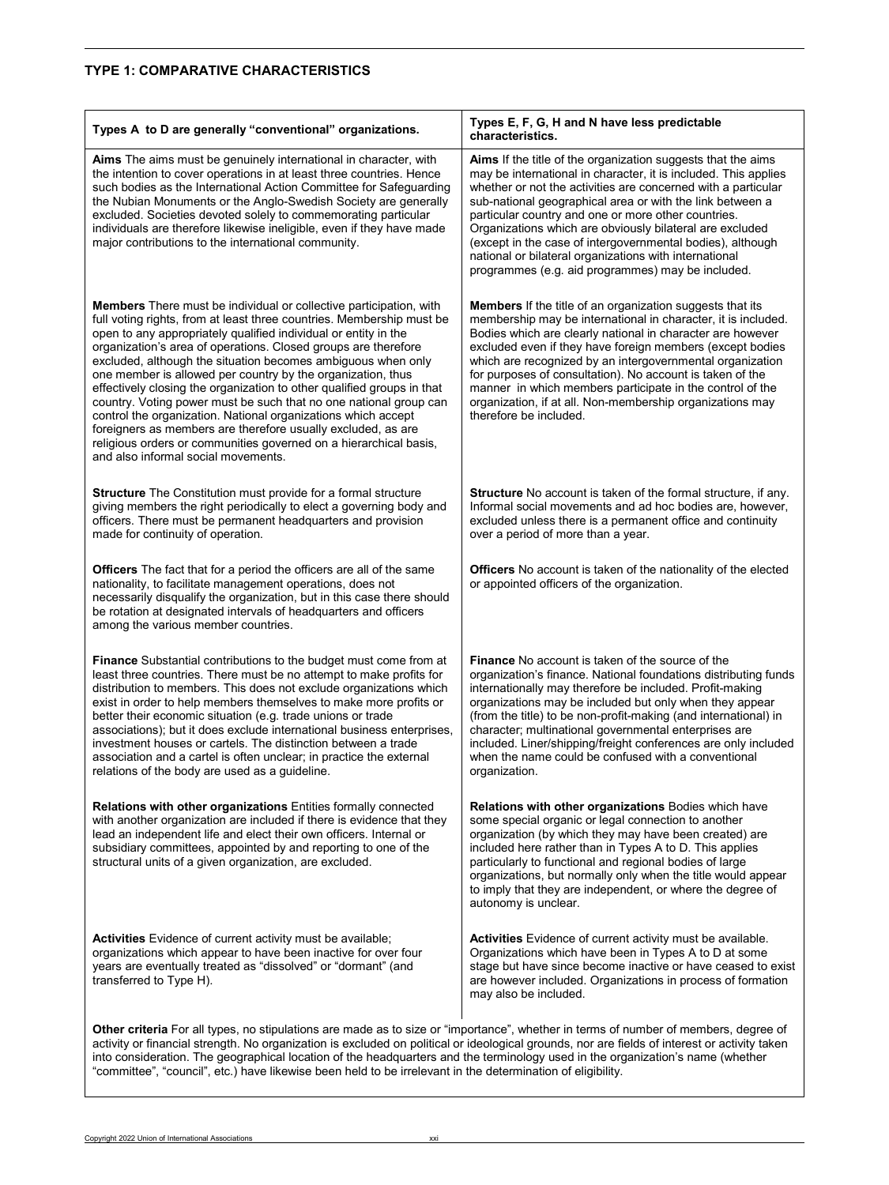## TYPE 1: COMPARATIVE CHARACTERISTICS

| Types A to D are generally "conventional" organizations. | Types E, F, G, H and N have less predictable characteristics. |
|---|---|
| **Aims** The aims must be genuinely international in character, with the intention to cover operations in at least three countries. Hence such bodies as the International Action Committee for Safeguarding the Nubian Monuments or the Anglo-Swedish Society are generally excluded. Societies devoted solely to commemorating particular individuals are therefore likewise ineligible, even if they have made major contributions to the international community. | **Aims** If the title of the organization suggests that the aims may be international in character, it is included. This applies whether or not the activities are concerned with a particular sub-national geographical area or with the link between a particular country and one or more other countries. Organizations which are obviously bilateral are excluded (except in the case of intergovernmental bodies), although national or bilateral organizations with international programmes (e.g. aid programmes) may be included. |
| **Members** There must be individual or collective participation, with full voting rights, from at least three countries. Membership must be open to any appropriately qualified individual or entity in the organization's area of operations. Closed groups are therefore excluded, although the situation becomes ambiguous when only one member is allowed per country by the organization, thus effectively closing the organization to other qualified groups in that country. Voting power must be such that no one national group can control the organization. National organizations which accept foreigners as members are therefore usually excluded, as are religious orders or communities governed on a hierarchical basis, and also informal social movements. | **Members** If the title of an organization suggests that its membership may be international in character, it is included. Bodies which are clearly national in character are however excluded even if they have foreign members (except bodies which are recognized by an intergovernmental organization for purposes of consultation). No account is taken of the manner in which members participate in the control of the organization, if at all. Non-membership organizations may therefore be included. |
| **Structure** The Constitution must provide for a formal structure giving members the right periodically to elect a governing body and officers. There must be permanent headquarters and provision made for continuity of operation. | **Structure** No account is taken of the formal structure, if any. Informal social movements and ad hoc bodies are, however, excluded unless there is a permanent office and continuity over a period of more than a year. |
| **Officers** The fact that for a period the officers are all of the same nationality, to facilitate management operations, does not necessarily disqualify the organization, but in this case there should be rotation at designated intervals of headquarters and officers among the various member countries. | **Officers** No account is taken of the nationality of the elected or appointed officers of the organization. |
| **Finance** Substantial contributions to the budget must come from at least three countries. There must be no attempt to make profits for distribution to members. This does not exclude organizations which exist in order to help members themselves to make more profits or better their economic situation (e.g. trade unions or trade associations); but it does exclude international business enterprises, investment houses or cartels. The distinction between a trade association and a cartel is often unclear; in practice the external relations of the body are used as a guideline. | **Finance** No account is taken of the source of the organization's finance. National foundations distributing funds internationally may therefore be included. Profit-making organizations may be included but only when they appear (from the title) to be non-profit-making (and international) in character; multinational governmental enterprises are included. Liner/shipping/freight conferences are only included when the name could be confused with a conventional organization. |
| **Relations with other organizations** Entities formally connected with another organization are included if there is evidence that they lead an independent life and elect their own officers. Internal or subsidiary committees, appointed by and reporting to one of the structural units of a given organization, are excluded. | **Relations with other organizations** Bodies which have some special organic or legal connection to another organization (by which they may have been created) are included here rather than in Types A to D. This applies particularly to functional and regional bodies of large organizations, but normally only when the title would appear to imply that they are independent, or where the degree of autonomy is unclear. |
| **Activities** Evidence of current activity must be available; organizations which appear to have been inactive for over four years are eventually treated as "dissolved" or "dormant" (and transferred to Type H). | **Activities** Evidence of current activity must be available. Organizations which have been in Types A to D at some stage but have since become inactive or have ceased to exist are however included. Organizations in process of formation may also be included. |

**Other criteria** For all types, no stipulations are made as to size or "importance", whether in terms of number of members, degree of activity or financial strength. No organization is excluded on political or ideological grounds, nor are fields of interest or activity taken into consideration. The geographical location of the headquarters and the terminology used in the organization's name (whether "committee", "council", etc.) have likewise been held to be irrelevant in the determination of eligibility.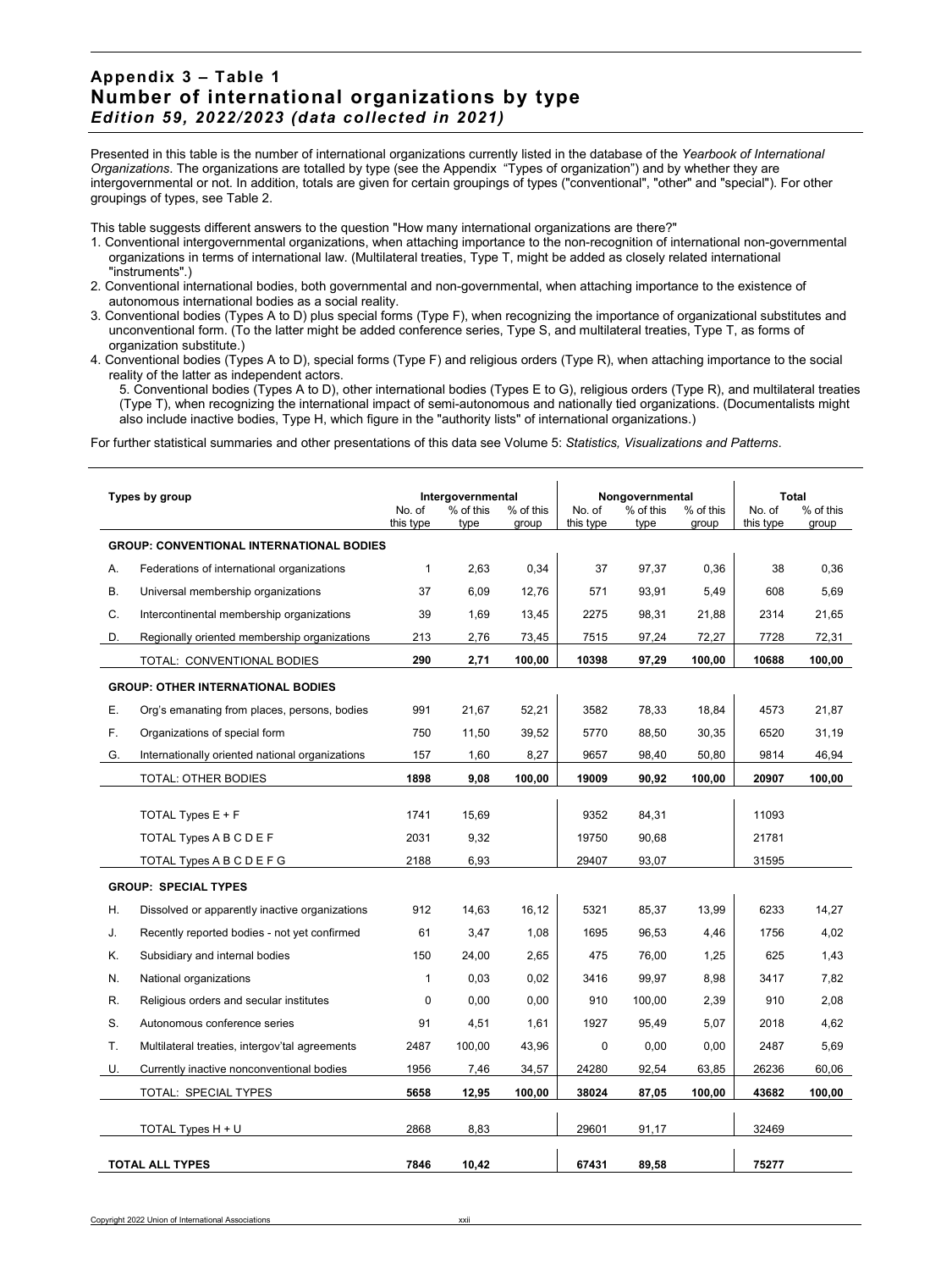## Appendix 3 – Table 1
## Number of international organizations by type
### *Edition 59, 2022/2023 (data collected in 2021)*

Presented in this table is the number of international organizations currently listed in the database of the *Yearbook of International Organizations*. The organizations are totalled by type (see the Appendix "Types of organization") and by whether they are intergovernmental or not. In addition, totals are given for certain groupings of types ("conventional", "other" and "special"). For other groupings of types, see Table 2.

This table suggests different answers to the question "How many international organizations are there?"

1. Conventional intergovernmental organizations, when attaching importance to the non-recognition of international non-governmental organizations in terms of international law. (Multilateral treaties, Type T, might be added as closely related international "instruments".)
2. Conventional international bodies, both governmental and non-governmental, when attaching importance to the existence of autonomous international bodies as a social reality.
3. Conventional bodies (Types A to D) plus special forms (Type F), when recognizing the importance of organizational substitutes and unconventional form. (To the latter might be added conference series, Type S, and multilateral treaties, Type T, as forms of organization substitute.)
4. Conventional bodies (Types A to D), special forms (Type F) and religious orders (Type R), when attaching importance to the social reality of the latter as independent actors.
5. Conventional bodies (Types A to D), other international bodies (Types E to G), religious orders (Type R), and multilateral treaties (Type T), when recognizing the international impact of semi-autonomous and nationally tied organizations. (Documentalists might also include inactive bodies, Type H, which figure in the "authority lists" of international organizations.)

For further statistical summaries and other presentations of this data see Volume 5: *Statistics, Visualizations and Patterns*.

| Types by group | | Intergovernmental | | | Nongovernmental | | | Total | |
|---|---|---|---|---|---|---|---|---|---|
| | | No. of this type | % of this type | % of this group | No. of this type | % of this type | % of this group | No. of this type | % of this group |
| **GROUP: CONVENTIONAL INTERNATIONAL BODIES** | | | | | | | | | |
| A. | Federations of international organizations | 1 | 2,63 | 0,34 | 37 | 97,37 | 0,36 | 38 | 0,36 |
| B. | Universal membership organizations | 37 | 6,09 | 12,76 | 571 | 93,91 | 5,49 | 608 | 5,69 |
| C. | Intercontinental membership organizations | 39 | 1,69 | 13,45 | 2275 | 98,31 | 21,88 | 2314 | 21,65 |
| D. | Regionally oriented membership organizations | 213 | 2,76 | 73,45 | 7515 | 97,24 | 72,27 | 7728 | 72,31 |
| | TOTAL: CONVENTIONAL BODIES | **290** | **2,71** | **100,00** | **10398** | **97,29** | **100,00** | **10688** | **100,00** |
| **GROUP: OTHER INTERNATIONAL BODIES** | | | | | | | | | |
| E. | Org's emanating from places, persons, bodies | 991 | 21,67 | 52,21 | 3582 | 78,33 | 18,84 | 4573 | 21,87 |
| F. | Organizations of special form | 750 | 11,50 | 39,52 | 5770 | 88,50 | 30,35 | 6520 | 31,19 |
| G. | Internationally oriented national organizations | 157 | 1,60 | 8,27 | 9657 | 98,40 | 50,80 | 9814 | 46,94 |
| | TOTAL: OTHER BODIES | **1898** | **9,08** | **100,00** | **19009** | **90,92** | **100,00** | **20907** | **100,00** |
| | TOTAL Types E + F | 1741 | 15,69 | | 9352 | 84,31 | | 11093 | |
| | TOTAL Types A B C D E F | 2031 | 9,32 | | 19750 | 90,68 | | 21781 | |
| | TOTAL Types A B C D E F G | 2188 | 6,93 | | 29407 | 93,07 | | 31595 | |
| **GROUP: SPECIAL TYPES** | | | | | | | | | |
| H. | Dissolved or apparently inactive organizations | 912 | 14,63 | 16,12 | 5321 | 85,37 | 13,99 | 6233 | 14,27 |
| J. | Recently reported bodies - not yet confirmed | 61 | 3,47 | 1,08 | 1695 | 96,53 | 4,46 | 1756 | 4,02 |
| K. | Subsidiary and internal bodies | 150 | 24,00 | 2,65 | 475 | 76,00 | 1,25 | 625 | 1,43 |
| N. | National organizations | 1 | 0,03 | 0,02 | 3416 | 99,97 | 8,98 | 3417 | 7,82 |
| R. | Religious orders and secular institutes | 0 | 0,00 | 0,00 | 910 | 100,00 | 2,39 | 910 | 2,08 |
| S. | Autonomous conference series | 91 | 4,51 | 1,61 | 1927 | 95,49 | 5,07 | 2018 | 4,62 |
| T. | Multilateral treaties, intergov'tal agreements | 2487 | 100,00 | 43,96 | 0 | 0,00 | 0,00 | 2487 | 5,69 |
| U. | Currently inactive nonconventional bodies | 1956 | 7,46 | 34,57 | 24280 | 92,54 | 63,85 | 26236 | 60,06 |
| | TOTAL: SPECIAL TYPES | **5658** | **12,95** | **100,00** | **38024** | **87,05** | **100,00** | **43682** | **100,00** |
| | TOTAL Types H + U | 2868 | 8,83 | | 29601 | 91,17 | | 32469 | |
| **TOTAL ALL TYPES** | | **7846** | **10,42** | | **67431** | **89,58** | | **75277** | |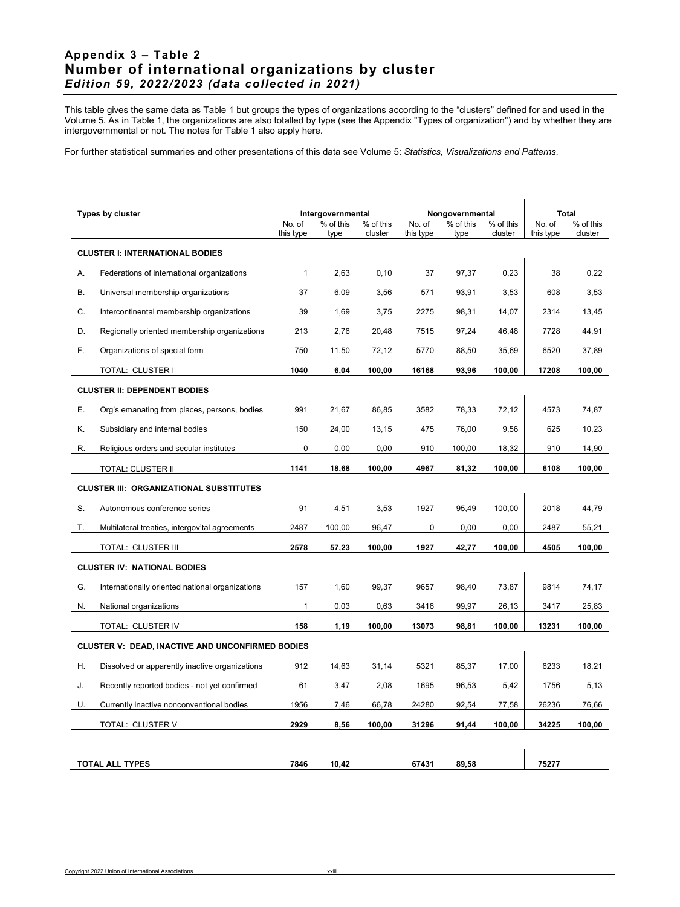## Appendix 3 – Table 2
## Number of international organizations by cluster
### *Edition 59, 2022/2023 (data collected in 2021)*

This table gives the same data as Table 1 but groups the types of organizations according to the "clusters" defined for and used in the Volume 5. As in Table 1, the organizations are also totalled by type (see the Appendix "Types of organization") and by whether they are intergovernmental or not. The notes for Table 1 also apply here.

For further statistical summaries and other presentations of this data see Volume 5: *Statistics, Visualizations and Patterns.*

| | Types by cluster | Intergovernmental | | | Nongovernmental | | | Total | |
|---|---|---|---|---|---|---|---|---|---|
| | | No. of this type | % of this type | % of this cluster | No. of this type | % of this type | % of this cluster | No. of this type | % of this cluster |
| | **CLUSTER I: INTERNATIONAL BODIES** | | | | | | | | |
| A. | Federations of international organizations | 1 | 2,63 | 0,10 | 37 | 97,37 | 0,23 | 38 | 0,22 |
| B. | Universal membership organizations | 37 | 6,09 | 3,56 | 571 | 93,91 | 3,53 | 608 | 3,53 |
| C. | Intercontinental membership organizations | 39 | 1,69 | 3,75 | 2275 | 98,31 | 14,07 | 2314 | 13,45 |
| D. | Regionally oriented membership organizations | 213 | 2,76 | 20,48 | 7515 | 97,24 | 46,48 | 7728 | 44,91 |
| F. | Organizations of special form | 750 | 11,50 | 72,12 | 5770 | 88,50 | 35,69 | 6520 | 37,89 |
| | TOTAL: CLUSTER I | **1040** | **6,04** | **100,00** | **16168** | **93,96** | **100,00** | **17208** | **100,00** |
| | **CLUSTER II: DEPENDENT BODIES** | | | | | | | | |
| E. | Org's emanating from places, persons, bodies | 991 | 21,67 | 86,85 | 3582 | 78,33 | 72,12 | 4573 | 74,87 |
| K. | Subsidiary and internal bodies | 150 | 24,00 | 13,15 | 475 | 76,00 | 9,56 | 625 | 10,23 |
| R. | Religious orders and secular institutes | 0 | 0,00 | 0,00 | 910 | 100,00 | 18,32 | 910 | 14,90 |
| | TOTAL: CLUSTER II | **1141** | **18,68** | **100,00** | **4967** | **81,32** | **100,00** | **6108** | **100,00** |
| | **CLUSTER III: ORGANIZATIONAL SUBSTITUTES** | | | | | | | | |
| S. | Autonomous conference series | 91 | 4,51 | 3,53 | 1927 | 95,49 | 100,00 | 2018 | 44,79 |
| T. | Multilateral treaties, intergov'tal agreements | 2487 | 100,00 | 96,47 | 0 | 0,00 | 0,00 | 2487 | 55,21 |
| | TOTAL: CLUSTER III | **2578** | **57,23** | **100,00** | **1927** | **42,77** | **100,00** | **4505** | **100,00** |
| | **CLUSTER IV: NATIONAL BODIES** | | | | | | | | |
| G. | Internationally oriented national organizations | 157 | 1,60 | 99,37 | 9657 | 98,40 | 73,87 | 9814 | 74,17 |
| N. | National organizations | 1 | 0,03 | 0,63 | 3416 | 99,97 | 26,13 | 3417 | 25,83 |
| | TOTAL: CLUSTER IV | **158** | **1,19** | **100,00** | **13073** | **98,81** | **100,00** | **13231** | **100,00** |
| | **CLUSTER V: DEAD, INACTIVE AND UNCONFIRMED BODIES** | | | | | | | | |
| H. | Dissolved or apparently inactive organizations | 912 | 14,63 | 31,14 | 5321 | 85,37 | 17,00 | 6233 | 18,21 |
| J. | Recently reported bodies - not yet confirmed | 61 | 3,47 | 2,08 | 1695 | 96,53 | 5,42 | 1756 | 5,13 |
| U. | Currently inactive nonconventional bodies | 1956 | 7,46 | 66,78 | 24280 | 92,54 | 77,58 | 26236 | 76,66 |
| | TOTAL: CLUSTER V | **2929** | **8,56** | **100,00** | **31296** | **91,44** | **100,00** | **34225** | **100,00** |
| | **TOTAL ALL TYPES** | **7846** | **10,42** | | **67431** | **89,58** | | **75277** | |

Copyright 2022 Union of International Associations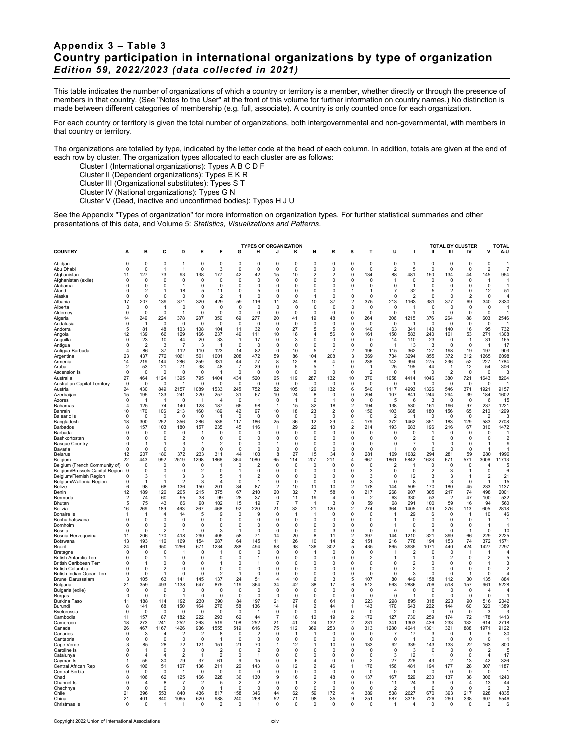# Appendix 3 – Table 3

# Country participation in international organizations by type of organization

***Edition 59, 2022/2023 (data collected in 2021)***

This table indicates the number of organizations of which a country or territory is a member, whether directly or through the presence of members in that country. (See "Notes to the User" at the front of this volume for further information on country names.) No distinction is made between different categories of membership (e.g. full, associate). A country is only counted once for each organization.

For each country or territory is given the total number of organizations, both intergovernmental and non-governmental, with members in that country or territory.

The organizations are totalled by type, indicated by the letter code at the head of each column. In addition, totals are given at the end of each row by cluster. The organization types allocated to each cluster are as follows:

Cluster I (International organizations): Types A B C D F
Cluster II (Dependent organizations): Types E K R
Cluster III (Organizational substitutes): Types S T
Cluster IV (National organizations): Types G N
Cluster V (Dead, inactive and unconfirmed bodies): Types H J U

See the Appendix "Types of organization" for more information on organization types. For further statistical summaries and other presentations of this data, and Volume 5: *Statistics, Visualizations and Patterns*.

| COUNTRY | TYPES OF ORGANIZATION | | | | | | | | | | | | | | | | TOTAL BY CLUSTER | | | | | TOTAL |
|---|---|---|---|---|---|---|---|---|---|---|---|---|---|---|---|---|---|---|---|---|---|---|
| | A | B | C | D | E | F | G | H | J | K | N | R | S | T | U | I | II | III | IV | V | A-U |
| Abidjan | 0 | 0 | 0 | 1 | 0 | 0 | 0 | 0 | 0 | 0 | 0 | 0 | 0 | 0 | 0 | 1 | 0 | 0 | 0 | 0 | 1 |
| Abu Dhabi | 0 | 0 | 1 | 1 | 0 | 3 | 0 | 0 | 0 | 0 | 0 | 0 | 0 | 0 | 2 | 5 | 0 | 0 | 0 | 2 | 7 |
| Afghanistan | 11 | 127 | 73 | 93 | 138 | 177 | 42 | 42 | 15 | 10 | 2 | 2 | 0 | 134 | 88 | 481 | 150 | 134 | 44 | 145 | 954 |
| Afghanistan (exile) | 0 | 0 | 0 | 0 | 0 | 0 | 0 | 0 | 0 | 0 | 0 | 0 | 0 | 0 | 1 | 0 | 0 | 0 | 0 | 1 | 1 |
| Alabama | 0 | 0 | 0 | 1 | 0 | 0 | 0 | 0 | 0 | 0 | 0 | 0 | 0 | 0 | 0 | 1 | 0 | 0 | 0 | 0 | 1 |
| Åland | 0 | 2 | 1 | 18 | 5 | 11 | 0 | 5 | 0 | 0 | 0 | 0 | 1 | 1 | 7 | 32 | 5 | 2 | 0 | 12 | 51 |
| Alaska | 0 | 0 | 0 | 0 | 0 | 2 | 1 | 0 | 0 | 0 | 1 | 0 | 0 | 0 | 0 | 2 | 0 | 0 | 2 | 0 | 4 |
| Albania | 17 | 207 | 139 | 371 | 320 | 429 | 59 | 116 | 11 | 24 | 10 | 37 | 2 | 375 | 213 | 1163 | 381 | 377 | 69 | 340 | 2330 |
| Alberta | 0 | 0 | 1 | 0 | 0 | 0 | 0 | 0 | 0 | 0 | 0 | 0 | 0 | 0 | 0 | 1 | 0 | 0 | 0 | 0 | 1 |
| Alderney | 0 | 0 | 0 | 1 | 0 | 0 | 0 | 0 | 0 | 0 | 0 | 0 | 0 | 0 | 0 | 1 | 0 | 0 | 0 | 0 | 1 |
| Algeria | 14 | 249 | 224 | 378 | 287 | 350 | 69 | 277 | 20 | 41 | 19 | 48 | 0 | 264 | 306 | 1215 | 376 | 264 | 88 | 603 | 2546 |
| Andalusia | 0 | 1 | 0 | 0 | 0 | 0 | 0 | 0 | 0 | 0 | 0 | 0 | 0 | 0 | 0 | 1 | 0 | 0 | 0 | 0 | 1 |
| Andorra | 5 | 81 | 48 | 103 | 108 | 104 | 11 | 32 | 0 | 27 | 5 | 5 | 0 | 140 | 63 | 341 | 140 | 140 | 16 | 95 | 732 |
| Angola | 12 | 139 | 66 | 129 | 166 | 237 | 49 | 111 | 10 | 18 | 4 | 56 | 0 | 161 | 150 | 583 | 240 | 161 | 53 | 271 | 1308 |
| Anguilla | 0 | 23 | 10 | 44 | 20 | 33 | 1 | 17 | 0 | 3 | 0 | 0 | 0 | 0 | 14 | 110 | 23 | 0 | 1 | 31 | 165 |
| Antigua | 0 | 2 | 3 | 7 | 3 | 1 | 0 | 0 | 0 | 0 | 0 | 0 | 0 | 0 | 1 | 13 | 3 | 0 | 0 | 1 | 17 |
| Antigua-Barbuda | 4 | 86 | 37 | 112 | 110 | 123 | 14 | 82 | 0 | 10 | 5 | 7 | 2 | 196 | 115 | 362 | 127 | 198 | 19 | 197 | 903 |
| Argentina | 23 | 437 | 772 | 1061 | 561 | 1001 | 208 | 472 | 59 | 86 | 104 | 208 | 3 | 369 | 734 | 3294 | 855 | 372 | 312 | 1265 | 6098 |
| Armenia | 14 | 219 | 144 | 286 | 259 | 331 | 44 | 77 | 8 | 12 | 8 | 4 | 0 | 236 | 142 | 994 | 275 | 236 | 52 | 227 | 1784 |
| Aruba | 2 | 53 | 21 | 71 | 38 | 48 | 7 | 29 | 0 | 5 | 5 | 1 | 0 | 1 | 25 | 195 | 44 | 1 | 12 | 54 | 306 |
| Ascension Is | 0 | 0 | 0 | 0 | 0 | 1 | 0 | 0 | 0 | 0 | 0 | 0 | 0 | 2 | 0 | 1 | 0 | 2 | 0 | 0 | 3 |
| Australia | 27 | 464 | 1124 | 1395 | 795 | 1404 | 434 | 520 | 65 | 119 | 287 | 132 | 10 | 370 | 1058 | 4414 | 1046 | 380 | 721 | 1643 | 8204 |
| Australian Capital Territory | 0 | 0 | 0 | 1 | 0 | 0 | 0 | 0 | 0 | 0 | 0 | 0 | 0 | 0 | 0 | 1 | 0 | 0 | 0 | 0 | 1 |
| Austria | 24 | 430 | 849 | 2157 | 1089 | 1533 | 245 | 752 | 52 | 105 | 126 | 132 | 6 | 540 | 1117 | 4993 | 1326 | 546 | 371 | 1921 | 9157 |
| Azerbaijan | 15 | 195 | 133 | 241 | 220 | 257 | 31 | 67 | 10 | 24 | 8 | 0 | 0 | 294 | 107 | 841 | 244 | 294 | 39 | 184 | 1602 |
| Azores | 0 | 1 | 1 | 0 | 1 | 4 | 0 | 1 | 0 | 1 | 0 | 1 | 0 | 0 | 5 | 6 | 3 | 0 | 0 | 6 | 15 |
| Bahamas | 4 | 125 | 74 | 140 | 128 | 187 | 65 | 98 | 1 | 15 | 32 | 18 | 2 | 194 | 138 | 530 | 161 | 196 | 97 | 237 | 1221 |
| Bahrain | 10 | 170 | 106 | 213 | 160 | 189 | 42 | 97 | 10 | 18 | 23 | 2 | 0 | 156 | 103 | 688 | 180 | 156 | 65 | 210 | 1299 |
| Balearic Is | 0 | 0 | 0 | 0 | 0 | 1 | 0 | 0 | 0 | 0 | 0 | 0 | 0 | 0 | 2 | 1 | 0 | 0 | 0 | 2 | 3 |
| Bangladesh | 18 | 300 | 252 | 356 | 286 | 536 | 117 | 186 | 25 | 36 | 12 | 29 | 4 | 179 | 372 | 1462 | 351 | 183 | 129 | 583 | 2708 |
| Barbados | 8 | 157 | 103 | 180 | 157 | 235 | 45 | 116 | 1 | 29 | 22 | 10 | 2 | 214 | 193 | 683 | 196 | 216 | 67 | 310 | 1472 |
| Barbuda | 0 | 0 | 0 | 0 | 1 | 0 | 0 | 0 | 0 | 0 | 0 | 0 | 0 | 0 | 0 | 0 | 1 | 0 | 0 | 0 | 1 |
| Bashkortostan | 0 | 0 | 0 | 2 | 0 | 0 | 0 | 0 | 0 | 0 | 0 | 0 | 0 | 0 | 0 | 2 | 0 | 0 | 0 | 0 | 2 |
| Basque Country | 0 | 1 | 1 | 3 | 1 | 2 | 0 | 0 | 1 | 0 | 0 | 0 | 0 | 0 | 0 | 7 | 1 | 0 | 0 | 1 | 9 |
| Bavaria | 0 | 0 | 0 | 0 | 0 | 0 | 0 | 0 | 0 | 0 | 0 | 0 | 0 | 0 | 1 | 0 | 0 | 0 | 0 | 1 | 1 |
| Belarus | 12 | 207 | 180 | 372 | 233 | 311 | 44 | 103 | 8 | 27 | 15 | 34 | 0 | 281 | 169 | 1082 | 294 | 281 | 59 | 280 | 1996 |
| Belgium | 22 | 443 | 992 | 2519 | 1298 | 1866 | 364 | 1080 | 65 | 114 | 207 | 211 | 4 | 667 | 1861 | 5842 | 1623 | 671 | 571 | 3006 | 11713 |
| Belgium (French Community of) | 0 | 0 | 0 | 0 | 0 | 1 | 0 | 2 | 0 | 0 | 0 | 0 | 0 | 0 | 2 | 1 | 0 | 0 | 0 | 4 | 5 |
| Belgium/Brussels Capital Region | 0 | 0 | 0 | 0 | 2 | 0 | 1 | 0 | 0 | 0 | 0 | 0 | 0 | 3 | 0 | 0 | 2 | 3 | 1 | 0 | 6 |
| Belgium/Flemish Region | 0 | 3 | 1 | 3 | 3 | 5 | 1 | 2 | 0 | 0 | 0 | 0 | 0 | 3 | 0 | 12 | 3 | 3 | 1 | 2 | 21 |
| Belgium/Wallonia Region | 0 | 1 | 1 | 2 | 3 | 4 | 0 | 1 | 0 | 0 | 0 | 0 | 0 | 3 | 0 | 8 | 3 | 3 | 0 | 1 | 15 |
| Belize | 6 | 98 | 68 | 136 | 150 | 201 | 34 | 87 | 2 | 10 | 11 | 10 | 2 | 178 | 144 | 509 | 170 | 180 | 45 | 233 | 1137 |
| Benin | 12 | 189 | 126 | 205 | 215 | 375 | 67 | 210 | 20 | 32 | 7 | 58 | 0 | 217 | 268 | 907 | 305 | 217 | 74 | 498 | 2001 |
| Bermuda | 2 | 74 | 60 | 95 | 38 | 99 | 28 | 37 | 0 | 11 | 19 | 4 | 0 | 2 | 63 | 330 | 53 | 2 | 47 | 100 | 532 |
| Bhutan | 5 | 75 | 43 | 66 | 90 | 102 | 15 | 19 | 7 | 7 | 1 | 3 | 0 | 59 | 68 | 291 | 100 | 59 | 16 | 94 | 560 |
| Bolivia | 16 | 269 | 189 | 463 | 267 | 468 | 92 | 220 | 21 | 32 | 21 | 120 | 2 | 274 | 364 | 1405 | 419 | 276 | 113 | 605 | 2818 |
| Bonaire Is | 1 | 1 | 4 | 14 | 5 | 9 | 0 | 9 | 0 | 1 | 1 | 0 | 0 | 0 | 1 | 29 | 6 | 0 | 1 | 10 | 46 |
| Bophuthatswana | 0 | 0 | 0 | 0 | 0 | 0 | 0 | 0 | 0 | 0 | 0 | 0 | 0 | 0 | 1 | 0 | 0 | 0 | 0 | 1 | 1 |
| Bornholm | 0 | 0 | 0 | 0 | 0 | 0 | 0 | 0 | 0 | 0 | 0 | 0 | 0 | 0 | 1 | 0 | 0 | 0 | 0 | 1 | 1 |
| Bosnia | 0 | 0 | 2 | 1 | 0 | 3 | 1 | 0 | 0 | 0 | 0 | 3 | 0 | 0 | 0 | 6 | 3 | 0 | 1 | 0 | 10 |
| Bosnia-Herzegovina | 11 | 206 | 170 | 418 | 290 | 405 | 58 | 71 | 14 | 20 | 8 | 11 | 2 | 397 | 144 | 1210 | 321 | 399 | 66 | 229 | 2225 |
| Botswana | 13 | 193 | 116 | 169 | 154 | 287 | 64 | 145 | 11 | 26 | 10 | 14 | 2 | 151 | 216 | 778 | 194 | 153 | 74 | 372 | 1571 |
| Brazil | 24 | 461 | 950 | 1266 | 671 | 1234 | 288 | 494 | 68 | 98 | 136 | 302 | 5 | 435 | 865 | 3935 | 1071 | 440 | 424 | 1427 | 7297 |
| Bretagne | 0 | 0 | 0 | 1 | 0 | 1 | 0 | 0 | 0 | 0 | 0 | 0 | 0 | 0 | 1 | 2 | 0 | 0 | 0 | 1 | 3 |
| British Antarctic Terr | 0 | 0 | 1 | 0 | 0 | 0 | 0 | 1 | 0 | 0 | 0 | 0 | 0 | 0 | 1 | 1 | 0 | 2 | 0 | 2 | 5 |
| British Caribbean Terr | 0 | 1 | 0 | 0 | 0 | 1 | 0 | 1 | 0 | 0 | 0 | 0 | 0 | 2 | 0 | 2 | 0 | 0 | 0 | 1 | 3 |
| British Columbia | 0 | 0 | 2 | 0 | 0 | 0 | 0 | 0 | 0 | 0 | 0 | 0 | 0 | 0 | 0 | 2 | 0 | 0 | 0 | 0 | 2 |
| British Indian Ocean Terr | 0 | 0 | 1 | 0 | 0 | 2 | 1 | 0 | 0 | 0 | 0 | 0 | 0 | 0 | 0 | 3 | 0 | 0 | 1 | 0 | 4 |
| Brunei Darussalam | 3 | 105 | 63 | 141 | 145 | 137 | 24 | 51 | 4 | 10 | 6 | 3 | 5 | 107 | 80 | 449 | 158 | 112 | 30 | 135 | 884 |
| Bulgaria | 21 | 359 | 493 | 1138 | 647 | 875 | 119 | 364 | 34 | 42 | 38 | 17 | 6 | 512 | 563 | 2886 | 706 | 518 | 157 | 961 | 5228 |
| Bulgaria (exile) | 0 | 0 | 0 | 0 | 0 | 0 | 0 | 0 | 0 | 0 | 0 | 0 | 0 | 0 | 4 | 0 | 0 | 0 | 0 | 4 | 4 |
| Burgas | 0 | 0 | 0 | 1 | 0 | 0 | 0 | 0 | 0 | 0 | 0 | 0 | 0 | 0 | 0 | 1 | 0 | 0 | 0 | 0 | 1 |
| Burkina Faso | 11 | 188 | 114 | 192 | 230 | 390 | 84 | 197 | 21 | 27 | 6 | 61 | 0 | 223 | 298 | 895 | 318 | 223 | 90 | 516 | 2042 |
| Burundi | 8 | 141 | 68 | 150 | 164 | 276 | 58 | 136 | 14 | 14 | 2 | 44 | 1 | 143 | 170 | 643 | 222 | 144 | 60 | 320 | 1389 |
| Byelorussia | 0 | 0 | 0 | 0 | 0 | 0 | 0 | 1 | 0 | 0 | 0 | 0 | 0 | 0 | 2 | 0 | 0 | 0 | 0 | 3 | 3 |
| Cambodia | 11 | 157 | 87 | 182 | 222 | 293 | 62 | 44 | 7 | 18 | 10 | 19 | 2 | 172 | 127 | 730 | 259 | 174 | 72 | 178 | 1413 |
| Cameroon | 18 | 273 | 241 | 252 | 263 | 519 | 108 | 252 | 21 | 41 | 24 | 132 | 2 | 231 | 341 | 1303 | 436 | 233 | 132 | 614 | 2718 |
| Canada | 26 | 467 | 1167 | 1426 | 936 | 1555 | 519 | 616 | 75 | 112 | 369 | 253 | 8 | 313 | 1280 | 4641 | 1301 | 321 | 888 | 1971 | 9122 |
| Canaries | 0 | 3 | 4 | 2 | 2 | 8 | 0 | 2 | 0 | 1 | 1 | 0 | 0 | 0 | 7 | 17 | 3 | 0 | 1 | 9 | 30 |
| Cantabria | 0 | 0 | 0 | 0 | 0 | 1 | 0 | 0 | 0 | 0 | 0 | 0 | 0 | 0 | 0 | 1 | 0 | 0 | 0 | 0 | 1 |
| Cape Verde | 3 | 85 | 28 | 72 | 121 | 151 | 21 | 70 | 1 | 12 | 1 | 10 | 0 | 133 | 92 | 339 | 143 | 133 | 22 | 163 | 800 |
| Caroline Is | 0 | 1 | 0 | 0 | 0 | 2 | 0 | 2 | 0 | 0 | 0 | 0 | 0 | 0 | 0 | 3 | 0 | 0 | 0 | 2 | 5 |
| Catalunya | 0 | 4 | 4 | 2 | 1 | 2 | 0 | 1 | 0 | 0 | 0 | 0 | 0 | 0 | 3 | 12 | 1 | 0 | 0 | 4 | 17 |
| Cayman Is | 1 | 55 | 30 | 79 | 37 | 61 | 9 | 15 | 0 | 6 | 4 | 0 | 0 | 2 | 27 | 226 | 43 | 2 | 13 | 42 | 326 |
| Central African Rep | 6 | 106 | 51 | 107 | 136 | 211 | 26 | 143 | 8 | 12 | 2 | 46 | 1 | 176 | 156 | 481 | 194 | 177 | 28 | 307 | 1187 |
| Central Serbia | 0 | 0 | 0 | 1 | 0 | 0 | 0 | 0 | 0 | 0 | 0 | 0 | 0 | 0 | 0 | 1 | 0 | 0 | 0 | 0 | 1 |
| Chad | 8 | 106 | 62 | 125 | 166 | 228 | 36 | 130 | 9 | 16 | 2 | 48 | 0 | 137 | 167 | 529 | 230 | 137 | 38 | 306 | 1240 |
| Channel Is | 0 | 4 | 8 | 7 | 2 | 5 | 2 | 2 | 0 | 1 | 2 | 0 | 0 | 0 | 11 | 24 | 3 | 0 | 4 | 13 | 44 |
| Chechnya | 0 | 0 | 0 | 0 | 0 | 1 | 0 | 0 | 0 | 0 | 0 | 0 | 0 | 0 | 2 | 1 | 0 | 0 | 0 | 2 | 3 |
| Chile | 21 | 396 | 553 | 840 | 436 | 817 | 158 | 346 | 44 | 62 | 59 | 172 | 4 | 389 | 538 | 2627 | 670 | 393 | 217 | 928 | 4835 |
| China | 21 | 401 | 840 | 1065 | 620 | 988 | 240 | 268 | 52 | 71 | 98 | 35 | 9 | 251 | 587 | 3315 | 726 | 260 | 338 | 907 | 5546 |
| Christmas Is | 0 | 0 | 1 | 1 | 0 | 2 | 0 | 1 | 0 | 0 | 0 | 0 | 0 | 0 | 1 | 4 | 0 | 0 | 0 | 2 | 6 |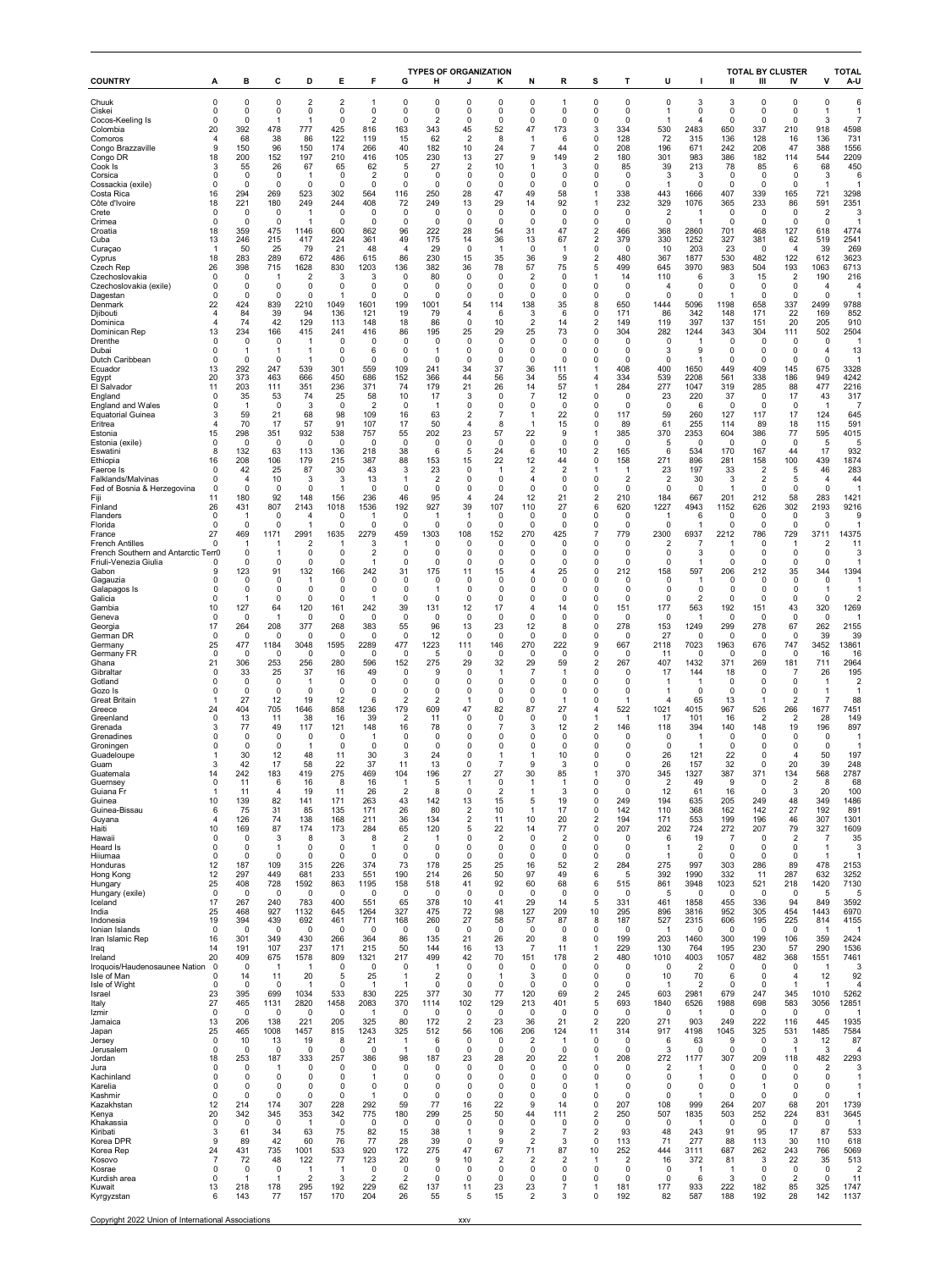| COUNTRY | TYPES OF ORGANIZATION | | | | | | | | | | | | | | | TOTAL BY CLUSTER | | | | TOTAL |
|---|---|---|---|---|---|---|---|---|---|---|---|---|---|---|---|---|---|---|---|---|
| | A | B | C | D | E | F | G | H | J | K | N | R | S | T | U | I | II | III | IV | V | A-U |
| Chuuk | 0 | 0 | 0 | 2 | 2 | 1 | 0 | 0 | 0 | 0 | 0 | 1 | 0 | 0 | 0 | 3 | 3 | 0 | 0 | 0 | 6 |
| Ciskei | 0 | 0 | 0 | 0 | 0 | 0 | 0 | 0 | 0 | 0 | 0 | 0 | 0 | 0 | 1 | 0 | 0 | 0 | 0 | 1 | 1 |
| Cocos-Keeling Is | 0 | 0 | 1 | 1 | 0 | 2 | 0 | 2 | 0 | 0 | 0 | 0 | 0 | 0 | 1 | 4 | 0 | 0 | 0 | 3 | 7 |
| Colombia | 20 | 392 | 478 | 777 | 425 | 816 | 163 | 343 | 45 | 52 | 47 | 173 | 3 | 334 | 530 | 2483 | 650 | 337 | 210 | 918 | 4598 |
| Comoros | 4 | 68 | 38 | 86 | 122 | 119 | 15 | 62 | 2 | 8 | 1 | 6 | 0 | 128 | 72 | 315 | 136 | 128 | 16 | 136 | 731 |
| Congo Brazzaville | 9 | 150 | 96 | 150 | 174 | 266 | 40 | 182 | 10 | 24 | 7 | 44 | 0 | 208 | 196 | 671 | 242 | 208 | 47 | 388 | 1556 |
| Congo DR | 18 | 200 | 152 | 197 | 210 | 416 | 105 | 230 | 13 | 27 | 9 | 149 | 2 | 180 | 301 | 983 | 386 | 182 | 114 | 544 | 2209 |
| Cook Is | 3 | 55 | 26 | 67 | 65 | 62 | 5 | 27 | 2 | 10 | 1 | 3 | 0 | 85 | 39 | 213 | 78 | 85 | 6 | 68 | 450 |
| Corsica | 0 | 0 | 0 | 1 | 0 | 2 | 0 | 0 | 0 | 0 | 0 | 0 | 0 | 0 | 3 | 3 | 0 | 0 | 0 | 3 | 6 |
| Cossackia (exile) | 0 | 0 | 0 | 0 | 0 | 0 | 0 | 0 | 0 | 0 | 0 | 0 | 0 | 0 | 1 | 0 | 0 | 0 | 0 | 1 | 1 |
| Costa Rica | 16 | 294 | 269 | 523 | 302 | 564 | 116 | 250 | 28 | 47 | 49 | 58 | 1 | 338 | 443 | 1666 | 407 | 339 | 165 | 721 | 3298 |
| Côte d'Ivoire | 18 | 221 | 180 | 249 | 244 | 408 | 72 | 249 | 13 | 29 | 14 | 92 | 1 | 232 | 329 | 1076 | 365 | 233 | 86 | 591 | 2351 |
| Crete | 0 | 0 | 0 | 1 | 0 | 0 | 0 | 0 | 0 | 0 | 0 | 0 | 0 | 0 | 2 | 1 | 0 | 0 | 0 | 2 | 3 |
| Crimea | 0 | 0 | 0 | 1 | 0 | 0 | 0 | 0 | 0 | 0 | 0 | 0 | 0 | 0 | 0 | 1 | 0 | 0 | 0 | 0 | 1 |
| Croatia | 18 | 359 | 475 | 1146 | 600 | 862 | 96 | 222 | 28 | 54 | 31 | 47 | 2 | 466 | 368 | 2860 | 701 | 468 | 127 | 618 | 4774 |
| Cuba | 13 | 246 | 215 | 417 | 224 | 361 | 49 | 175 | 14 | 36 | 13 | 67 | 2 | 379 | 330 | 1252 | 327 | 381 | 62 | 519 | 2541 |
| Curaçao | 1 | 50 | 25 | 79 | 21 | 48 | 4 | 29 | 0 | 1 | 0 | 1 | 0 | 0 | 10 | 203 | 23 | 0 | 4 | 39 | 269 |
| Cyprus | 18 | 283 | 289 | 672 | 486 | 615 | 86 | 230 | 15 | 35 | 36 | 9 | 2 | 480 | 367 | 1877 | 530 | 482 | 122 | 612 | 3623 |
| Czech Rep | 26 | 398 | 715 | 1628 | 830 | 1203 | 136 | 382 | 36 | 78 | 57 | 75 | 5 | 499 | 645 | 3970 | 983 | 504 | 193 | 1063 | 6713 |
| Czechoslovakia | 0 | 0 | 1 | 2 | 3 | 3 | 0 | 80 | 0 | 0 | 2 | 0 | 1 | 14 | 110 | 6 | 3 | 15 | 2 | 190 | 216 |
| Czechoslovakia (exile) | 0 | 0 | 0 | 0 | 0 | 0 | 0 | 0 | 0 | 0 | 0 | 0 | 0 | 0 | 4 | 0 | 0 | 0 | 0 | 4 | 4 |
| Dagestan | 0 | 0 | 0 | 0 | 1 | 0 | 0 | 0 | 0 | 0 | 0 | 0 | 0 | 0 | 0 | 0 | 1 | 0 | 0 | 0 | 1 |
| Denmark | 22 | 424 | 839 | 2210 | 1049 | 1601 | 199 | 1001 | 54 | 114 | 138 | 35 | 8 | 650 | 1444 | 5096 | 1198 | 658 | 337 | 2499 | 9788 |
| Djibouti | 4 | 84 | 39 | 94 | 136 | 121 | 19 | 79 | 4 | 6 | 3 | 6 | 0 | 171 | 86 | 342 | 148 | 171 | 22 | 169 | 852 |
| Dominica | 4 | 74 | 42 | 129 | 113 | 148 | 18 | 86 | 0 | 10 | 2 | 14 | 2 | 149 | 119 | 397 | 137 | 151 | 20 | 205 | 910 |
| Dominican Rep | 13 | 234 | 166 | 415 | 241 | 416 | 86 | 195 | 25 | 29 | 25 | 73 | 0 | 304 | 282 | 1244 | 343 | 304 | 111 | 502 | 2504 |
| Drenthe | 0 | 0 | 0 | 1 | 0 | 0 | 0 | 0 | 0 | 0 | 0 | 0 | 0 | 0 | 0 | 1 | 0 | 0 | 0 | 0 | 1 |
| Dubai | 0 | 1 | 1 | 1 | 0 | 6 | 0 | 1 | 0 | 0 | 0 | 0 | 0 | 0 | 3 | 9 | 0 | 0 | 0 | 4 | 13 |
| Dutch Caribbean | 0 | 0 | 0 | 1 | 0 | 0 | 0 | 0 | 0 | 0 | 0 | 0 | 0 | 0 | 0 | 1 | 0 | 0 | 0 | 0 | 1 |
| Ecuador | 13 | 292 | 247 | 539 | 301 | 559 | 109 | 241 | 34 | 37 | 36 | 111 | 1 | 408 | 400 | 1650 | 449 | 409 | 145 | 675 | 3328 |
| Egypt | 20 | 373 | 463 | 666 | 450 | 686 | 152 | 366 | 44 | 56 | 34 | 55 | 4 | 334 | 539 | 2208 | 561 | 338 | 186 | 949 | 4242 |
| El Salvador | 11 | 203 | 111 | 351 | 236 | 371 | 74 | 179 | 21 | 26 | 14 | 57 | 1 | 284 | 277 | 1047 | 319 | 285 | 88 | 477 | 2216 |
| England | 0 | 35 | 53 | 74 | 25 | 58 | 10 | 17 | 3 | 0 | 7 | 12 | 0 | 0 | 23 | 220 | 37 | 0 | 17 | 43 | 317 |
| England and Wales | 0 | 1 | 0 | 3 | 0 | 2 | 0 | 1 | 0 | 0 | 0 | 0 | 0 | 0 | 0 | 6 | 0 | 0 | 0 | 1 | 7 |
| Equatorial Guinea | 3 | 59 | 21 | 68 | 98 | 109 | 16 | 63 | 2 | 7 | 1 | 22 | 0 | 117 | 59 | 260 | 127 | 117 | 17 | 124 | 645 |
| Eritrea | 4 | 70 | 17 | 57 | 91 | 107 | 17 | 50 | 4 | 8 | 1 | 15 | 0 | 89 | 61 | 255 | 114 | 89 | 18 | 115 | 591 |
| Estonia | 15 | 298 | 351 | 932 | 538 | 757 | 55 | 202 | 23 | 57 | 22 | 9 | 1 | 385 | 370 | 2353 | 604 | 386 | 77 | 595 | 4015 |
| Estonia (exile) | 0 | 0 | 0 | 0 | 0 | 0 | 0 | 0 | 0 | 0 | 0 | 0 | 0 | 0 | 5 | 0 | 0 | 0 | 0 | 5 | 5 |
| Eswatini | 8 | 132 | 63 | 113 | 136 | 218 | 38 | 6 | 5 | 24 | 6 | 10 | 2 | 165 | 6 | 534 | 170 | 167 | 44 | 17 | 932 |
| Ethiopia | 16 | 208 | 106 | 179 | 215 | 387 | 88 | 153 | 15 | 22 | 12 | 44 | 0 | 158 | 271 | 896 | 281 | 158 | 100 | 439 | 1874 |
| Faeroe Is | 0 | 42 | 25 | 87 | 30 | 43 | 3 | 23 | 0 | 1 | 2 | 2 | 1 | 1 | 23 | 197 | 33 | 2 | 5 | 46 | 283 |
| Falklands/Malvinas | 0 | 4 | 10 | 3 | 3 | 13 | 1 | 2 | 0 | 0 | 4 | 0 | 0 | 2 | 2 | 30 | 3 | 2 | 5 | 4 | 44 |
| Fed of Bosnia & Herzegovina | 0 | 0 | 0 | 0 | 1 | 0 | 0 | 0 | 0 | 0 | 0 | 0 | 0 | 0 | 0 | 0 | 1 | 0 | 0 | 0 | 1 |
| Fiji | 11 | 180 | 92 | 148 | 156 | 236 | 46 | 95 | 4 | 24 | 12 | 21 | 2 | 210 | 184 | 667 | 201 | 212 | 58 | 283 | 1421 |
| Finland | 26 | 431 | 807 | 2143 | 1018 | 1536 | 192 | 927 | 39 | 107 | 110 | 27 | 6 | 620 | 1227 | 4943 | 1152 | 626 | 302 | 2193 | 9216 |
| Flanders | 0 | 1 | 0 | 4 | 0 | 1 | 0 | 1 | 1 | 0 | 0 | 0 | 0 | 0 | 1 | 6 | 0 | 0 | 0 | 3 | 9 |
| Florida | 0 | 0 | 0 | 1 | 0 | 0 | 0 | 0 | 0 | 0 | 0 | 0 | 0 | 0 | 0 | 1 | 0 | 0 | 0 | 0 | 1 |
| France | 27 | 469 | 1171 | 2991 | 1635 | 2279 | 459 | 1303 | 108 | 152 | 270 | 425 | 7 | 779 | 2300 | 6937 | 2212 | 786 | 729 | 3711 | 14375 |
| French Antilles | 0 | 1 | 1 | 2 | 1 | 3 | 1 | 1 | 0 | 0 | 0 | 0 | 0 | 0 | 2 | 7 | 1 | 0 | 1 | 2 | 11 |
| French Southern and Antarctic Terr | 0 | 0 | 1 | 0 | 0 | 2 | 0 | 0 | 0 | 0 | 0 | 0 | 0 | 0 | 0 | 3 | 0 | 0 | 0 | 0 | 3 |
| Friuli-Venezia Giulia | 0 | 0 | 0 | 0 | 0 | 1 | 0 | 0 | 0 | 0 | 0 | 0 | 0 | 0 | 0 | 1 | 0 | 0 | 0 | 0 | 1 |
| Gabon | 9 | 123 | 91 | 132 | 166 | 242 | 31 | 175 | 11 | 15 | 4 | 25 | 0 | 212 | 158 | 597 | 206 | 212 | 35 | 344 | 1394 |
| Gagauzia | 0 | 0 | 0 | 1 | 0 | 0 | 0 | 0 | 0 | 0 | 0 | 0 | 0 | 0 | 0 | 1 | 0 | 0 | 0 | 0 | 1 |
| Galapagos Is | 0 | 0 | 0 | 0 | 0 | 0 | 0 | 1 | 0 | 0 | 0 | 0 | 0 | 0 | 0 | 0 | 0 | 0 | 0 | 1 | 1 |
| Galicia | 0 | 1 | 0 | 0 | 0 | 1 | 0 | 0 | 0 | 0 | 0 | 0 | 0 | 0 | 0 | 2 | 0 | 0 | 0 | 0 | 2 |
| Gambia | 10 | 127 | 64 | 120 | 161 | 242 | 39 | 131 | 12 | 17 | 4 | 14 | 0 | 151 | 177 | 563 | 192 | 151 | 43 | 320 | 1269 |
| Geneva | 0 | 0 | 1 | 0 | 0 | 0 | 0 | 0 | 0 | 0 | 0 | 0 | 0 | 0 | 0 | 1 | 0 | 0 | 0 | 0 | 1 |
| Georgia | 17 | 264 | 208 | 377 | 268 | 383 | 55 | 96 | 13 | 23 | 12 | 8 | 0 | 278 | 153 | 1249 | 299 | 278 | 67 | 262 | 2155 |
| German DR | 0 | 0 | 0 | 0 | 0 | 0 | 0 | 12 | 0 | 0 | 0 | 0 | 0 | 0 | 27 | 0 | 0 | 0 | 0 | 39 | 39 |
| Germany | 25 | 477 | 1184 | 3048 | 1595 | 2289 | 477 | 1223 | 111 | 146 | 270 | 222 | 9 | 667 | 2118 | 7023 | 1963 | 676 | 747 | 3452 | 13861 |
| Germany FR | 0 | 0 | 0 | 0 | 0 | 0 | 0 | 5 | 0 | 0 | 0 | 0 | 0 | 0 | 11 | 0 | 0 | 0 | 0 | 16 | 16 |
| Ghana | 21 | 306 | 253 | 256 | 280 | 596 | 152 | 275 | 29 | 32 | 29 | 59 | 2 | 267 | 407 | 1432 | 371 | 269 | 181 | 711 | 2964 |
| Gibraltar | 0 | 33 | 25 | 37 | 16 | 49 | 0 | 9 | 0 | 1 | 7 | 1 | 0 | 0 | 17 | 144 | 18 | 0 | 7 | 26 | 195 |
| Gotland | 0 | 0 | 0 | 1 | 0 | 0 | 0 | 0 | 0 | 0 | 0 | 0 | 0 | 0 | 1 | 1 | 0 | 0 | 0 | 1 | 2 |
| Gozo Is | 0 | 0 | 0 | 0 | 0 | 0 | 0 | 0 | 0 | 0 | 0 | 0 | 0 | 0 | 1 | 0 | 0 | 0 | 0 | 1 | 1 |
| Great Britain | 1 | 27 | 12 | 19 | 12 | 6 | 2 | 2 | 1 | 0 | 0 | 1 | 0 | 1 | 4 | 65 | 13 | 1 | 2 | 7 | 88 |
| Greece | 24 | 404 | 705 | 1646 | 858 | 1236 | 179 | 609 | 47 | 82 | 87 | 27 | 4 | 522 | 1021 | 4015 | 967 | 526 | 266 | 1677 | 7451 |
| Greenland | 0 | 13 | 11 | 38 | 16 | 39 | 2 | 11 | 0 | 0 | 0 | 0 | 0 | 1 | 17 | 101 | 16 | 2 | 2 | 28 | 149 |
| Grenada | 3 | 77 | 49 | 117 | 121 | 148 | 16 | 78 | 0 | 7 | 3 | 12 | 2 | 146 | 118 | 394 | 140 | 148 | 19 | 196 | 897 |
| Grenadines | 0 | 0 | 0 | 0 | 0 | 1 | 0 | 0 | 0 | 0 | 0 | 0 | 0 | 0 | 0 | 1 | 0 | 0 | 0 | 0 | 1 |
| Groningen | 0 | 0 | 0 | 1 | 0 | 0 | 0 | 0 | 0 | 0 | 0 | 0 | 0 | 0 | 0 | 1 | 0 | 0 | 0 | 0 | 1 |
| Guadeloupe | 1 | 30 | 12 | 48 | 11 | 30 | 3 | 24 | 0 | 1 | 1 | 10 | 0 | 0 | 26 | 121 | 22 | 0 | 4 | 50 | 197 |
| Guam | 3 | 42 | 17 | 58 | 22 | 37 | 11 | 13 | 0 | 7 | 9 | 3 | 0 | 0 | 26 | 157 | 32 | 0 | 20 | 39 | 248 |
| Guatemala | 14 | 242 | 183 | 419 | 275 | 469 | 104 | 196 | 27 | 27 | 30 | 85 | 1 | 370 | 345 | 1327 | 387 | 371 | 134 | 568 | 2787 |
| Guernsey | 0 | 11 | 6 | 16 | 8 | 16 | 1 | 5 | 1 | 0 | 1 | 1 | 0 | 0 | 2 | 49 | 9 | 0 | 2 | 8 | 68 |
| Guiana Fr | 1 | 11 | 4 | 19 | 11 | 26 | 2 | 8 | 0 | 2 | 1 | 3 | 0 | 0 | 12 | 61 | 16 | 0 | 3 | 20 | 100 |
| Guinea | 10 | 139 | 82 | 141 | 171 | 263 | 43 | 142 | 13 | 15 | 5 | 19 | 0 | 249 | 194 | 635 | 205 | 249 | 48 | 349 | 1486 |
| Guinea-Bissau | 6 | 75 | 31 | 85 | 135 | 171 | 26 | 80 | 2 | 10 | 1 | 17 | 0 | 142 | 110 | 368 | 162 | 142 | 27 | 192 | 891 |
| Guyana | 4 | 126 | 74 | 138 | 168 | 211 | 36 | 134 | 2 | 11 | 10 | 20 | 2 | 194 | 171 | 553 | 199 | 196 | 46 | 307 | 1301 |
| Haiti | 10 | 169 | 87 | 174 | 173 | 284 | 65 | 120 | 5 | 22 | 14 | 77 | 0 | 207 | 202 | 724 | 272 | 207 | 79 | 327 | 1609 |
| Hawaii | 0 | 0 | 3 | 8 | 3 | 8 | 2 | 1 | 0 | 2 | 0 | 2 | 0 | 0 | 6 | 19 | 7 | 0 | 2 | 7 | 35 |
| Heard Is | 0 | 0 | 1 | 1 | 0 | 0 | 0 | 0 | 0 | 0 | 0 | 0 | 0 | 0 | 1 | 2 | 0 | 0 | 0 | 1 | 3 |
| Hiiumaa | 0 | 0 | 0 | 0 | 0 | 0 | 0 | 0 | 0 | 0 | 0 | 0 | 0 | 0 | 1 | 0 | 0 | 0 | 0 | 1 | 1 |
| Honduras | 12 | 187 | 109 | 315 | 226 | 374 | 73 | 178 | 25 | 25 | 16 | 52 | 2 | 284 | 275 | 997 | 303 | 286 | 89 | 478 | 2153 |
| Hong Kong | 12 | 297 | 449 | 681 | 233 | 551 | 190 | 214 | 26 | 50 | 97 | 49 | 6 | 5 | 392 | 1990 | 332 | 11 | 287 | 632 | 3252 |
| Hungary | 25 | 408 | 728 | 1592 | 863 | 1195 | 158 | 518 | 41 | 92 | 60 | 68 | 6 | 515 | 861 | 3948 | 1023 | 521 | 218 | 1420 | 7130 |
| Hungary (exile) | 0 | 0 | 0 | 0 | 0 | 0 | 0 | 0 | 0 | 0 | 0 | 0 | 0 | 0 | 5 | 0 | 0 | 0 | 0 | 5 | 5 |
| Iceland | 17 | 267 | 240 | 783 | 400 | 551 | 65 | 378 | 10 | 41 | 29 | 14 | 5 | 331 | 461 | 1858 | 455 | 336 | 94 | 849 | 3592 |
| India | 25 | 468 | 927 | 1132 | 645 | 1264 | 327 | 475 | 72 | 98 | 127 | 209 | 10 | 295 | 896 | 3816 | 952 | 305 | 454 | 1443 | 6970 |
| Indonesia | 19 | 394 | 439 | 692 | 461 | 771 | 168 | 260 | 27 | 58 | 57 | 87 | 8 | 187 | 527 | 2315 | 606 | 195 | 225 | 814 | 4155 |
| Ionian Islands | 0 | 0 | 0 | 0 | 0 | 0 | 0 | 0 | 0 | 0 | 0 | 0 | 0 | 0 | 1 | 0 | 0 | 0 | 0 | 1 | 1 |
| Iran Islamic Rep | 16 | 301 | 349 | 430 | 266 | 364 | 86 | 135 | 21 | 26 | 20 | 8 | 0 | 199 | 203 | 1460 | 300 | 199 | 106 | 359 | 2424 |
| Iraq | 14 | 191 | 107 | 237 | 171 | 215 | 50 | 144 | 16 | 13 | 7 | 11 | 1 | 229 | 130 | 764 | 195 | 230 | 57 | 290 | 1536 |
| Ireland | 20 | 409 | 675 | 1578 | 809 | 1321 | 217 | 499 | 42 | 70 | 151 | 178 | 2 | 480 | 1010 | 4003 | 1057 | 482 | 368 | 1551 | 7461 |
| Iroquois/Haudenosaunee Nation | 0 | 0 | 1 | 1 | 0 | 0 | 0 | 0 | 0 | 1 | 0 | 0 | 0 | 0 | 0 | 2 | 0 | 0 | 0 | 1 | 3 |
| Isle of Man | 0 | 14 | 11 | 20 | 5 | 25 | 1 | 2 | 0 | 1 | 3 | 0 | 0 | 0 | 10 | 70 | 6 | 0 | 4 | 12 | 92 |
| Isle of Wight | 0 | 0 | 0 | 1 | 0 | 1 | 1 | 0 | 0 | 0 | 0 | 0 | 0 | 0 | 1 | 2 | 0 | 0 | 1 | 1 | 4 |
| Israel | 23 | 395 | 699 | 1034 | 533 | 830 | 225 | 377 | 30 | 77 | 120 | 69 | 2 | 245 | 603 | 2981 | 679 | 247 | 345 | 1010 | 5262 |
| Italy | 27 | 465 | 1131 | 2820 | 1458 | 2083 | 370 | 1114 | 102 | 129 | 213 | 401 | 5 | 693 | 1840 | 6526 | 1988 | 698 | 583 | 3056 | 12851 |
| Izmir | 0 | 0 | 0 | 0 | 0 | 1 | 0 | 0 | 0 | 0 | 0 | 0 | 0 | 0 | 0 | 1 | 0 | 0 | 0 | 0 | 1 |
| Jamaica | 13 | 206 | 138 | 221 | 205 | 325 | 80 | 172 | 2 | 23 | 36 | 21 | 2 | 220 | 271 | 903 | 249 | 222 | 116 | 445 | 1935 |
| Japan | 25 | 465 | 1008 | 1457 | 815 | 1243 | 325 | 512 | 56 | 106 | 206 | 124 | 11 | 314 | 917 | 4198 | 1045 | 325 | 531 | 1485 | 7584 |
| Jersey | 0 | 10 | 13 | 19 | 8 | 21 | 1 | 6 | 0 | 0 | 2 | 1 | 0 | 0 | 6 | 63 | 9 | 0 | 3 | 12 | 87 |
| Jerusalem | 0 | 0 | 0 | 0 | 0 | 0 | 1 | 0 | 0 | 0 | 0 | 0 | 0 | 0 | 3 | 0 | 0 | 0 | 1 | 3 | 4 |
| Jordan | 18 | 253 | 187 | 333 | 257 | 386 | 98 | 187 | 23 | 28 | 20 | 22 | 1 | 208 | 272 | 1177 | 307 | 209 | 118 | 482 | 2293 |
| Jura | 0 | 0 | 1 | 0 | 0 | 0 | 0 | 0 | 0 | 0 | 0 | 0 | 0 | 0 | 2 | 1 | 0 | 0 | 0 | 2 | 3 |
| Kachinland | 0 | 0 | 0 | 0 | 0 | 1 | 0 | 0 | 0 | 0 | 0 | 0 | 0 | 0 | 0 | 1 | 0 | 0 | 0 | 0 | 1 |
| Karelia | 0 | 0 | 0 | 0 | 0 | 0 | 0 | 0 | 0 | 0 | 0 | 0 | 1 | 0 | 0 | 0 | 0 | 1 | 0 | 0 | 1 |
| Kashmir | 0 | 0 | 0 | 0 | 0 | 1 | 0 | 0 | 0 | 0 | 0 | 0 | 0 | 0 | 0 | 1 | 0 | 0 | 0 | 0 | 1 |
| Kazakhstan | 12 | 214 | 174 | 307 | 228 | 292 | 59 | 77 | 16 | 22 | 9 | 14 | 0 | 207 | 108 | 999 | 264 | 207 | 68 | 201 | 1739 |
| Kenya | 20 | 342 | 345 | 353 | 342 | 775 | 180 | 299 | 25 | 50 | 44 | 111 | 2 | 250 | 507 | 1835 | 503 | 252 | 224 | 831 | 3645 |
| Khakassia | 0 | 0 | 0 | 1 | 0 | 0 | 0 | 0 | 0 | 0 | 0 | 0 | 0 | 0 | 0 | 1 | 0 | 0 | 0 | 0 | 1 |
| Kiribati | 3 | 61 | 34 | 63 | 75 | 82 | 15 | 38 | 1 | 9 | 2 | 7 | 2 | 93 | 48 | 243 | 91 | 95 | 17 | 87 | 533 |
| Korea DPR | 9 | 89 | 42 | 60 | 76 | 77 | 28 | 39 | 0 | 9 | 2 | 3 | 0 | 113 | 71 | 277 | 88 | 113 | 30 | 110 | 618 |
| Korea Rep | 24 | 431 | 735 | 1001 | 533 | 920 | 172 | 275 | 47 | 67 | 71 | 87 | 10 | 252 | 444 | 3111 | 687 | 262 | 243 | 766 | 5069 |
| Kosovo | 7 | 72 | 48 | 122 | 77 | 123 | 20 | 9 | 10 | 2 | 2 | 2 | 1 | 2 | 16 | 372 | 81 | 3 | 22 | 35 | 513 |
| Kosrae | 0 | 0 | 0 | 1 | 1 | 0 | 0 | 0 | 0 | 0 | 0 | 0 | 0 | 0 | 0 | 1 | 1 | 0 | 0 | 0 | 2 |
| Kurdish area | 0 | 1 | 1 | 2 | 3 | 2 | 2 | 0 | 0 | 0 | 0 | 0 | 0 | 0 | 0 | 6 | 3 | 0 | 2 | 0 | 11 |
| Kuwait | 13 | 218 | 178 | 295 | 192 | 229 | 62 | 137 | 11 | 23 | 23 | 7 | 1 | 181 | 177 | 933 | 222 | 182 | 85 | 325 | 1747 |
| Kyrgyzstan | 6 | 143 | 77 | 157 | 170 | 204 | 26 | 55 | 5 | 15 | 2 | 3 | 0 | 192 | 82 | 587 | 188 | 192 | 28 | 142 | 1137 |

Copyright 2022 Union of International Associations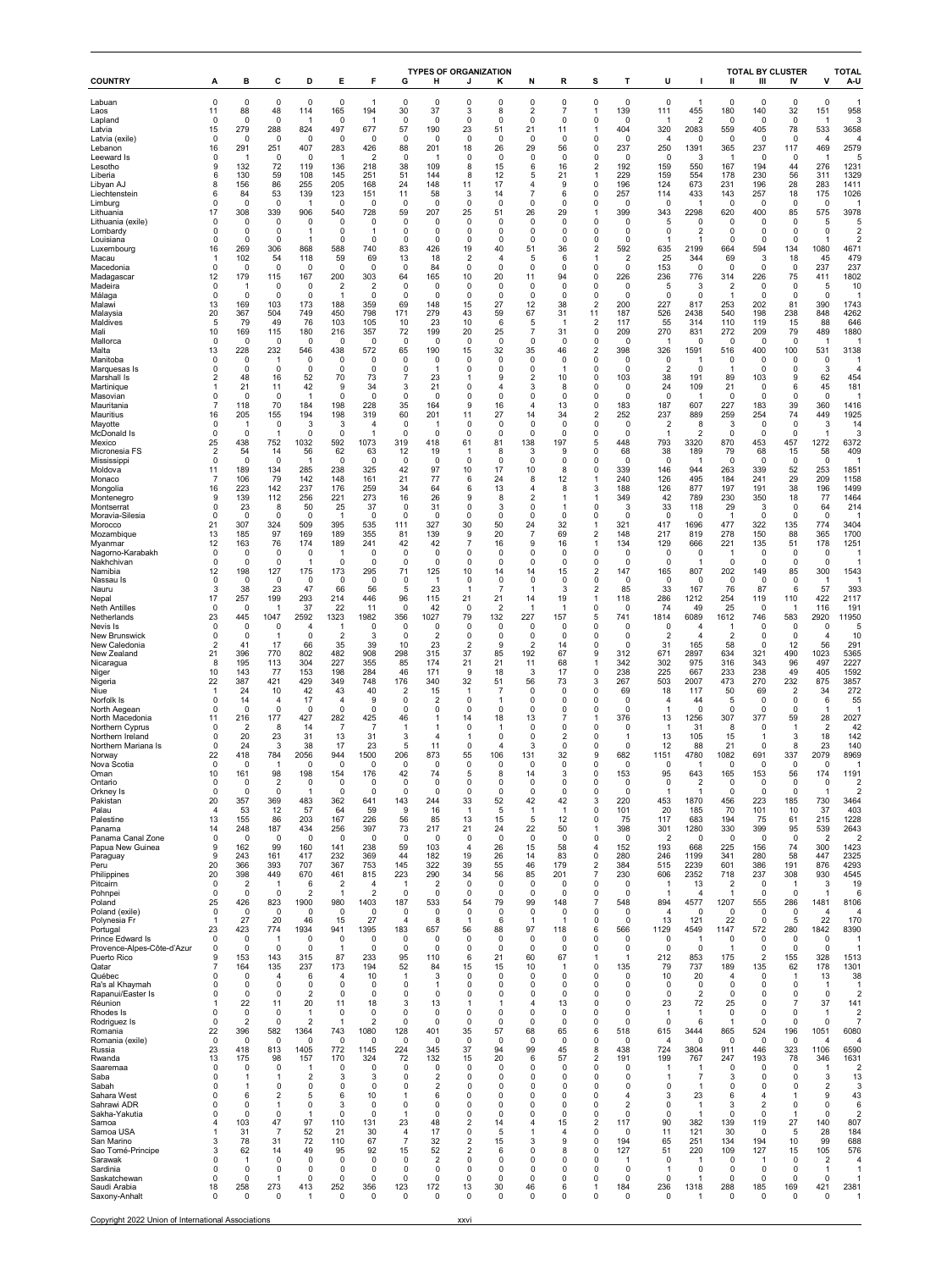| COUNTRY | A | B | C | D | E | F | G | H | J | K | N | R | S | T | U | I | II | III | IV | V | A-U |
|---|---|---|---|---|---|---|---|---|---|---|---|---|---|---|---|---|---|---|---|---|---|
| | | | | | | | | TYPES OF ORGANIZATION | | | | | | | | | | TOTAL BY CLUSTER | | | TOTAL |
| Labuan | 0 | 0 | 0 | 0 | 0 | 1 | 0 | 0 | 0 | 0 | 0 | 0 | 0 | 0 | 0 | 1 | 0 | 0 | 0 | 0 | 1 |
| Laos | 11 | 88 | 48 | 114 | 165 | 194 | 30 | 37 | 3 | 8 | 2 | 7 | 1 | 139 | 111 | 455 | 180 | 140 | 32 | 151 | 958 |
| Lapland | 0 | 0 | 0 | 1 | 0 | 1 | 0 | 0 | 0 | 0 | 0 | 0 | 0 | 0 | 1 | 2 | 0 | 0 | 0 | 1 | 3 |
| Latvia | 15 | 279 | 288 | 824 | 497 | 677 | 57 | 190 | 23 | 51 | 21 | 11 | 1 | 404 | 320 | 2083 | 559 | 405 | 78 | 533 | 3658 |
| Latvia (exile) | 0 | 0 | 0 | 0 | 0 | 0 | 0 | 0 | 0 | 0 | 0 | 0 | 0 | 0 | 4 | 0 | 0 | 0 | 0 | 4 | 4 |
| Lebanon | 16 | 291 | 251 | 407 | 283 | 426 | 88 | 201 | 18 | 26 | 29 | 56 | 0 | 237 | 250 | 1391 | 365 | 237 | 117 | 469 | 2579 |
| Leeward Is | 0 | 1 | 0 | 0 | 1 | 2 | 0 | 1 | 0 | 0 | 0 | 0 | 0 | 0 | 0 | 3 | 1 | 0 | 0 | 1 | 5 |
| Lesotho | 9 | 132 | 72 | 119 | 136 | 218 | 38 | 109 | 8 | 15 | 6 | 16 | 2 | 192 | 159 | 550 | 167 | 194 | 44 | 276 | 1231 |
| Liberia | 6 | 130 | 59 | 108 | 145 | 251 | 51 | 144 | 8 | 12 | 5 | 21 | 1 | 229 | 159 | 554 | 178 | 230 | 56 | 311 | 1329 |
| Libyan AJ | 8 | 156 | 86 | 255 | 205 | 168 | 24 | 148 | 11 | 17 | 4 | 9 | 0 | 196 | 124 | 673 | 231 | 196 | 28 | 283 | 1411 |
| Liechtenstein | 6 | 84 | 53 | 139 | 123 | 151 | 11 | 58 | 3 | 14 | 7 | 6 | 0 | 257 | 114 | 433 | 143 | 257 | 18 | 175 | 1026 |
| Limburg | 0 | 0 | 0 | 1 | 0 | 0 | 0 | 0 | 0 | 0 | 0 | 0 | 0 | 0 | 0 | 1 | 0 | 0 | 0 | 0 | 1 |
| Lithuania | 17 | 308 | 339 | 906 | 540 | 728 | 59 | 207 | 25 | 51 | 26 | 29 | 1 | 399 | 343 | 2298 | 620 | 400 | 85 | 575 | 3978 |
| Lithuania (exile) | 0 | 0 | 0 | 0 | 0 | 0 | 0 | 0 | 0 | 0 | 0 | 0 | 0 | 0 | 5 | 0 | 0 | 0 | 0 | 5 | 5 |
| Lombardy | 0 | 0 | 0 | 1 | 0 | 1 | 0 | 0 | 0 | 0 | 0 | 0 | 0 | 0 | 0 | 2 | 0 | 0 | 0 | 0 | 2 |
| Louisiana | 0 | 0 | 0 | 1 | 0 | 0 | 0 | 0 | 0 | 0 | 0 | 0 | 0 | 0 | 1 | 1 | 0 | 0 | 0 | 1 | 2 |
| Luxembourg | 16 | 269 | 306 | 868 | 588 | 740 | 83 | 426 | 19 | 40 | 51 | 36 | 2 | 592 | 635 | 2199 | 664 | 594 | 134 | 1080 | 4671 |
| Macau | 1 | 102 | 54 | 118 | 59 | 69 | 13 | 18 | 2 | 4 | 5 | 6 | 1 | 2 | 25 | 344 | 69 | 3 | 18 | 45 | 479 |
| Macedonia | 0 | 0 | 0 | 0 | 0 | 0 | 0 | 84 | 0 | 0 | 0 | 0 | 0 | 0 | 153 | 0 | 0 | 0 | 0 | 237 | 237 |
| Madagascar | 12 | 179 | 115 | 167 | 200 | 303 | 64 | 165 | 10 | 20 | 11 | 94 | 0 | 226 | 236 | 776 | 314 | 226 | 75 | 411 | 1802 |
| Madeira | 0 | 1 | 0 | 0 | 2 | 2 | 0 | 0 | 0 | 0 | 0 | 0 | 0 | 0 | 5 | 3 | 2 | 0 | 0 | 5 | 10 |
| Málaga | 0 | 0 | 0 | 0 | 1 | 0 | 0 | 0 | 0 | 0 | 0 | 0 | 0 | 0 | 0 | 0 | 1 | 0 | 0 | 0 | 1 |
| Malawi | 13 | 169 | 103 | 173 | 188 | 359 | 69 | 148 | 15 | 27 | 12 | 38 | 2 | 200 | 227 | 817 | 253 | 202 | 81 | 390 | 1743 |
| Malaysia | 20 | 367 | 504 | 749 | 450 | 798 | 171 | 279 | 43 | 59 | 67 | 31 | 11 | 187 | 526 | 2438 | 540 | 198 | 238 | 848 | 4262 |
| Maldives | 5 | 79 | 49 | 76 | 103 | 105 | 10 | 23 | 10 | 6 | 5 | 1 | 2 | 117 | 55 | 314 | 110 | 119 | 15 | 88 | 646 |
| Mali | 10 | 169 | 115 | 180 | 216 | 357 | 72 | 199 | 20 | 25 | 7 | 31 | 0 | 209 | 270 | 831 | 272 | 209 | 79 | 489 | 1880 |
| Mallorca | 0 | 0 | 0 | 0 | 0 | 0 | 0 | 0 | 0 | 0 | 0 | 0 | 0 | 0 | 1 | 0 | 0 | 0 | 0 | 1 | 1 |
| Malta | 13 | 228 | 232 | 546 | 438 | 572 | 65 | 190 | 15 | 32 | 35 | 46 | 2 | 398 | 326 | 1591 | 516 | 400 | 100 | 531 | 3138 |
| Manitoba | 0 | 0 | 1 | 0 | 0 | 0 | 0 | 0 | 0 | 0 | 0 | 0 | 0 | 0 | 0 | 1 | 0 | 0 | 0 | 0 | 1 |
| Marquesas Is | 0 | 0 | 0 | 0 | 0 | 0 | 0 | 1 | 0 | 0 | 0 | 1 | 0 | 0 | 2 | 0 | 1 | 0 | 0 | 3 | 4 |
| Marshall Is | 2 | 48 | 16 | 52 | 70 | 73 | 7 | 23 | 1 | 9 | 2 | 10 | 0 | 103 | 38 | 191 | 89 | 103 | 9 | 62 | 454 |
| Martinique | 1 | 21 | 11 | 42 | 9 | 34 | 3 | 21 | 0 | 4 | 3 | 8 | 0 | 0 | 24 | 109 | 21 | 0 | 6 | 45 | 181 |
| Masovian | 0 | 0 | 0 | 1 | 0 | 0 | 0 | 0 | 0 | 0 | 0 | 0 | 0 | 0 | 0 | 1 | 0 | 0 | 0 | 0 | 1 |
| Mauritania | 7 | 118 | 70 | 184 | 198 | 228 | 35 | 164 | 9 | 16 | 4 | 13 | 0 | 183 | 187 | 607 | 227 | 183 | 39 | 360 | 1416 |
| Mauritius | 16 | 205 | 155 | 194 | 198 | 319 | 60 | 201 | 11 | 27 | 14 | 34 | 2 | 252 | 237 | 889 | 259 | 254 | 74 | 449 | 1925 |
| Mayotte | 0 | 1 | 0 | 3 | 3 | 4 | 0 | 1 | 0 | 0 | 0 | 0 | 0 | 0 | 2 | 8 | 3 | 0 | 0 | 3 | 14 |
| McDonald Is | 0 | 0 | 1 | 0 | 0 | 1 | 0 | 0 | 0 | 0 | 0 | 0 | 0 | 0 | 1 | 2 | 0 | 0 | 0 | 1 | 3 |
| Mexico | 25 | 438 | 752 | 1032 | 592 | 1073 | 319 | 418 | 61 | 81 | 138 | 197 | 5 | 448 | 793 | 3320 | 870 | 453 | 457 | 1272 | 6372 |
| Micronesia FS | 2 | 54 | 14 | 56 | 62 | 63 | 12 | 19 | 1 | 8 | 3 | 9 | 0 | 68 | 38 | 189 | 79 | 68 | 15 | 58 | 409 |
| Mississippi | 0 | 0 | 0 | 1 | 0 | 0 | 0 | 0 | 0 | 0 | 0 | 0 | 0 | 0 | 0 | 1 | 0 | 0 | 0 | 0 | 1 |
| Moldova | 11 | 189 | 134 | 285 | 238 | 325 | 42 | 97 | 10 | 17 | 10 | 8 | 0 | 339 | 146 | 944 | 263 | 339 | 52 | 253 | 1851 |
| Monaco | 7 | 106 | 79 | 142 | 148 | 161 | 21 | 77 | 6 | 24 | 8 | 12 | 1 | 240 | 126 | 495 | 184 | 241 | 29 | 209 | 1158 |
| Mongolia | 16 | 223 | 142 | 237 | 176 | 259 | 34 | 64 | 6 | 13 | 4 | 8 | 3 | 188 | 126 | 877 | 197 | 191 | 38 | 196 | 1499 |
| Montenegro | 9 | 139 | 112 | 256 | 221 | 273 | 16 | 26 | 9 | 8 | 2 | 1 | 1 | 349 | 42 | 789 | 230 | 350 | 18 | 77 | 1464 |
| Montserrat | 0 | 23 | 8 | 50 | 25 | 37 | 0 | 31 | 0 | 3 | 0 | 1 | 0 | 3 | 33 | 118 | 29 | 3 | 0 | 64 | 214 |
| Moravia-Silesia | 0 | 0 | 0 | 0 | 1 | 0 | 0 | 0 | 0 | 0 | 0 | 0 | 0 | 0 | 0 | 0 | 1 | 0 | 0 | 0 | 1 |
| Morocco | 21 | 307 | 324 | 509 | 395 | 535 | 111 | 327 | 30 | 50 | 24 | 32 | 1 | 321 | 417 | 1696 | 477 | 322 | 135 | 774 | 3404 |
| Mozambique | 13 | 185 | 97 | 169 | 189 | 355 | 81 | 139 | 9 | 20 | 7 | 69 | 2 | 148 | 217 | 819 | 278 | 150 | 88 | 365 | 1700 |
| Myanmar | 12 | 163 | 76 | 174 | 189 | 241 | 42 | 42 | 7 | 16 | 9 | 16 | 1 | 134 | 129 | 666 | 221 | 135 | 51 | 178 | 1251 |
| Nagorno-Karabakh | 0 | 0 | 0 | 0 | 1 | 0 | 0 | 0 | 0 | 0 | 0 | 0 | 0 | 0 | 0 | 0 | 1 | 0 | 0 | 0 | 1 |
| Nakhchivan | 0 | 0 | 0 | 1 | 0 | 0 | 0 | 0 | 0 | 0 | 0 | 0 | 0 | 0 | 0 | 1 | 0 | 0 | 0 | 0 | 1 |
| Namibia | 12 | 198 | 127 | 175 | 173 | 295 | 71 | 125 | 10 | 14 | 14 | 15 | 2 | 147 | 165 | 807 | 202 | 149 | 85 | 300 | 1543 |
| Nassau Is | 0 | 0 | 0 | 0 | 0 | 0 | 0 | 1 | 0 | 0 | 0 | 0 | 0 | 0 | 0 | 0 | 0 | 0 | 0 | 1 | 1 |
| Nauru | 3 | 38 | 23 | 47 | 66 | 56 | 5 | 23 | 1 | 7 | 1 | 3 | 2 | 85 | 33 | 167 | 76 | 87 | 6 | 57 | 393 |
| Nepal | 17 | 257 | 199 | 293 | 214 | 446 | 96 | 115 | 21 | 21 | 14 | 19 | 1 | 118 | 286 | 1212 | 254 | 119 | 110 | 422 | 2117 |
| Neth Antilles | 0 | 0 | 1 | 37 | 22 | 11 | 0 | 42 | 0 | 2 | 1 | 1 | 0 | 0 | 74 | 49 | 25 | 0 | 1 | 116 | 191 |
| Netherlands | 23 | 445 | 1047 | 2592 | 1323 | 1982 | 356 | 1027 | 79 | 132 | 227 | 157 | 5 | 741 | 1814 | 6089 | 1612 | 746 | 583 | 2920 | 11950 |
| Nevis Is | 0 | 0 | 0 | 4 | 1 | 0 | 0 | 0 | 0 | 0 | 0 | 0 | 0 | 0 | 0 | 4 | 1 | 0 | 0 | 0 | 5 |
| New Brunswick | 0 | 0 | 1 | 0 | 2 | 3 | 0 | 2 | 0 | 0 | 0 | 0 | 0 | 0 | 2 | 4 | 2 | 0 | 0 | 4 | 10 |
| New Caledonia | 2 | 41 | 17 | 66 | 35 | 39 | 10 | 23 | 2 | 9 | 2 | 14 | 0 | 0 | 31 | 165 | 58 | 0 | 12 | 56 | 291 |
| New Zealand | 21 | 396 | 770 | 802 | 482 | 908 | 298 | 315 | 37 | 85 | 192 | 67 | 9 | 312 | 671 | 2897 | 634 | 321 | 490 | 1023 | 5365 |
| Nicaragua | 8 | 195 | 113 | 304 | 227 | 355 | 85 | 174 | 21 | 21 | 11 | 68 | 1 | 342 | 302 | 975 | 316 | 343 | 96 | 497 | 2227 |
| Niger | 10 | 143 | 77 | 153 | 198 | 284 | 46 | 171 | 9 | 18 | 3 | 17 | 0 | 238 | 225 | 667 | 233 | 238 | 49 | 405 | 1592 |
| Nigeria | 22 | 387 | 421 | 429 | 349 | 748 | 176 | 340 | 32 | 51 | 56 | 73 | 3 | 267 | 503 | 2007 | 473 | 270 | 232 | 875 | 3857 |
| Niue | 1 | 24 | 10 | 42 | 43 | 40 | 2 | 15 | 1 | 7 | 0 | 0 | 0 | 69 | 18 | 117 | 50 | 69 | 2 | 34 | 272 |
| Norfolk Is | 0 | 14 | 4 | 17 | 4 | 9 | 0 | 2 | 0 | 1 | 0 | 0 | 0 | 0 | 4 | 44 | 5 | 0 | 0 | 6 | 55 |
| North Aegean | 0 | 0 | 0 | 0 | 0 | 0 | 0 | 0 | 0 | 0 | 0 | 0 | 0 | 0 | 1 | 0 | 0 | 0 | 0 | 1 | 1 |
| North Macedonia | 11 | 216 | 177 | 427 | 282 | 425 | 46 | 1 | 14 | 18 | 13 | 7 | 1 | 376 | 13 | 1256 | 307 | 377 | 59 | 28 | 2027 |
| Northern Cyprus | 0 | 2 | 8 | 14 | 7 | 7 | 1 | 1 | 0 | 1 | 0 | 0 | 0 | 0 | 1 | 31 | 8 | 0 | 1 | 2 | 42 |
| Northern Ireland | 0 | 20 | 23 | 31 | 13 | 31 | 3 | 4 | 1 | 0 | 0 | 2 | 0 | 1 | 13 | 105 | 15 | 1 | 3 | 18 | 142 |
| Northern Mariana Is | 0 | 24 | 3 | 38 | 17 | 23 | 5 | 11 | 0 | 4 | 3 | 0 | 0 | 0 | 12 | 88 | 21 | 0 | 8 | 23 | 140 |
| Norway | 22 | 418 | 784 | 2056 | 944 | 1500 | 206 | 873 | 55 | 106 | 131 | 32 | 9 | 682 | 1151 | 4780 | 1082 | 691 | 337 | 2079 | 8969 |
| Nova Scotia | 0 | 0 | 1 | 0 | 0 | 0 | 0 | 0 | 0 | 0 | 0 | 0 | 0 | 0 | 0 | 1 | 0 | 0 | 0 | 0 | 1 |
| Oman | 10 | 161 | 98 | 198 | 154 | 176 | 42 | 74 | 5 | 8 | 14 | 3 | 0 | 153 | 95 | 643 | 165 | 153 | 56 | 174 | 1191 |
| Ontario | 0 | 0 | 2 | 0 | 0 | 0 | 0 | 0 | 0 | 0 | 0 | 0 | 0 | 0 | 0 | 2 | 0 | 0 | 0 | 0 | 2 |
| Orkney Is | 0 | 0 | 0 | 1 | 0 | 0 | 0 | 0 | 0 | 0 | 0 | 0 | 0 | 0 | 1 | 1 | 0 | 0 | 0 | 1 | 2 |
| Pakistan | 20 | 357 | 369 | 483 | 362 | 641 | 143 | 244 | 33 | 52 | 42 | 42 | 3 | 220 | 453 | 1870 | 456 | 223 | 185 | 730 | 3464 |
| Palau | 4 | 53 | 12 | 57 | 64 | 59 | 9 | 16 | 1 | 5 | 1 | 1 | 0 | 101 | 20 | 185 | 70 | 101 | 10 | 37 | 403 |
| Palestine | 13 | 155 | 86 | 203 | 167 | 226 | 56 | 85 | 13 | 15 | 5 | 12 | 0 | 75 | 117 | 683 | 194 | 75 | 61 | 215 | 1228 |
| Panama | 14 | 248 | 187 | 434 | 256 | 397 | 73 | 217 | 21 | 24 | 22 | 50 | 1 | 398 | 301 | 1280 | 330 | 399 | 95 | 539 | 2643 |
| Panama Canal Zone | 0 | 0 | 0 | 0 | 0 | 0 | 0 | 0 | 0 | 0 | 0 | 0 | 0 | 0 | 2 | 0 | 0 | 0 | 0 | 2 | 2 |
| Papua New Guinea | 9 | 162 | 99 | 160 | 141 | 238 | 59 | 103 | 4 | 26 | 15 | 58 | 4 | 152 | 193 | 668 | 225 | 156 | 74 | 300 | 1423 |
| Paraguay | 9 | 243 | 161 | 417 | 232 | 369 | 44 | 182 | 19 | 26 | 14 | 83 | 0 | 280 | 246 | 1199 | 341 | 280 | 58 | 447 | 2325 |
| Peru | 20 | 366 | 393 | 707 | 367 | 753 | 145 | 322 | 39 | 55 | 46 | 179 | 2 | 384 | 515 | 2239 | 601 | 386 | 191 | 876 | 4293 |
| Philippines | 20 | 398 | 449 | 670 | 461 | 815 | 223 | 290 | 34 | 56 | 85 | 201 | 7 | 230 | 606 | 2352 | 718 | 237 | 308 | 930 | 4545 |
| Pitcairn | 0 | 2 | 1 | 6 | 2 | 4 | 1 | 2 | 0 | 0 | 0 | 0 | 0 | 0 | 1 | 13 | 2 | 0 | 1 | 3 | 19 |
| Pohnpei | 0 | 0 | 0 | 2 | 1 | 2 | 0 | 0 | 0 | 0 | 0 | 0 | 0 | 0 | 1 | 4 | 1 | 0 | 0 | 1 | 6 |
| Poland | 25 | 426 | 823 | 1900 | 980 | 1403 | 187 | 533 | 54 | 79 | 99 | 148 | 7 | 548 | 894 | 4577 | 1207 | 555 | 286 | 1481 | 8106 |
| Poland (exile) | 0 | 0 | 0 | 0 | 0 | 0 | 0 | 0 | 0 | 0 | 0 | 0 | 0 | 0 | 4 | 0 | 0 | 0 | 0 | 4 | 4 |
| Polynesia Fr | 1 | 27 | 20 | 46 | 15 | 27 | 4 | 8 | 1 | 6 | 1 | 1 | 0 | 0 | 13 | 121 | 22 | 0 | 5 | 22 | 170 |
| Portugal | 23 | 423 | 774 | 1934 | 941 | 1395 | 183 | 657 | 56 | 88 | 97 | 118 | 6 | 566 | 1129 | 4549 | 1147 | 572 | 280 | 1842 | 8390 |
| Prince Edward Is | 0 | 0 | 1 | 0 | 0 | 0 | 0 | 0 | 0 | 0 | 0 | 0 | 0 | 0 | 0 | 1 | 0 | 0 | 0 | 0 | 1 |
| Provence-Alpes-Côte-d'Azur | 0 | 0 | 0 | 0 | 1 | 0 | 0 | 0 | 0 | 0 | 0 | 0 | 0 | 0 | 0 | 0 | 1 | 0 | 0 | 0 | 1 |
| Puerto Rico | 9 | 153 | 143 | 315 | 87 | 233 | 95 | 110 | 6 | 21 | 60 | 67 | 1 | 1 | 212 | 853 | 175 | 2 | 155 | 328 | 1513 |
| Qatar | 7 | 164 | 135 | 237 | 173 | 194 | 52 | 84 | 15 | 15 | 10 | 1 | 0 | 135 | 79 | 737 | 189 | 135 | 62 | 178 | 1301 |
| Québec | 0 | 0 | 4 | 6 | 4 | 10 | 1 | 3 | 0 | 0 | 0 | 0 | 0 | 0 | 10 | 20 | 4 | 0 | 1 | 13 | 38 |
| Ra's al Khaymah | 0 | 0 | 0 | 0 | 0 | 0 | 0 | 1 | 0 | 0 | 0 | 0 | 0 | 0 | 0 | 0 | 0 | 0 | 0 | 1 | 1 |
| Rapanui/Easter Is | 0 | 0 | 0 | 2 | 0 | 0 | 0 | 0 | 0 | 0 | 0 | 0 | 0 | 0 | 0 | 2 | 0 | 0 | 0 | 0 | 2 |
| Réunion | 1 | 22 | 11 | 20 | 11 | 18 | 3 | 13 | 1 | 1 | 4 | 13 | 0 | 0 | 23 | 72 | 25 | 0 | 7 | 37 | 141 |
| Rhodes Is | 0 | 0 | 0 | 1 | 0 | 0 | 0 | 0 | 0 | 0 | 0 | 0 | 0 | 0 | 1 | 1 | 0 | 0 | 0 | 1 | 2 |
| Rodriguez Is | 0 | 2 | 0 | 2 | 1 | 2 | 0 | 0 | 0 | 0 | 0 | 0 | 0 | 0 | 0 | 6 | 1 | 0 | 0 | 0 | 7 |
| Romania | 22 | 396 | 582 | 1364 | 743 | 1080 | 128 | 401 | 35 | 57 | 68 | 65 | 6 | 518 | 615 | 3444 | 865 | 524 | 196 | 1051 | 6080 |
| Romania (exile) | 0 | 0 | 0 | 0 | 0 | 0 | 0 | 0 | 0 | 0 | 0 | 0 | 0 | 0 | 4 | 0 | 0 | 0 | 0 | 4 | 4 |
| Russia | 23 | 418 | 813 | 1405 | 772 | 1145 | 224 | 345 | 37 | 94 | 99 | 45 | 8 | 438 | 724 | 3804 | 911 | 446 | 323 | 1106 | 6590 |
| Rwanda | 13 | 175 | 98 | 157 | 170 | 324 | 72 | 132 | 15 | 20 | 6 | 57 | 2 | 191 | 199 | 767 | 247 | 193 | 78 | 346 | 1631 |
| Saaremaa | 0 | 0 | 0 | 1 | 0 | 0 | 0 | 0 | 0 | 0 | 0 | 0 | 0 | 0 | 1 | 1 | 0 | 0 | 0 | 1 | 2 |
| Saba | 0 | 1 | 1 | 2 | 3 | 3 | 0 | 2 | 0 | 0 | 0 | 0 | 0 | 0 | 1 | 7 | 3 | 0 | 0 | 3 | 13 |
| Sabah | 0 | 1 | 0 | 0 | 0 | 0 | 0 | 2 | 0 | 0 | 0 | 0 | 0 | 0 | 0 | 1 | 0 | 0 | 0 | 2 | 3 |
| Sahara West | 0 | 6 | 2 | 5 | 6 | 10 | 1 | 6 | 0 | 0 | 0 | 0 | 0 | 4 | 3 | 23 | 6 | 4 | 1 | 9 | 43 |
| Sahrawi ADR | 0 | 0 | 1 | 0 | 3 | 0 | 0 | 0 | 0 | 0 | 0 | 0 | 0 | 2 | 0 | 1 | 3 | 2 | 0 | 0 | 6 |
| Sakha-Yakutia | 0 | 0 | 0 | 1 | 0 | 0 | 1 | 0 | 0 | 0 | 0 | 0 | 0 | 0 | 0 | 1 | 0 | 0 | 1 | 0 | 2 |
| Samoa | 4 | 103 | 47 | 97 | 110 | 131 | 23 | 48 | 2 | 14 | 4 | 15 | 2 | 117 | 90 | 382 | 139 | 119 | 27 | 140 | 807 |
| Samoa USA | 1 | 31 | 7 | 52 | 21 | 30 | 4 | 17 | 0 | 5 | 1 | 4 | 0 | 0 | 11 | 121 | 30 | 0 | 5 | 28 | 184 |
| San Marino | 3 | 78 | 31 | 72 | 110 | 67 | 7 | 32 | 2 | 15 | 3 | 9 | 0 | 194 | 65 | 251 | 134 | 194 | 10 | 99 | 688 |
| Sao Tomé-Principe | 3 | 62 | 14 | 49 | 95 | 92 | 15 | 52 | 2 | 6 | 0 | 8 | 0 | 127 | 51 | 220 | 109 | 127 | 15 | 105 | 576 |
| Sarawak | 0 | 1 | 0 | 0 | 0 | 0 | 0 | 2 | 0 | 0 | 0 | 0 | 0 | 1 | 0 | 1 | 0 | 1 | 0 | 2 | 4 |
| Sardinia | 0 | 0 | 0 | 0 | 0 | 0 | 0 | 0 | 0 | 0 | 0 | 0 | 0 | 0 | 1 | 0 | 0 | 0 | 0 | 1 | 1 |
| Saskatchewan | 0 | 0 | 1 | 0 | 0 | 0 | 0 | 0 | 0 | 0 | 0 | 0 | 0 | 0 | 0 | 1 | 0 | 0 | 0 | 0 | 1 |
| Saudi Arabia | 18 | 258 | 273 | 413 | 252 | 356 | 123 | 172 | 13 | 30 | 46 | 6 | 1 | 184 | 236 | 1318 | 288 | 185 | 169 | 421 | 2381 |
| Saxony-Anhalt | 0 | 0 | 0 | 1 | 0 | 0 | 0 | 0 | 0 | 0 | 0 | 0 | 0 | 0 | 0 | 1 | 0 | 0 | 0 | 0 | 1 |

Copyright 2022 Union of International Associations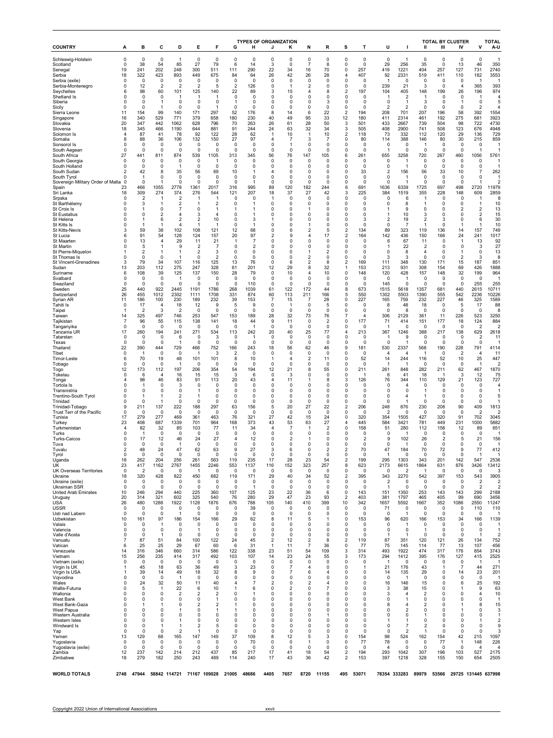| COUNTRY | TYPES OF ORGANIZATION | | | | | | | | | | | | | | | | TOTAL BY CLUSTER | | | | TOTAL |
|---|---|---|---|---|---|---|---|---|---|---|---|---|---|---|---|---|---|---|---|---|---|
| | A | B | C | D | E | F | G | H | J | K | N | R | S | T | U | I | II | III | IV | V | A-U |
| Schleswig-Holstein | 0 | 0 | 0 | 1 | 0 | 0 | 0 | 0 | 0 | 0 | 0 | 0 | 0 | 0 | 0 | 1 | 0 | 0 | 0 | 0 | 1 |
| Scotland | 0 | 38 | 54 | 85 | 27 | 79 | 6 | 14 | 3 | 0 | 7 | 8 | 0 | 0 | 29 | 256 | 35 | 0 | 13 | 46 | 350 |
| Senegal | 19 | 241 | 202 | 248 | 300 | 511 | 111 | 290 | 22 | 34 | 16 | 70 | 0 | 257 | 419 | 1221 | 404 | 257 | 127 | 731 | 2740 |
| Serbia | 18 | 322 | 423 | 893 | 449 | 675 | 84 | 64 | 26 | 42 | 26 | 28 | 4 | 407 | 92 | 2331 | 519 | 411 | 110 | 182 | 3553 |
| Serbia (exile) | 0 | 0 | 0 | 0 | 0 | 0 | 0 | 0 | 0 | 0 | 0 | 0 | 0 | 0 | 1 | 0 | 0 | 0 | 0 | 1 | 1 |
| Serbia-Montenegro | 0 | 12 | 2 | 2 | 2 | 5 | 2 | 126 | 0 | 1 | 2 | 0 | 0 | 0 | 239 | 21 | 3 | 0 | 4 | 365 | 393 |
| Seychelles | 6 | 98 | 60 | 101 | 125 | 140 | 22 | 89 | 3 | 15 | 4 | 8 | 2 | 197 | 104 | 405 | 148 | 199 | 26 | 196 | 974 |
| Shetland Is | 0 | 0 | 0 | 1 | 1 | 1 | 0 | 0 | 0 | 0 | 0 | 0 | 0 | 0 | 1 | 2 | 1 | 0 | 0 | 1 | 4 |
| Siberia | 0 | 0 | 1 | 0 | 0 | 0 | 1 | 0 | 0 | 0 | 0 | 3 | 0 | 0 | 0 | 1 | 3 | 0 | 1 | 0 | 5 |
| Sicily | 0 | 0 | 1 | 0 | 0 | 1 | 0 | 0 | 0 | 0 | 0 | 0 | 0 | 0 | 2 | 2 | 0 | 0 | 0 | 2 | 4 |
| Sierra Leone | 11 | 154 | 99 | 140 | 171 | 297 | 52 | 176 | 8 | 14 | 6 | 22 | 2 | 194 | 208 | 701 | 207 | 196 | 58 | 392 | 1554 |
| Singapore | 16 | 340 | 529 | 771 | 379 | 658 | 180 | 230 | 40 | 49 | 95 | 33 | 12 | 180 | 411 | 2314 | 461 | 192 | 275 | 681 | 3923 |
| Slovakia | 20 | 347 | 442 | 1062 | 628 | 796 | 70 | 263 | 26 | 61 | 28 | 50 | 3 | 501 | 433 | 2667 | 739 | 504 | 98 | 722 | 4730 |
| Slovenia | 18 | 345 | 466 | 1190 | 644 | 881 | 91 | 244 | 24 | 63 | 32 | 34 | 3 | 505 | 408 | 2900 | 741 | 508 | 123 | 676 | 4948 |
| Solomon Is | 4 | 87 | 41 | 78 | 92 | 122 | 28 | 62 | 1 | 10 | 1 | 10 | 2 | 118 | 73 | 332 | 112 | 120 | 29 | 136 | 729 |
| Somalia | 8 | 88 | 36 | 106 | 132 | 150 | 27 | 97 | 4 | 7 | 3 | 7 | 0 | 80 | 114 | 388 | 146 | 80 | 30 | 215 | 859 |
| Sonsorol Is | 0 | 0 | 0 | 0 | 0 | 0 | 0 | 0 | 0 | 1 | 0 | 0 | 0 | 0 | 0 | 0 | 1 | 0 | 0 | 0 | 1 |
| South Aegean | 0 | 0 | 0 | 0 | 0 | 0 | 0 | 0 | 0 | 0 | 0 | 0 | 0 | 0 | 1 | 0 | 0 | 0 | 0 | 1 | 1 |
| South Africa | 27 | 441 | 811 | 874 | 539 | 1105 | 313 | 345 | 56 | 76 | 147 | 105 | 6 | 261 | 655 | 3258 | 720 | 267 | 460 | 1056 | 5761 |
| South Georgia | 0 | 0 | 0 | 0 | 0 | 1 | 0 | 0 | 0 | 0 | 0 | 0 | 0 | 0 | 0 | 1 | 0 | 0 | 0 | 0 | 1 |
| South Holland | 0 | 0 | 0 | 1 | 0 | 0 | 0 | 0 | 0 | 0 | 0 | 0 | 0 | 0 | 0 | 1 | 0 | 0 | 0 | 0 | 1 |
| South Sudan | 2 | 42 | 8 | 35 | 56 | 69 | 10 | 1 | 4 | 0 | 0 | 0 | 0 | 33 | 2 | 156 | 56 | 33 | 10 | 7 | 262 |
| South Tyrol | 0 | 1 | 0 | 0 | 0 | 0 | 0 | 0 | 0 | 0 | 0 | 0 | 0 | 0 | 0 | 1 | 0 | 0 | 0 | 0 | 1 |
| Sovereign Military Order of Malta | 0 | 0 | 1 | 0 | 0 | 0 | 0 | 1 | 0 | 0 | 0 | 0 | 0 | 0 | 0 | 1 | 0 | 0 | 0 | 1 | 2 |
| Spain | 23 | 466 | 1055 | 2778 | 1361 | 2017 | 316 | 995 | 89 | 120 | 182 | 244 | 6 | 691 | 1636 | 6339 | 1725 | 697 | 498 | 2720 | 11979 |
| Sri Lanka | 18 | 309 | 274 | 374 | 276 | 544 | 121 | 207 | 18 | 37 | 27 | 42 | 3 | 225 | 384 | 1519 | 355 | 228 | 148 | 609 | 2859 |
| Srpska | 0 | 2 | 1 | 2 | 1 | 1 | 0 | 0 | 1 | 0 | 0 | 0 | 0 | 0 | 0 | 6 | 1 | 0 | 0 | 1 | 8 |
| St Barthélemy | 0 | 3 | 1 | 2 | 1 | 2 | 0 | 1 | 0 | 0 | 0 | 0 | 0 | 0 | 0 | 8 | 1 | 0 | 0 | 1 | 10 |
| St Croix Is | 0 | 1 | 0 | 7 | 0 | 1 | 1 | 1 | 0 | 0 | 1 | 0 | 0 | 0 | 1 | 9 | 0 | 0 | 2 | 2 | 13 |
| St Eustatius | 0 | 0 | 2 | 4 | 3 | 4 | 0 | 1 | 0 | 0 | 0 | 0 | 0 | 0 | 1 | 10 | 3 | 0 | 0 | 2 | 15 |
| St Helena | 0 | 1 | 6 | 2 | 2 | 10 | 0 | 3 | 1 | 0 | 0 | 0 | 0 | 3 | 2 | 19 | 2 | 3 | 0 | 6 | 30 |
| St Kitts Is | 0 | 1 | 1 | 4 | 1 | 1 | 0 | 1 | 0 | 0 | 1 | 0 | 0 | 0 | 0 | 7 | 1 | 0 | 1 | 1 | 10 |
| St Kitts-Nevis | 3 | 59 | 38 | 102 | 108 | 121 | 12 | 68 | 0 | 6 | 2 | 5 | 2 | 134 | 89 | 323 | 119 | 136 | 14 | 157 | 749 |
| St Lucia | 6 | 91 | 54 | 128 | 124 | 157 | 20 | 97 | 2 | 9 | 4 | 17 | 2 | 164 | 142 | 436 | 150 | 166 | 24 | 241 | 1017 |
| St Maarten | 0 | 13 | 4 | 29 | 11 | 21 | 1 | 7 | 0 | 0 | 0 | 0 | 0 | 0 | 6 | 67 | 11 | 0 | 1 | 13 | 92 |
| St Martin | 0 | 5 | 1 | 9 | 2 | 7 | 0 | 2 | 0 | 0 | 0 | 0 | 0 | 0 | 1 | 22 | 2 | 0 | 0 | 3 | 27 |
| St Pierre-Miquelon | 1 | 2 | 1 | 1 | 2 | 3 | 0 | 0 | 0 | 0 | 1 | 2 | 0 | 0 | 0 | 8 | 4 | 0 | 1 | 0 | 13 |
| St Thomas Is | 0 | 0 | 0 | 1 | 0 | 2 | 0 | 0 | 0 | 0 | 2 | 0 | 0 | 0 | 3 | 3 | 0 | 0 | 2 | 3 | 8 |
| St Vincent-Grenadines | 3 | 79 | 34 | 107 | 116 | 125 | 13 | 76 | 0 | 6 | 2 | 8 | 2 | 169 | 111 | 348 | 130 | 171 | 15 | 187 | 851 |
| Sudan | 13 | 203 | 112 | 275 | 247 | 328 | 61 | 201 | 12 | 29 | 8 | 32 | 1 | 153 | 213 | 931 | 308 | 154 | 69 | 426 | 1888 |
| Suriname | 6 | 108 | 39 | 125 | 137 | 150 | 28 | 79 | 0 | 10 | 4 | 10 | 0 | 148 | 120 | 428 | 157 | 148 | 32 | 199 | 964 |
| Svalbard | 0 | 0 | 0 | 1 | 0 | 0 | 0 | 0 | 0 | 0 | 0 | 0 | 0 | 0 | 0 | 1 | 0 | 0 | 0 | 0 | 1 |
| Swaziland | 0 | 0 | 0 | 0 | 0 | 0 | 0 | 110 | 0 | 0 | 0 | 0 | 0 | 0 | 145 | 0 | 0 | 0 | 0 | 255 | 255 |
| Sweden | 25 | 440 | 922 | 2445 | 1191 | 1786 | 268 | 1039 | 61 | 122 | 172 | 44 | 8 | 673 | 1515 | 5618 | 1357 | 681 | 440 | 2615 | 10711 |
| Switzerland | 26 | 455 | 1012 | 2302 | 1111 | 1708 | 331 | 874 | 60 | 113 | 211 | 166 | 5 | 550 | 1302 | 5503 | 1390 | 555 | 542 | 2236 | 10226 |
| Syrian AR | 11 | 186 | 100 | 230 | 189 | 232 | 39 | 153 | 7 | 15 | 7 | 28 | 0 | 227 | 165 | 759 | 232 | 227 | 46 | 325 | 1589 |
| Tahiti Is | 0 | 17 | 4 | 18 | 12 | 9 | 5 | 9 | 0 | 1 | 0 | 5 | 0 | 0 | 8 | 48 | 18 | 0 | 5 | 17 | 88 |
| Taipei | 1 | 2 | 3 | 2 | 0 | 0 | 0 | 0 | 0 | 0 | 0 | 0 | 0 | 0 | 0 | 8 | 0 | 0 | 0 | 0 | 8 |
| Taiwan | 14 | 325 | 497 | 746 | 253 | 547 | 153 | 189 | 28 | 32 | 73 | 76 | 7 | 4 | 306 | 2129 | 361 | 11 | 226 | 523 | 3250 |
| Tajikistan | 7 | 96 | 55 | 115 | 138 | 141 | 18 | 44 | 9 | 11 | 0 | 2 | 0 | 177 | 71 | 414 | 151 | 177 | 18 | 124 | 884 |
| Tanganyika | 0 | 0 | 0 | 0 | 0 | 0 | 0 | 1 | 0 | 0 | 0 | 0 | 0 | 0 | 1 | 0 | 0 | 0 | 0 | 2 | 2 |
| Tanzania UR | 17 | 260 | 194 | 241 | 271 | 534 | 113 | 242 | 20 | 40 | 25 | 77 | 4 | 213 | 367 | 1246 | 388 | 217 | 138 | 629 | 2618 |
| Tatarstan | 0 | 0 | 0 | 6 | 0 | 3 | 0 | 1 | 0 | 0 | 0 | 0 | 0 | 0 | 1 | 9 | 0 | 0 | 0 | 2 | 11 |
| Texas | 0 | 0 | 0 | 1 | 0 | 0 | 0 | 0 | 0 | 0 | 0 | 0 | 0 | 0 | 0 | 1 | 0 | 0 | 0 | 0 | 1 |
| Thailand | 22 | 390 | 444 | 729 | 466 | 752 | 166 | 243 | 18 | 56 | 62 | 46 | 9 | 181 | 530 | 2337 | 568 | 190 | 228 | 791 | 4114 |
| Tibet | 0 | 1 | 0 | 0 | 1 | 3 | 2 | 0 | 0 | 0 | 0 | 0 | 0 | 0 | 4 | 4 | 1 | 0 | 2 | 4 | 11 |
| Timor-Leste | 6 | 70 | 19 | 48 | 101 | 101 | 8 | 10 | 1 | 4 | 2 | 11 | 0 | 52 | 14 | 244 | 116 | 52 | 10 | 25 | 447 |
| Tobago | 0 | 0 | 0 | 1 | 0 | 0 | 0 | 0 | 0 | 0 | 0 | 0 | 0 | 0 | 1 | 1 | 0 | 0 | 0 | 1 | 2 |
| Togo | 12 | 173 | 112 | 197 | 206 | 354 | 54 | 194 | 12 | 21 | 8 | 55 | 0 | 211 | 261 | 848 | 282 | 211 | 62 | 467 | 1870 |
| Tokelau | 0 | 6 | 4 | 16 | 15 | 15 | 3 | 6 | 0 | 3 | 0 | 0 | 0 | 1 | 6 | 41 | 18 | 1 | 3 | 12 | 75 |
| Tonga | 4 | 98 | 46 | 83 | 91 | 113 | 20 | 43 | 4 | 11 | 1 | 8 | 3 | 126 | 76 | 344 | 110 | 129 | 21 | 123 | 727 |
| Tortola Is | 0 | 1 | 0 | 3 | 0 | 0 | 0 | 0 | 0 | 0 | 0 | 0 | 0 | 0 | 0 | 4 | 0 | 0 | 0 | 0 | 4 |
| Transnistria | 0 | 0 | 0 | 0 | 1 | 0 | 0 | 0 | 0 | 0 | 0 | 0 | 0 | 0 | 0 | 0 | 1 | 0 | 0 | 0 | 1 |
| Trentino-South Tyrol | 0 | 1 | 1 | 2 | 1 | 0 | 0 | 0 | 0 | 0 | 0 | 0 | 0 | 0 | 0 | 4 | 1 | 0 | 0 | 0 | 5 |
| Trinidad | 0 | 0 | 1 | 0 | 0 | 0 | 0 | 0 | 0 | 0 | 0 | 0 | 0 | 0 | 0 | 1 | 0 | 0 | 0 | 0 | 1 |
| Trinidad-Tobago | 9 | 211 | 137 | 222 | 188 | 297 | 63 | 156 | 5 | 20 | 27 | 22 | 2 | 206 | 248 | 876 | 230 | 208 | 90 | 409 | 1813 |
| Trust Terr of the Pacific | 0 | 0 | 0 | 0 | 0 | 0 | 0 | 0 | 0 | 0 | 0 | 0 | 0 | 0 | 2 | 0 | 0 | 0 | 0 | 2 | 2 |
| Tunisia | 17 | 279 | 277 | 469 | 361 | 463 | 76 | 321 | 27 | 42 | 15 | 24 | 0 | 320 | 354 | 1505 | 427 | 320 | 91 | 702 | 3045 |
| Turkey | 23 | 408 | 687 | 1339 | 701 | 964 | 168 | 373 | 43 | 53 | 63 | 27 | 4 | 445 | 584 | 3421 | 781 | 449 | 231 | 1000 | 5882 |
| Turkmenistan | 4 | 82 | 32 | 85 | 103 | 77 | 11 | 34 | 4 | 7 | 1 | 2 | 0 | 158 | 51 | 280 | 112 | 158 | 12 | 89 | 651 |
| Turks | 0 | 1 | 0 | 0 | 0 | 0 | 0 | 0 | 0 | 0 | 0 | 0 | 0 | 0 | 0 | 1 | 0 | 0 | 0 | 0 | 1 |
| Turks-Caicos | 0 | 17 | 12 | 46 | 24 | 27 | 4 | 12 | 0 | 2 | 1 | 0 | 0 | 2 | 9 | 102 | 26 | 2 | 5 | 21 | 156 |
| Tuva | 0 | 0 | 0 | 1 | 0 | 0 | 0 | 0 | 0 | 0 | 0 | 0 | 0 | 0 | 0 | 1 | 0 | 0 | 0 | 0 | 1 |
| Tuvalu | 2 | 48 | 24 | 47 | 62 | 63 | 9 | 27 | 3 | 6 | 0 | 2 | 2 | 70 | 47 | 184 | 70 | 72 | 9 | 77 | 412 |
| Tyrol | 0 | 0 | 0 | 0 | 0 | 0 | 0 | 0 | 0 | 0 | 0 | 0 | 0 | 0 | 1 | 0 | 0 | 0 | 0 | 1 | 1 |
| Uganda | 18 | 262 | 204 | 256 | 261 | 563 | 119 | 235 | 17 | 28 | 23 | 54 | 2 | 199 | 295 | 1303 | 343 | 201 | 142 | 547 | 2536 |
| UK | 23 | 417 | 1162 | 2767 | 1455 | 2246 | 553 | 1137 | 116 | 152 | 323 | 257 | 8 | 623 | 2173 | 6615 | 1864 | 631 | 876 | 3426 | 13412 |
| UK Overseas Territories | 0 | 2 | 0 | 0 | 1 | 0 | 0 | 0 | 0 | 0 | 0 | 0 | 0 | 0 | 0 | 2 | 1 | 0 | 0 | 0 | 3 |
| Ukraine | 18 | 320 | 428 | 822 | 450 | 682 | 119 | 171 | 29 | 40 | 34 | 52 | 2 | 395 | 343 | 2270 | 542 | 397 | 153 | 543 | 3905 |
| Ukraine (exile) | 0 | 0 | 0 | 0 | 0 | 0 | 0 | 0 | 0 | 0 | 0 | 0 | 0 | 0 | 2 | 0 | 0 | 0 | 0 | 2 | 2 |
| Ukrainian SSR | 0 | 0 | 0 | 0 | 0 | 0 | 0 | 1 | 0 | 0 | 0 | 0 | 0 | 0 | 1 | 0 | 0 | 0 | 0 | 2 | 2 |
| United Arab Emirates | 10 | 246 | 294 | 440 | 225 | 360 | 107 | 125 | 23 | 22 | 36 | 6 | 0 | 143 | 151 | 1350 | 253 | 143 | 143 | 299 | 2188 |
| Uruguay | 20 | 314 | 321 | 602 | 325 | 540 | 76 | 280 | 29 | 47 | 23 | 93 | 2 | 403 | 381 | 1797 | 465 | 405 | 99 | 690 | 3456 |
| USA | 26 | 480 | 1288 | 1922 | 1128 | 1876 | 676 | 788 | 105 | 140 | 410 | 399 | 10 | 342 | 1657 | 5592 | 1667 | 352 | 1086 | 2550 | 11247 |
| USSR | 0 | 0 | 0 | 0 | 0 | 0 | 0 | 39 | 0 | 0 | 0 | 0 | 0 | 0 | 71 | 0 | 0 | 0 | 0 | 110 | 110 |
| Usti nad Labem | 0 | 0 | 0 | 1 | 0 | 0 | 0 | 0 | 0 | 0 | 0 | 0 | 0 | 0 | 0 | 1 | 0 | 0 | 0 | 0 | 1 |
| Uzbekistan | 10 | 161 | 97 | 186 | 154 | 166 | 29 | 62 | 8 | 11 | 5 | 1 | 0 | 153 | 96 | 620 | 166 | 153 | 34 | 166 | 1139 |
| Valais | 0 | 0 | 1 | 0 | 0 | 0 | 0 | 0 | 0 | 0 | 0 | 0 | 0 | 0 | 0 | 1 | 0 | 0 | 0 | 0 | 1 |
| Valencia | 0 | 0 | 0 | 0 | 1 | 0 | 0 | 0 | 0 | 0 | 0 | 0 | 0 | 0 | 0 | 0 | 1 | 0 | 0 | 0 | 1 |
| Valle d'Aosta | 0 | 0 | 1 | 0 | 0 | 0 | 0 | 0 | 0 | 0 | 0 | 0 | 0 | 0 | 1 | 1 | 0 | 0 | 0 | 1 | 2 |
| Vanuatu | 7 | 87 | 51 | 84 | 100 | 122 | 24 | 45 | 2 | 12 | 2 | 8 | 2 | 119 | 87 | 351 | 120 | 121 | 26 | 134 | 752 |
| Vatican | 6 | 25 | 25 | 29 | 67 | 60 | 6 | 31 | 1 | 11 | 7 | 36 | 0 | 77 | 75 | 145 | 114 | 77 | 13 | 107 | 456 |
| Venezuela | 14 | 316 | 346 | 660 | 314 | 586 | 122 | 338 | 23 | 51 | 54 | 109 | 3 | 314 | 493 | 1922 | 474 | 317 | 176 | 854 | 3743 |
| Vietnam | 15 | 256 | 235 | 414 | 317 | 492 | 103 | 107 | 14 | 23 | 24 | 55 | 3 | 173 | 294 | 1412 | 395 | 176 | 127 | 415 | 2525 |
| Vietnam (exile) | 0 | 0 | 0 | 0 | 0 | 0 | 0 | 0 | 0 | 0 | 0 | 0 | 0 | 0 | 1 | 0 | 0 | 0 | 0 | 1 | 1 |
| Virgin Is UK | 1 | 45 | 18 | 63 | 36 | 49 | 3 | 23 | 0 | 7 | 4 | 0 | 0 | 1 | 21 | 176 | 43 | 1 | 7 | 44 | 271 |
| Virgin Is USA | 1 | 39 | 14 | 49 | 18 | 32 | 8 | 9 | 0 | 7 | 6 | 4 | 0 | 0 | 14 | 135 | 29 | 0 | 14 | 23 | 201 |
| Vojvodina | 0 | 0 | 0 | 1 | 0 | 0 | 0 | 0 | 0 | 0 | 0 | 0 | 0 | 0 | 0 | 1 | 0 | 0 | 0 | 0 | 1 |
| Wales | 0 | 24 | 32 | 50 | 11 | 40 | 4 | 7 | 2 | 0 | 2 | 4 | 0 | 0 | 16 | 146 | 15 | 0 | 6 | 25 | 192 |
| Wallis-Futuna | 0 | 5 | 1 | 22 | 6 | 10 | 1 | 6 | 0 | 2 | 0 | 7 | 0 | 0 | 3 | 38 | 15 | 0 | 1 | 9 | 63 |
| Wallonia | 0 | 0 | 0 | 2 | 2 | 2 | 0 | 1 | 0 | 0 | 0 | 0 | 0 | 0 | 3 | 4 | 2 | 0 | 0 | 4 | 10 |
| West Bank | 0 | 0 | 0 | 0 | 0 | 1 | 0 | 0 | 0 | 0 | 0 | 0 | 0 | 0 | 0 | 1 | 0 | 0 | 0 | 0 | 1 |
| West Bank-Gaza | 0 | 1 | 1 | 0 | 2 | 2 | 1 | 0 | 0 | 0 | 0 | 0 | 0 | 0 | 8 | 4 | 2 | 0 | 1 | 8 | 15 |
| West Papua | 0 | 0 | 0 | 1 | 0 | 1 | 1 | 0 | 0 | 0 | 0 | 0 | 0 | 0 | 0 | 2 | 0 | 0 | 1 | 0 | 3 |
| Western Australia | 0 | 0 | 0 | 0 | 0 | 0 | 0 | 0 | 0 | 0 | 0 | 1 | 0 | 0 | 0 | 0 | 1 | 0 | 0 | 0 | 1 |
| Western Isles | 0 | 0 | 0 | 1 | 1 | 0 | 0 | 0 | 0 | 0 | 0 | 0 | 0 | 0 | 1 | 1 | 1 | 0 | 0 | 1 | 2 |
| Windward Is | 0 | 0 | 1 | 1 | 2 | 5 | 0 | 0 | 0 | 0 | 0 | 0 | 0 | 0 | 0 | 7 | 2 | 0 | 0 | 0 | 9 |
| Yap | 0 | 0 | 0 | 2 | 1 | 0 | 0 | 0 | 0 | 0 | 0 | 0 | 0 | 0 | 0 | 2 | 1 | 0 | 0 | 0 | 3 |
| Yemen | 13 | 129 | 68 | 165 | 147 | 149 | 37 | 109 | 8 | 12 | 5 | 3 | 0 | 154 | 98 | 524 | 162 | 154 | 42 | 215 | 1097 |
| Yugoslavia | 0 | 0 | 0 | 0 | 0 | 0 | 0 | 70 | 0 | 0 | 1 | 0 | 0 | 77 | 78 | 0 | 0 | 77 | 1 | 148 | 226 |
| Yugoslavia (exile) | 0 | 0 | 0 | 0 | 0 | 0 | 0 | 0 | 0 | 0 | 0 | 0 | 0 | 0 | 4 | 0 | 0 | 0 | 0 | 4 | 4 |
| Zambia | 12 | 237 | 142 | 214 | 212 | 437 | 85 | 217 | 17 | 41 | 18 | 54 | 2 | 194 | 293 | 1042 | 307 | 196 | 103 | 527 | 2175 |
| Zimbabwe | 18 | 279 | 182 | 250 | 243 | 489 | 114 | 240 | 17 | 43 | 36 | 42 | 2 | 153 | 397 | 1218 | 328 | 155 | 150 | 654 | 2505 |
| **WORLD TOTALS** | **2748** | **47944** | **58842** | **114721** | **71167** | **109028** | **21005** | **48686** | **4405** | **7657** | **8720** | **11155** | **495** | **53071** | **78354** | **333283** | **89979** | **53566** | **29725** | **131445** | **637998** |

Copyright 2022 Union of International Associations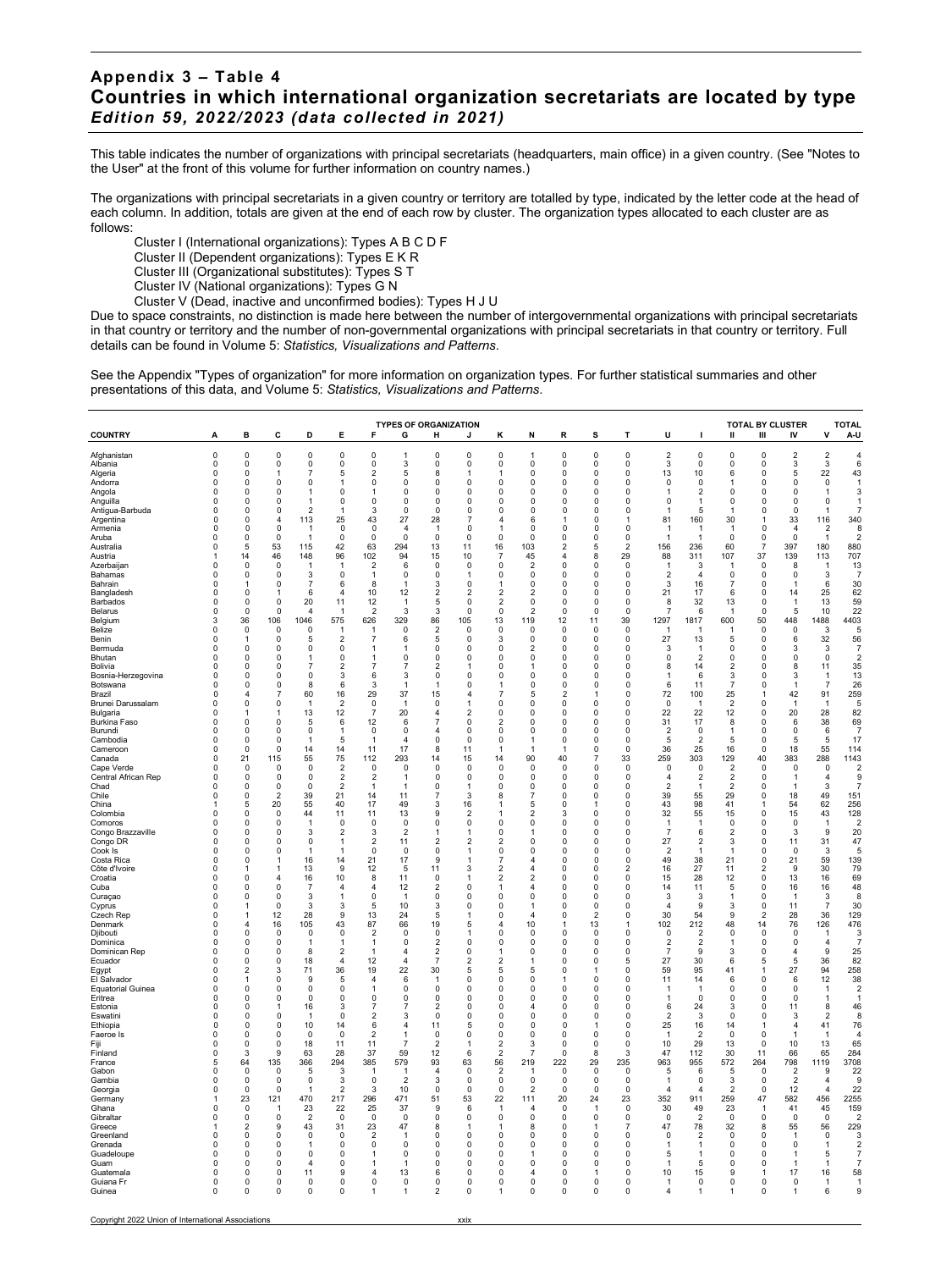## Appendix 3 – Table 4
## Countries in which international organization secretariats are located by type
### *Edition 59, 2022/2023 (data collected in 2021)*

This table indicates the number of organizations with principal secretariats (headquarters, main office) in a given country. (See "Notes to the User" at the front of this volume for further information on country names.)

The organizations with principal secretariats in a given country or territory are totalled by type, indicated by the letter code at the head of each column. In addition, totals are given at the end of each row by cluster. The organization types allocated to each cluster are as follows:

- Cluster I (International organizations): Types A B C D F
- Cluster II (Dependent organizations): Types E K R
- Cluster III (Organizational substitutes): Types S T
- Cluster IV (National organizations): Types G N
- Cluster V (Dead, inactive and unconfirmed bodies): Types H J U

Due to space constraints, no distinction is made here between the number of intergovernmental organizations with principal secretariats in that country or territory and the number of non-governmental organizations with principal secretariats in that country or territory. Full details can be found in Volume 5: *Statistics, Visualizations and Patterns*.

See the Appendix "Types of organization" for more information on organization types. For further statistical summaries and other presentations of this data, and Volume 5: *Statistics, Visualizations and Patterns*.

| | TYPES OF ORGANIZATION | | | | | | | | | | | | | | | TOTAL BY CLUSTER | | | | | TOTAL |
|---|---|---|---|---|---|---|---|---|---|---|---|---|---|---|---|---|---|---|---|---|---|
| COUNTRY | A | B | C | D | E | F | G | H | J | K | N | R | S | T | U | I | II | III | IV | V | A-U |
| Afghanistan | 0 | 0 | 0 | 0 | 0 | 0 | 1 | 0 | 0 | 0 | 1 | 0 | 0 | 0 | 2 | 0 | 0 | 0 | 2 | 2 | 4 |
| Albania | 0 | 0 | 0 | 0 | 0 | 0 | 3 | 0 | 0 | 0 | 0 | 0 | 0 | 0 | 3 | 0 | 0 | 0 | 3 | 3 | 6 |
| Algeria | 0 | 0 | 1 | 7 | 5 | 2 | 5 | 8 | 1 | 1 | 0 | 0 | 0 | 0 | 13 | 10 | 6 | 0 | 5 | 22 | 43 |
| Andorra | 0 | 0 | 0 | 0 | 1 | 0 | 0 | 0 | 0 | 0 | 0 | 0 | 0 | 0 | 0 | 0 | 1 | 0 | 0 | 0 | 1 |
| Angola | 0 | 0 | 0 | 1 | 0 | 1 | 0 | 0 | 0 | 0 | 0 | 0 | 0 | 0 | 1 | 2 | 0 | 0 | 0 | 1 | 3 |
| Anguilla | 0 | 0 | 0 | 1 | 0 | 0 | 0 | 0 | 0 | 0 | 0 | 0 | 0 | 0 | 0 | 1 | 0 | 0 | 0 | 0 | 1 |
| Antigua-Barbuda | 0 | 0 | 0 | 2 | 1 | 3 | 0 | 0 | 0 | 0 | 0 | 0 | 0 | 0 | 1 | 5 | 1 | 0 | 0 | 1 | 7 |
| Argentina | 0 | 0 | 4 | 113 | 25 | 43 | 27 | 28 | 7 | 4 | 6 | 1 | 0 | 1 | 81 | 160 | 30 | 1 | 33 | 116 | 340 |
| Armenia | 0 | 0 | 0 | 1 | 0 | 0 | 4 | 1 | 0 | 1 | 0 | 0 | 0 | 0 | 1 | 1 | 1 | 0 | 4 | 2 | 8 |
| Aruba | 0 | 0 | 0 | 1 | 0 | 0 | 0 | 0 | 0 | 0 | 0 | 0 | 0 | 0 | 1 | 1 | 0 | 0 | 0 | 1 | 2 |
| Australia | 0 | 5 | 53 | 115 | 42 | 63 | 294 | 13 | 11 | 16 | 103 | 2 | 5 | 2 | 156 | 236 | 60 | 7 | 397 | 180 | 880 |
| Austria | 1 | 14 | 46 | 148 | 96 | 102 | 94 | 15 | 10 | 7 | 45 | 4 | 8 | 29 | 88 | 311 | 107 | 37 | 139 | 113 | 707 |
| Azerbaijan | 0 | 0 | 0 | 1 | 1 | 2 | 6 | 0 | 0 | 0 | 2 | 0 | 0 | 0 | 1 | 3 | 1 | 0 | 8 | 1 | 13 |
| Bahamas | 0 | 0 | 0 | 3 | 0 | 1 | 0 | 0 | 1 | 0 | 0 | 0 | 0 | 0 | 2 | 4 | 0 | 0 | 0 | 3 | 7 |
| Bahrain | 0 | 1 | 0 | 7 | 6 | 8 | 1 | 3 | 0 | 1 | 0 | 0 | 0 | 0 | 3 | 16 | 7 | 0 | 1 | 6 | 30 |
| Bangladesh | 0 | 0 | 1 | 6 | 4 | 10 | 12 | 2 | 2 | 2 | 2 | 0 | 0 | 0 | 21 | 17 | 6 | 0 | 14 | 25 | 62 |
| Barbados | 0 | 0 | 0 | 20 | 11 | 12 | 1 | 5 | 0 | 2 | 0 | 0 | 0 | 0 | 8 | 32 | 13 | 0 | 1 | 13 | 59 |
| Belarus | 0 | 0 | 0 | 4 | 1 | 2 | 3 | 3 | 0 | 0 | 2 | 0 | 0 | 0 | 7 | 6 | 1 | 0 | 5 | 10 | 22 |
| Belgium | 3 | 36 | 106 | 1046 | 575 | 626 | 329 | 86 | 105 | 13 | 119 | 12 | 11 | 39 | 1297 | 1817 | 600 | 50 | 448 | 1488 | 4403 |
| Belize | 0 | 0 | 0 | 0 | 1 | 1 | 0 | 2 | 0 | 0 | 0 | 0 | 0 | 0 | 1 | 1 | 1 | 0 | 0 | 3 | 5 |
| Benin | 0 | 1 | 0 | 5 | 2 | 7 | 6 | 5 | 0 | 3 | 0 | 0 | 0 | 0 | 27 | 13 | 5 | 0 | 6 | 32 | 56 |
| Bermuda | 0 | 0 | 0 | 0 | 0 | 1 | 1 | 0 | 0 | 0 | 2 | 0 | 0 | 0 | 3 | 1 | 0 | 0 | 3 | 3 | 7 |
| Bhutan | 0 | 0 | 0 | 1 | 0 | 1 | 0 | 0 | 0 | 0 | 0 | 0 | 0 | 0 | 0 | 2 | 0 | 0 | 0 | 0 | 2 |
| Bolivia | 0 | 0 | 0 | 7 | 2 | 7 | 7 | 2 | 1 | 0 | 1 | 0 | 0 | 0 | 8 | 14 | 2 | 0 | 8 | 11 | 35 |
| Bosnia-Herzegovina | 0 | 0 | 0 | 0 | 3 | 6 | 3 | 0 | 0 | 0 | 0 | 0 | 0 | 0 | 1 | 6 | 3 | 0 | 3 | 1 | 13 |
| Botswana | 0 | 0 | 0 | 8 | 6 | 3 | 1 | 1 | 0 | 1 | 0 | 0 | 0 | 0 | 6 | 11 | 7 | 0 | 1 | 7 | 26 |
| Brazil | 0 | 4 | 7 | 60 | 16 | 29 | 37 | 15 | 4 | 7 | 5 | 2 | 1 | 0 | 72 | 100 | 25 | 1 | 42 | 91 | 259 |
| Brunei Darussalam | 0 | 0 | 0 | 1 | 2 | 0 | 1 | 0 | 1 | 0 | 0 | 0 | 0 | 0 | 0 | 1 | 2 | 0 | 1 | 1 | 5 |
| Bulgaria | 0 | 1 | 1 | 13 | 12 | 7 | 20 | 4 | 2 | 0 | 0 | 0 | 0 | 0 | 22 | 22 | 12 | 0 | 20 | 28 | 82 |
| Burkina Faso | 0 | 0 | 0 | 5 | 6 | 12 | 6 | 7 | 0 | 2 | 0 | 0 | 0 | 0 | 31 | 17 | 8 | 0 | 6 | 38 | 69 |
| Burundi | 0 | 0 | 0 | 0 | 1 | 0 | 0 | 4 | 0 | 0 | 0 | 0 | 0 | 0 | 2 | 0 | 1 | 0 | 0 | 6 | 7 |
| Cambodia | 0 | 0 | 0 | 1 | 5 | 1 | 4 | 0 | 0 | 0 | 1 | 0 | 0 | 0 | 5 | 2 | 5 | 0 | 5 | 5 | 17 |
| Cameroon | 0 | 0 | 0 | 14 | 14 | 11 | 17 | 8 | 11 | 1 | 1 | 1 | 0 | 0 | 36 | 25 | 16 | 0 | 18 | 55 | 114 |
| Canada | 0 | 21 | 115 | 55 | 75 | 112 | 293 | 14 | 15 | 14 | 90 | 40 | 7 | 33 | 259 | 303 | 129 | 40 | 383 | 288 | 1143 |
| Cape Verde | 0 | 0 | 0 | 0 | 2 | 0 | 0 | 0 | 0 | 0 | 0 | 0 | 0 | 0 | 0 | 0 | 2 | 0 | 0 | 0 | 2 |
| Central African Rep | 0 | 0 | 0 | 0 | 2 | 2 | 1 | 0 | 0 | 0 | 0 | 0 | 0 | 0 | 4 | 2 | 2 | 0 | 1 | 4 | 9 |
| Chad | 0 | 0 | 0 | 0 | 2 | 1 | 0 | 1 | 0 | 0 | 0 | 0 | 0 | 0 | 2 | 1 | 2 | 0 | 1 | 3 | 7 |
| Chile | 0 | 0 | 2 | 39 | 21 | 14 | 11 | 7 | 3 | 8 | 7 | 0 | 0 | 0 | 39 | 55 | 29 | 0 | 18 | 49 | 151 |
| China | 1 | 5 | 20 | 55 | 40 | 17 | 49 | 3 | 16 | 1 | 5 | 0 | 1 | 0 | 43 | 98 | 41 | 1 | 54 | 62 | 256 |
| Colombia | 0 | 0 | 0 | 44 | 11 | 11 | 13 | 9 | 2 | 1 | 2 | 3 | 0 | 0 | 32 | 55 | 15 | 0 | 15 | 43 | 128 |
| Comoros | 0 | 0 | 0 | 1 | 0 | 0 | 0 | 0 | 0 | 0 | 0 | 0 | 0 | 0 | 1 | 1 | 0 | 0 | 0 | 1 | 2 |
| Congo Brazzaville | 0 | 0 | 0 | 3 | 2 | 3 | 2 | 1 | 1 | 0 | 1 | 0 | 0 | 0 | 7 | 6 | 2 | 0 | 3 | 9 | 20 |
| Congo DR | 0 | 0 | 0 | 0 | 1 | 2 | 11 | 2 | 2 | 2 | 0 | 0 | 0 | 0 | 27 | 2 | 3 | 0 | 11 | 31 | 47 |
| Cook Is | 0 | 0 | 0 | 1 | 1 | 0 | 0 | 0 | 1 | 0 | 0 | 0 | 0 | 0 | 2 | 1 | 1 | 0 | 0 | 3 | 5 |
| Costa Rica | 0 | 0 | 1 | 16 | 14 | 21 | 17 | 9 | 1 | 7 | 4 | 0 | 0 | 0 | 49 | 38 | 21 | 0 | 21 | 59 | 139 |
| Côte d'Ivoire | 0 | 1 | 1 | 13 | 9 | 12 | 5 | 11 | 3 | 2 | 4 | 0 | 0 | 2 | 16 | 27 | 11 | 2 | 9 | 30 | 79 |
| Croatia | 0 | 0 | 4 | 16 | 10 | 8 | 11 | 0 | 1 | 2 | 2 | 0 | 0 | 0 | 15 | 28 | 12 | 0 | 13 | 16 | 69 |
| Cuba | 0 | 0 | 0 | 7 | 4 | 4 | 12 | 2 | 0 | 1 | 4 | 0 | 0 | 0 | 14 | 11 | 5 | 0 | 16 | 16 | 48 |
| Curaçao | 0 | 0 | 0 | 3 | 1 | 0 | 1 | 0 | 0 | 0 | 0 | 0 | 0 | 0 | 3 | 3 | 1 | 0 | 1 | 3 | 8 |
| Cyprus | 0 | 1 | 0 | 3 | 3 | 5 | 10 | 3 | 0 | 0 | 1 | 0 | 0 | 0 | 4 | 9 | 3 | 0 | 11 | 7 | 30 |
| Czech Rep | 0 | 1 | 12 | 28 | 9 | 13 | 24 | 5 | 1 | 0 | 4 | 0 | 2 | 0 | 30 | 54 | 9 | 2 | 28 | 36 | 129 |
| Denmark | 0 | 4 | 16 | 105 | 43 | 87 | 66 | 19 | 5 | 4 | 10 | 1 | 13 | 1 | 102 | 212 | 48 | 14 | 76 | 126 | 476 |
| Djibouti | 0 | 0 | 0 | 0 | 0 | 2 | 0 | 0 | 1 | 0 | 0 | 0 | 0 | 0 | 0 | 2 | 0 | 0 | 0 | 1 | 3 |
| Dominica | 0 | 0 | 0 | 1 | 1 | 1 | 0 | 2 | 0 | 0 | 0 | 0 | 0 | 0 | 2 | 2 | 1 | 0 | 0 | 4 | 7 |
| Dominican Rep | 0 | 0 | 0 | 8 | 2 | 1 | 4 | 2 | 0 | 1 | 0 | 0 | 0 | 0 | 7 | 9 | 3 | 0 | 4 | 9 | 25 |
| Ecuador | 0 | 0 | 0 | 18 | 4 | 12 | 4 | 7 | 2 | 2 | 1 | 0 | 0 | 5 | 27 | 30 | 6 | 5 | 5 | 36 | 82 |
| Egypt | 0 | 2 | 3 | 71 | 36 | 19 | 22 | 30 | 5 | 5 | 5 | 0 | 1 | 0 | 59 | 95 | 41 | 1 | 27 | 94 | 258 |
| El Salvador | 0 | 1 | 0 | 9 | 5 | 4 | 6 | 1 | 0 | 0 | 0 | 1 | 0 | 0 | 11 | 14 | 6 | 0 | 6 | 12 | 38 |
| Equatorial Guinea | 0 | 0 | 0 | 0 | 0 | 1 | 0 | 0 | 0 | 0 | 0 | 0 | 0 | 0 | 1 | 1 | 0 | 0 | 0 | 1 | 2 |
| Eritrea | 0 | 0 | 0 | 0 | 0 | 0 | 0 | 0 | 0 | 0 | 0 | 0 | 0 | 0 | 1 | 0 | 0 | 0 | 0 | 1 | 1 |
| Estonia | 0 | 0 | 1 | 16 | 3 | 7 | 7 | 2 | 0 | 0 | 4 | 0 | 0 | 0 | 6 | 24 | 3 | 0 | 11 | 8 | 46 |
| Eswatini | 0 | 0 | 0 | 1 | 0 | 2 | 3 | 0 | 0 | 0 | 0 | 0 | 0 | 0 | 2 | 3 | 0 | 0 | 3 | 2 | 8 |
| Ethiopia | 0 | 0 | 0 | 10 | 14 | 6 | 4 | 11 | 5 | 0 | 0 | 0 | 1 | 0 | 25 | 16 | 14 | 1 | 4 | 41 | 76 |
| Faeroe Is | 0 | 0 | 0 | 0 | 0 | 2 | 1 | 0 | 0 | 0 | 0 | 0 | 0 | 0 | 1 | 2 | 0 | 0 | 1 | 1 | 4 |
| Fiji | 0 | 0 | 0 | 18 | 11 | 11 | 7 | 2 | 1 | 2 | 3 | 0 | 0 | 0 | 10 | 29 | 13 | 0 | 10 | 13 | 65 |
| Finland | 0 | 3 | 9 | 63 | 28 | 37 | 59 | 12 | 6 | 2 | 7 | 0 | 8 | 3 | 47 | 112 | 30 | 11 | 66 | 65 | 284 |
| France | 5 | 64 | 135 | 366 | 294 | 385 | 579 | 93 | 63 | 56 | 219 | 222 | 29 | 235 | 963 | 955 | 572 | 264 | 798 | 1119 | 3708 |
| Gabon | 0 | 0 | 0 | 5 | 3 | 1 | 1 | 4 | 0 | 2 | 1 | 0 | 0 | 0 | 5 | 6 | 5 | 0 | 2 | 9 | 22 |
| Gambia | 0 | 0 | 0 | 0 | 3 | 0 | 2 | 3 | 0 | 0 | 0 | 0 | 0 | 0 | 1 | 0 | 3 | 0 | 2 | 4 | 9 |
| Georgia | 0 | 0 | 0 | 1 | 2 | 3 | 10 | 0 | 0 | 0 | 2 | 0 | 0 | 0 | 4 | 4 | 2 | 0 | 12 | 4 | 22 |
| Germany | 1 | 23 | 121 | 470 | 217 | 296 | 471 | 51 | 53 | 22 | 111 | 20 | 24 | 23 | 352 | 911 | 259 | 47 | 582 | 456 | 2255 |
| Ghana | 0 | 0 | 1 | 23 | 22 | 25 | 37 | 9 | 6 | 1 | 4 | 0 | 1 | 0 | 30 | 49 | 23 | 1 | 41 | 45 | 159 |
| Gibraltar | 0 | 0 | 0 | 2 | 0 | 0 | 0 | 0 | 0 | 0 | 0 | 0 | 0 | 0 | 0 | 2 | 0 | 0 | 0 | 0 | 2 |
| Greece | 1 | 2 | 9 | 43 | 31 | 23 | 47 | 8 | 1 | 1 | 8 | 0 | 1 | 7 | 47 | 78 | 32 | 8 | 55 | 56 | 229 |
| Greenland | 0 | 0 | 0 | 0 | 0 | 2 | 1 | 0 | 0 | 0 | 0 | 0 | 0 | 0 | 0 | 2 | 0 | 0 | 1 | 0 | 3 |
| Grenada | 0 | 0 | 0 | 1 | 0 | 0 | 0 | 0 | 0 | 0 | 0 | 0 | 0 | 0 | 1 | 1 | 0 | 0 | 0 | 1 | 2 |
| Guadeloupe | 0 | 0 | 0 | 0 | 0 | 1 | 0 | 0 | 0 | 0 | 1 | 0 | 0 | 0 | 5 | 1 | 0 | 0 | 1 | 5 | 7 |
| Guam | 0 | 0 | 0 | 4 | 0 | 1 | 1 | 0 | 0 | 0 | 0 | 0 | 0 | 0 | 1 | 5 | 0 | 0 | 1 | 1 | 7 |
| Guatemala | 0 | 0 | 0 | 11 | 9 | 4 | 13 | 6 | 0 | 0 | 4 | 0 | 1 | 0 | 10 | 15 | 9 | 1 | 17 | 16 | 58 |
| Guiana Fr | 0 | 0 | 0 | 0 | 0 | 0 | 0 | 0 | 0 | 0 | 0 | 0 | 0 | 0 | 1 | 0 | 0 | 0 | 0 | 1 | 1 |
| Guinea | 0 | 0 | 0 | 0 | 0 | 1 | 1 | 2 | 0 | 1 | 0 | 0 | 0 | 0 | 4 | 1 | 1 | 0 | 1 | 6 | 9 |

Copyright 2022 Union of International Associations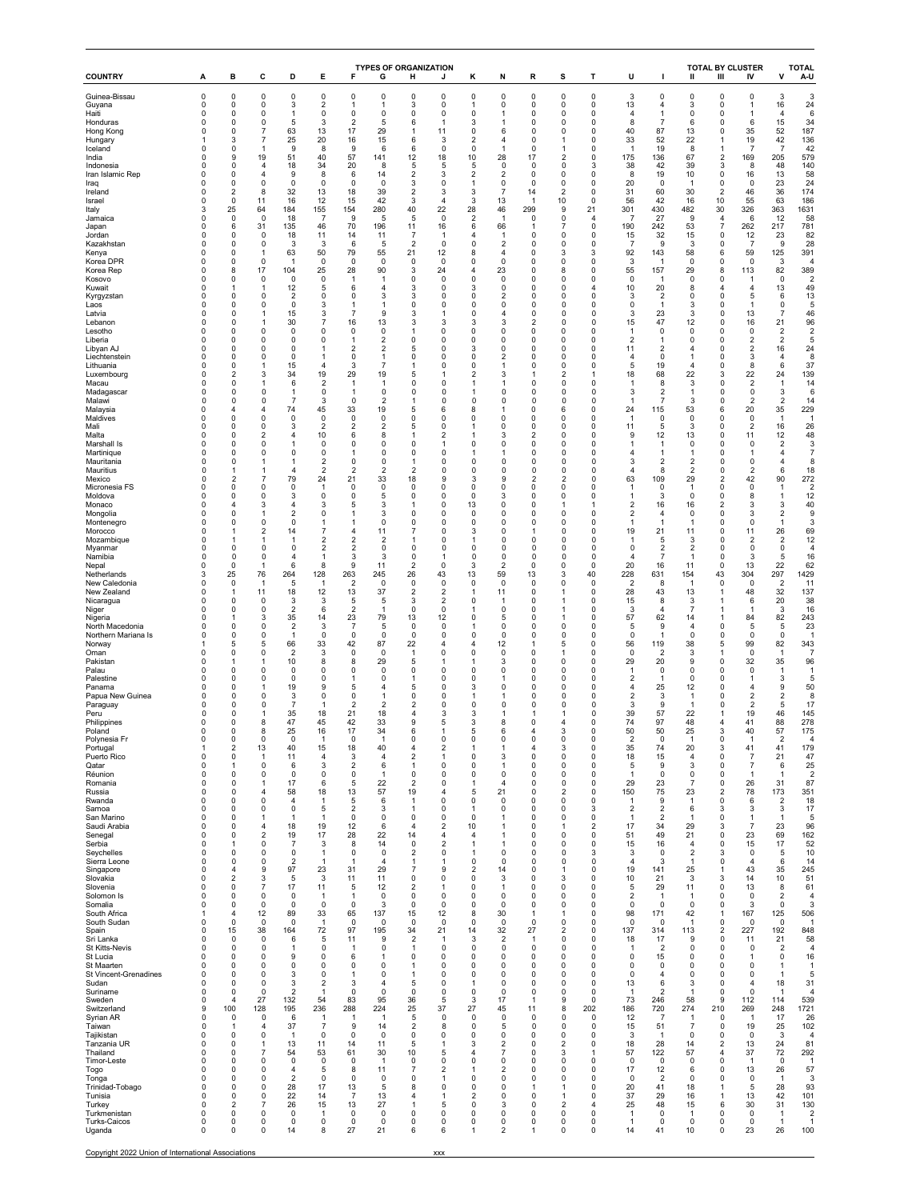| COUNTRY | TYPES OF ORGANIZATION | | | | | | | | | | | | | | TOTAL BY CLUSTER | | | | | TOTAL |
|---|---|---|---|---|---|---|---|---|---|---|---|---|---|---|---|---|---|---|---|---|
| | A | B | C | D | E | F | G | H | J | K | N | R | S | T | U | I | II | III | IV | V | A-U |
| Guinea-Bissau | 0 | 0 | 0 | 0 | 0 | 0 | 0 | 0 | 0 | 0 | 0 | 0 | 0 | 0 | 3 | 0 | 0 | 0 | 0 | 3 | 3 |
| Guyana | 0 | 0 | 0 | 3 | 2 | 1 | 1 | 3 | 0 | 1 | 0 | 0 | 0 | 0 | 13 | 4 | 3 | 0 | 1 | 16 | 24 |
| Haiti | 0 | 0 | 0 | 1 | 0 | 0 | 0 | 0 | 0 | 0 | 1 | 0 | 0 | 0 | 4 | 1 | 0 | 0 | 1 | 4 | 6 |
| Honduras | 0 | 0 | 0 | 5 | 3 | 2 | 5 | 6 | 1 | 3 | 1 | 0 | 0 | 0 | 8 | 7 | 6 | 0 | 6 | 15 | 34 |
| Hong Kong | 0 | 0 | 7 | 63 | 13 | 17 | 29 | 1 | 11 | 0 | 6 | 0 | 0 | 0 | 40 | 87 | 13 | 0 | 35 | 52 | 187 |
| Hungary | 1 | 3 | 7 | 25 | 20 | 16 | 15 | 6 | 3 | 2 | 4 | 0 | 1 | 0 | 33 | 52 | 22 | 1 | 19 | 42 | 136 |
| Iceland | 0 | 0 | 1 | 9 | 8 | 9 | 6 | 6 | 0 | 0 | 1 | 0 | 1 | 0 | 1 | 19 | 8 | 1 | 7 | 7 | 42 |
| India | 0 | 9 | 19 | 51 | 40 | 57 | 141 | 12 | 18 | 10 | 28 | 17 | 2 | 0 | 175 | 136 | 67 | 2 | 169 | 205 | 579 |
| Indonesia | 0 | 0 | 4 | 18 | 34 | 20 | 8 | 5 | 5 | 5 | 0 | 0 | 0 | 3 | 38 | 42 | 39 | 3 | 8 | 48 | 140 |
| Iran Islamic Rep | 0 | 0 | 4 | 9 | 8 | 6 | 14 | 2 | 3 | 2 | 2 | 0 | 0 | 0 | 8 | 19 | 10 | 0 | 16 | 13 | 58 |
| Iraq | 0 | 0 | 0 | 0 | 0 | 0 | 0 | 3 | 0 | 1 | 0 | 0 | 0 | 0 | 20 | 0 | 1 | 0 | 0 | 23 | 24 |
| Ireland | 0 | 2 | 8 | 32 | 13 | 18 | 39 | 2 | 3 | 3 | 7 | 14 | 2 | 0 | 31 | 60 | 30 | 2 | 46 | 36 | 174 |
| Israel | 0 | 0 | 11 | 16 | 12 | 15 | 42 | 3 | 4 | 3 | 13 | 1 | 10 | 0 | 56 | 42 | 16 | 10 | 55 | 63 | 186 |
| Italy | 3 | 25 | 64 | 184 | 155 | 154 | 280 | 40 | 22 | 28 | 46 | 299 | 9 | 21 | 301 | 430 | 482 | 30 | 326 | 363 | 1631 |
| Jamaica | 0 | 0 | 0 | 18 | 7 | 9 | 5 | 5 | 0 | 2 | 1 | 0 | 0 | 4 | 7 | 27 | 9 | 4 | 6 | 12 | 58 |
| Japan | 0 | 6 | 31 | 135 | 46 | 70 | 196 | 11 | 16 | 6 | 66 | 1 | 7 | 0 | 190 | 242 | 53 | 7 | 262 | 217 | 781 |
| Jordan | 0 | 0 | 0 | 18 | 11 | 14 | 11 | 7 | 1 | 4 | 1 | 0 | 0 | 0 | 15 | 32 | 15 | 0 | 12 | 23 | 82 |
| Kazakhstan | 0 | 0 | 0 | 3 | 3 | 6 | 5 | 2 | 0 | 0 | 2 | 0 | 0 | 0 | 7 | 9 | 3 | 0 | 7 | 9 | 28 |
| Kenya | 0 | 0 | 1 | 63 | 50 | 79 | 55 | 21 | 12 | 8 | 4 | 0 | 3 | 3 | 92 | 143 | 58 | 6 | 59 | 125 | 391 |
| Korea DPR | 0 | 0 | 0 | 1 | 0 | 0 | 0 | 0 | 0 | 0 | 0 | 0 | 0 | 0 | 3 | 1 | 0 | 0 | 0 | 3 | 4 |
| Korea Rep | 0 | 8 | 17 | 104 | 25 | 28 | 90 | 3 | 24 | 4 | 23 | 0 | 8 | 0 | 55 | 157 | 29 | 8 | 113 | 82 | 389 |
| Kosovo | 0 | 0 | 0 | 0 | 0 | 1 | 1 | 0 | 0 | 0 | 0 | 0 | 0 | 0 | 0 | 1 | 0 | 0 | 1 | 0 | 2 |
| Kuwait | 0 | 1 | 1 | 12 | 5 | 6 | 4 | 3 | 0 | 3 | 0 | 0 | 0 | 4 | 10 | 20 | 8 | 4 | 4 | 13 | 49 |
| Kyrgyzstan | 0 | 0 | 0 | 2 | 0 | 0 | 3 | 3 | 0 | 0 | 2 | 0 | 0 | 0 | 3 | 2 | 0 | 0 | 5 | 6 | 13 |
| Laos | 0 | 0 | 0 | 0 | 3 | 1 | 1 | 0 | 0 | 0 | 0 | 0 | 0 | 0 | 0 | 1 | 3 | 0 | 1 | 0 | 5 |
| Latvia | 0 | 0 | 1 | 15 | 3 | 7 | 9 | 3 | 1 | 0 | 4 | 0 | 0 | 0 | 3 | 23 | 3 | 0 | 13 | 7 | 46 |
| Lebanon | 0 | 0 | 1 | 30 | 7 | 16 | 13 | 3 | 3 | 3 | 3 | 2 | 0 | 0 | 15 | 47 | 12 | 0 | 16 | 21 | 96 |
| Lesotho | 0 | 0 | 0 | 0 | 0 | 0 | 0 | 1 | 0 | 0 | 0 | 0 | 0 | 0 | 1 | 0 | 0 | 0 | 0 | 2 | 2 |
| Liberia | 0 | 0 | 0 | 0 | 0 | 1 | 2 | 0 | 0 | 0 | 0 | 0 | 0 | 0 | 2 | 1 | 0 | 0 | 2 | 2 | 5 |
| Libyan AJ | 0 | 0 | 0 | 0 | 1 | 2 | 2 | 5 | 0 | 3 | 0 | 0 | 0 | 0 | 11 | 2 | 4 | 0 | 2 | 16 | 24 |
| Liechtenstein | 0 | 0 | 0 | 0 | 1 | 0 | 1 | 0 | 0 | 0 | 2 | 0 | 0 | 0 | 4 | 0 | 1 | 0 | 3 | 4 | 8 |
| Lithuania | 0 | 0 | 1 | 15 | 4 | 3 | 7 | 1 | 0 | 0 | 1 | 0 | 0 | 0 | 5 | 19 | 4 | 0 | 8 | 6 | 37 |
| Luxembourg | 0 | 2 | 3 | 34 | 19 | 29 | 19 | 5 | 1 | 2 | 3 | 1 | 2 | 1 | 18 | 68 | 22 | 3 | 22 | 24 | 139 |
| Macau | 0 | 0 | 1 | 6 | 2 | 1 | 1 | 0 | 0 | 1 | 1 | 0 | 0 | 0 | 1 | 8 | 3 | 0 | 2 | 1 | 14 |
| Madagascar | 0 | 0 | 0 | 1 | 0 | 1 | 0 | 0 | 0 | 1 | 0 | 0 | 0 | 0 | 3 | 2 | 1 | 0 | 0 | 3 | 6 |
| Malawi | 0 | 0 | 0 | 7 | 3 | 0 | 2 | 1 | 0 | 0 | 0 | 0 | 0 | 0 | 1 | 7 | 3 | 0 | 2 | 2 | 14 |
| Malaysia | 0 | 4 | 4 | 74 | 45 | 33 | 19 | 5 | 6 | 8 | 1 | 0 | 6 | 0 | 24 | 115 | 53 | 6 | 20 | 35 | 229 |
| Maldives | 0 | 0 | 0 | 0 | 0 | 0 | 0 | 0 | 0 | 0 | 0 | 0 | 0 | 0 | 1 | 0 | 0 | 0 | 0 | 1 | 1 |
| Mali | 0 | 0 | 0 | 3 | 2 | 2 | 2 | 5 | 0 | 1 | 0 | 0 | 0 | 0 | 11 | 5 | 3 | 0 | 2 | 16 | 26 |
| Malta | 0 | 0 | 2 | 4 | 10 | 6 | 8 | 1 | 2 | 1 | 3 | 2 | 0 | 0 | 9 | 12 | 13 | 0 | 11 | 12 | 48 |
| Marshall Is | 0 | 0 | 0 | 1 | 0 | 0 | 0 | 0 | 1 | 0 | 0 | 0 | 0 | 0 | 1 | 1 | 0 | 0 | 0 | 2 | 3 |
| Martinique | 0 | 0 | 0 | 0 | 0 | 1 | 0 | 0 | 0 | 1 | 1 | 0 | 0 | 0 | 4 | 1 | 1 | 0 | 1 | 4 | 7 |
| Mauritania | 0 | 0 | 1 | 1 | 2 | 0 | 0 | 1 | 0 | 0 | 0 | 0 | 0 | 0 | 3 | 2 | 2 | 0 | 0 | 4 | 8 |
| Mauritius | 0 | 1 | 1 | 4 | 2 | 2 | 2 | 2 | 0 | 0 | 0 | 0 | 0 | 0 | 4 | 8 | 2 | 0 | 2 | 6 | 18 |
| Mexico | 0 | 2 | 7 | 79 | 24 | 21 | 33 | 18 | 9 | 3 | 9 | 2 | 2 | 0 | 63 | 109 | 29 | 2 | 42 | 90 | 272 |
| Micronesia FS | 0 | 0 | 0 | 0 | 1 | 0 | 0 | 0 | 0 | 0 | 0 | 0 | 0 | 0 | 1 | 0 | 1 | 0 | 0 | 1 | 2 |
| Moldova | 0 | 0 | 0 | 3 | 0 | 0 | 5 | 0 | 0 | 0 | 3 | 0 | 0 | 0 | 1 | 3 | 0 | 0 | 8 | 1 | 12 |
| Monaco | 0 | 4 | 3 | 4 | 3 | 5 | 3 | 1 | 0 | 13 | 0 | 0 | 1 | 1 | 2 | 16 | 16 | 2 | 3 | 3 | 40 |
| Mongolia | 0 | 0 | 1 | 2 | 0 | 1 | 3 | 0 | 0 | 0 | 0 | 0 | 0 | 0 | 2 | 4 | 0 | 0 | 3 | 2 | 9 |
| Montenegro | 0 | 0 | 0 | 0 | 1 | 1 | 0 | 0 | 0 | 0 | 0 | 0 | 0 | 0 | 1 | 1 | 1 | 0 | 0 | 1 | 3 |
| Morocco | 0 | 1 | 2 | 14 | 7 | 4 | 11 | 7 | 0 | 3 | 0 | 1 | 0 | 0 | 19 | 21 | 11 | 0 | 11 | 26 | 69 |
| Mozambique | 0 | 1 | 1 | 1 | 2 | 2 | 2 | 1 | 0 | 1 | 0 | 0 | 0 | 0 | 1 | 5 | 3 | 0 | 2 | 2 | 12 |
| Myanmar | 0 | 0 | 0 | 0 | 2 | 2 | 0 | 0 | 0 | 0 | 0 | 0 | 0 | 0 | 0 | 2 | 2 | 0 | 0 | 0 | 4 |
| Namibia | 0 | 0 | 0 | 4 | 1 | 3 | 3 | 0 | 1 | 0 | 0 | 0 | 0 | 0 | 4 | 7 | 1 | 0 | 3 | 5 | 16 |
| Nepal | 0 | 0 | 1 | 6 | 8 | 9 | 11 | 2 | 0 | 3 | 2 | 0 | 0 | 0 | 20 | 16 | 11 | 0 | 13 | 22 | 62 |
| Netherlands | 3 | 25 | 76 | 264 | 128 | 263 | 245 | 26 | 43 | 13 | 59 | 13 | 3 | 40 | 228 | 631 | 154 | 43 | 304 | 297 | 1429 |
| New Caledonia | 0 | 0 | 1 | 5 | 1 | 2 | 0 | 0 | 0 | 0 | 0 | 0 | 0 | 0 | 2 | 8 | 1 | 0 | 0 | 2 | 11 |
| New Zealand | 0 | 1 | 11 | 18 | 12 | 13 | 37 | 2 | 2 | 1 | 11 | 0 | 1 | 0 | 28 | 43 | 13 | 1 | 48 | 32 | 137 |
| Nicaragua | 0 | 0 | 0 | 3 | 3 | 5 | 5 | 3 | 2 | 0 | 1 | 0 | 1 | 0 | 15 | 8 | 3 | 1 | 6 | 20 | 38 |
| Niger | 0 | 0 | 0 | 2 | 6 | 2 | 1 | 0 | 0 | 1 | 0 | 0 | 1 | 0 | 3 | 4 | 7 | 1 | 1 | 3 | 16 |
| Nigeria | 0 | 1 | 3 | 35 | 14 | 23 | 79 | 13 | 12 | 0 | 5 | 0 | 1 | 0 | 57 | 62 | 14 | 1 | 84 | 82 | 243 |
| North Macedonia | 0 | 0 | 0 | 2 | 3 | 7 | 5 | 0 | 0 | 1 | 0 | 0 | 0 | 0 | 5 | 9 | 4 | 0 | 5 | 5 | 23 |
| Northern Mariana Is | 0 | 0 | 0 | 1 | 0 | 0 | 0 | 0 | 0 | 0 | 0 | 0 | 0 | 0 | 0 | 1 | 0 | 0 | 0 | 0 | 1 |
| Norway | 1 | 5 | 5 | 66 | 33 | 42 | 87 | 22 | 4 | 4 | 12 | 1 | 5 | 0 | 56 | 119 | 38 | 5 | 99 | 82 | 343 |
| Oman | 0 | 0 | 0 | 2 | 3 | 0 | 0 | 1 | 0 | 0 | 0 | 0 | 1 | 0 | 0 | 2 | 3 | 1 | 0 | 1 | 7 |
| Pakistan | 0 | 1 | 1 | 10 | 8 | 8 | 29 | 5 | 1 | 1 | 3 | 0 | 0 | 0 | 29 | 20 | 9 | 0 | 32 | 35 | 96 |
| Palau | 0 | 0 | 0 | 0 | 0 | 0 | 0 | 0 | 0 | 0 | 0 | 0 | 0 | 0 | 1 | 0 | 0 | 0 | 0 | 1 | 1 |
| Palestine | 0 | 0 | 0 | 0 | 0 | 1 | 0 | 1 | 0 | 0 | 1 | 0 | 0 | 0 | 2 | 1 | 0 | 0 | 1 | 3 | 5 |
| Panama | 0 | 0 | 1 | 19 | 9 | 5 | 4 | 5 | 0 | 3 | 0 | 0 | 0 | 0 | 4 | 25 | 12 | 0 | 4 | 9 | 50 |
| Papua New Guinea | 0 | 0 | 0 | 3 | 0 | 0 | 1 | 0 | 0 | 1 | 1 | 0 | 0 | 0 | 2 | 3 | 1 | 0 | 2 | 2 | 8 |
| Paraguay | 0 | 0 | 0 | 7 | 1 | 2 | 2 | 2 | 0 | 0 | 0 | 0 | 0 | 0 | 3 | 9 | 1 | 0 | 2 | 5 | 17 |
| Peru | 0 | 0 | 1 | 35 | 18 | 21 | 18 | 4 | 3 | 3 | 1 | 1 | 1 | 0 | 39 | 57 | 22 | 1 | 19 | 46 | 145 |
| Philippines | 0 | 0 | 8 | 47 | 45 | 42 | 33 | 9 | 5 | 3 | 8 | 0 | 4 | 0 | 74 | 97 | 48 | 4 | 41 | 88 | 278 |
| Poland | 0 | 0 | 8 | 25 | 16 | 17 | 34 | 6 | 1 | 5 | 6 | 4 | 3 | 0 | 50 | 50 | 25 | 3 | 40 | 57 | 175 |
| Polynesia Fr | 0 | 0 | 0 | 0 | 1 | 0 | 1 | 0 | 0 | 0 | 0 | 0 | 0 | 0 | 2 | 0 | 1 | 0 | 1 | 2 | 4 |
| Portugal | 1 | 2 | 13 | 40 | 15 | 18 | 40 | 4 | 2 | 1 | 1 | 4 | 3 | 0 | 35 | 74 | 20 | 3 | 41 | 41 | 179 |
| Puerto Rico | 0 | 0 | 1 | 11 | 4 | 3 | 4 | 2 | 1 | 0 | 3 | 0 | 0 | 0 | 18 | 15 | 4 | 0 | 7 | 21 | 47 |
| Qatar | 0 | 1 | 0 | 6 | 3 | 2 | 6 | 1 | 0 | 0 | 1 | 0 | 0 | 0 | 5 | 9 | 3 | 0 | 7 | 6 | 25 |
| Réunion | 0 | 0 | 0 | 0 | 0 | 0 | 1 | 0 | 0 | 0 | 0 | 0 | 0 | 0 | 1 | 0 | 0 | 0 | 1 | 1 | 2 |
| Romania | 0 | 0 | 1 | 17 | 6 | 5 | 22 | 2 | 0 | 1 | 4 | 0 | 0 | 0 | 29 | 23 | 7 | 0 | 26 | 31 | 87 |
| Russia | 0 | 0 | 4 | 58 | 18 | 13 | 57 | 19 | 4 | 5 | 21 | 0 | 2 | 0 | 150 | 75 | 23 | 2 | 78 | 173 | 351 |
| Rwanda | 0 | 0 | 0 | 4 | 1 | 5 | 6 | 1 | 0 | 0 | 0 | 0 | 0 | 0 | 1 | 9 | 1 | 0 | 6 | 2 | 18 |
| Samoa | 0 | 0 | 0 | 0 | 5 | 2 | 3 | 1 | 0 | 1 | 0 | 0 | 0 | 3 | 2 | 2 | 6 | 3 | 3 | 3 | 17 |
| San Marino | 0 | 0 | 1 | 1 | 1 | 0 | 0 | 0 | 0 | 0 | 1 | 0 | 0 | 0 | 1 | 2 | 1 | 0 | 1 | 1 | 5 |
| Saudi Arabia | 0 | 0 | 4 | 18 | 19 | 12 | 6 | 4 | 2 | 10 | 1 | 0 | 1 | 2 | 17 | 34 | 29 | 3 | 7 | 23 | 96 |
| Senegal | 0 | 0 | 2 | 19 | 17 | 28 | 22 | 14 | 4 | 4 | 1 | 0 | 0 | 0 | 51 | 49 | 21 | 0 | 23 | 69 | 162 |
| Serbia | 0 | 1 | 0 | 7 | 3 | 8 | 14 | 0 | 2 | 1 | 1 | 0 | 0 | 0 | 15 | 16 | 4 | 0 | 15 | 17 | 52 |
| Seychelles | 0 | 0 | 0 | 0 | 1 | 0 | 0 | 2 | 0 | 1 | 0 | 0 | 0 | 3 | 3 | 0 | 2 | 3 | 0 | 5 | 10 |
| Sierra Leone | 0 | 0 | 0 | 2 | 1 | 1 | 4 | 1 | 1 | 0 | 0 | 0 | 0 | 0 | 4 | 3 | 1 | 0 | 4 | 6 | 14 |
| Singapore | 0 | 4 | 9 | 97 | 23 | 31 | 29 | 7 | 9 | 2 | 14 | 0 | 1 | 0 | 19 | 141 | 25 | 1 | 43 | 35 | 245 |
| Slovakia | 0 | 2 | 3 | 5 | 3 | 11 | 11 | 0 | 0 | 0 | 3 | 0 | 3 | 0 | 10 | 21 | 3 | 3 | 14 | 10 | 51 |
| Slovenia | 0 | 0 | 7 | 17 | 11 | 5 | 12 | 2 | 1 | 0 | 1 | 0 | 0 | 0 | 5 | 29 | 11 | 0 | 13 | 8 | 61 |
| Solomon Is | 0 | 0 | 0 | 0 | 1 | 1 | 0 | 0 | 0 | 0 | 0 | 0 | 0 | 0 | 2 | 1 | 1 | 0 | 0 | 2 | 4 |
| Somalia | 0 | 0 | 0 | 0 | 0 | 0 | 3 | 0 | 0 | 0 | 0 | 0 | 0 | 0 | 0 | 0 | 0 | 0 | 3 | 0 | 3 |
| South Africa | 1 | 4 | 12 | 89 | 33 | 65 | 137 | 15 | 12 | 8 | 30 | 1 | 1 | 0 | 98 | 171 | 42 | 1 | 167 | 125 | 506 |
| South Sudan | 0 | 0 | 0 | 0 | 1 | 0 | 0 | 0 | 0 | 0 | 0 | 0 | 0 | 0 | 0 | 0 | 1 | 0 | 0 | 0 | 1 |
| Spain | 0 | 15 | 38 | 164 | 72 | 97 | 195 | 34 | 21 | 14 | 32 | 27 | 2 | 0 | 137 | 314 | 113 | 2 | 227 | 192 | 848 |
| Sri Lanka | 0 | 0 | 0 | 6 | 5 | 11 | 9 | 2 | 1 | 3 | 2 | 1 | 0 | 0 | 18 | 17 | 9 | 0 | 11 | 21 | 58 |
| St Kitts-Nevis | 0 | 0 | 0 | 1 | 0 | 1 | 0 | 1 | 0 | 0 | 0 | 0 | 0 | 0 | 1 | 2 | 0 | 0 | 0 | 2 | 4 |
| St Lucia | 0 | 0 | 0 | 9 | 0 | 6 | 1 | 0 | 0 | 0 | 0 | 0 | 0 | 0 | 0 | 15 | 0 | 0 | 1 | 0 | 16 |
| St Maarten | 0 | 0 | 0 | 0 | 0 | 0 | 0 | 1 | 0 | 0 | 0 | 0 | 0 | 0 | 0 | 0 | 0 | 0 | 0 | 1 | 1 |
| St Vincent-Grenadines | 0 | 0 | 0 | 3 | 0 | 1 | 0 | 1 | 0 | 0 | 0 | 0 | 0 | 0 | 0 | 4 | 0 | 0 | 0 | 1 | 5 |
| Sudan | 0 | 0 | 0 | 3 | 2 | 3 | 4 | 5 | 0 | 1 | 0 | 0 | 0 | 0 | 13 | 6 | 3 | 0 | 4 | 18 | 31 |
| Suriname | 0 | 0 | 0 | 2 | 1 | 0 | 0 | 0 | 0 | 0 | 0 | 0 | 0 | 0 | 1 | 2 | 1 | 0 | 0 | 1 | 4 |
| Sweden | 0 | 4 | 27 | 132 | 54 | 83 | 95 | 36 | 5 | 3 | 17 | 1 | 9 | 0 | 73 | 246 | 58 | 9 | 112 | 114 | 539 |
| Switzerland | 9 | 100 | 128 | 195 | 236 | 288 | 224 | 25 | 37 | 27 | 45 | 11 | 8 | 202 | 186 | 720 | 274 | 210 | 269 | 248 | 1721 |
| Syrian AR | 0 | 0 | 0 | 6 | 1 | 1 | 1 | 5 | 0 | 0 | 0 | 0 | 0 | 0 | 12 | 7 | 1 | 0 | 1 | 17 | 26 |
| Taiwan | 0 | 1 | 4 | 37 | 7 | 9 | 14 | 2 | 8 | 0 | 5 | 0 | 0 | 0 | 15 | 51 | 7 | 0 | 19 | 25 | 102 |
| Tajikistan | 0 | 0 | 0 | 1 | 0 | 0 | 0 | 0 | 0 | 0 | 0 | 0 | 0 | 0 | 3 | 1 | 0 | 0 | 0 | 3 | 4 |
| Tanzania UR | 0 | 0 | 1 | 13 | 11 | 14 | 11 | 5 | 1 | 3 | 2 | 0 | 2 | 0 | 18 | 28 | 14 | 2 | 13 | 24 | 81 |
| Thailand | 0 | 0 | 7 | 54 | 53 | 61 | 30 | 10 | 5 | 4 | 7 | 0 | 3 | 1 | 57 | 122 | 57 | 4 | 37 | 72 | 292 |
| Timor-Leste | 0 | 0 | 0 | 0 | 0 | 0 | 1 | 0 | 0 | 0 | 0 | 0 | 0 | 0 | 0 | 0 | 0 | 0 | 1 | 0 | 1 |
| Togo | 0 | 0 | 0 | 4 | 5 | 8 | 11 | 7 | 2 | 1 | 2 | 0 | 0 | 0 | 17 | 12 | 6 | 0 | 13 | 26 | 57 |
| Tonga | 0 | 0 | 0 | 2 | 0 | 0 | 0 | 0 | 1 | 0 | 0 | 0 | 0 | 0 | 0 | 2 | 0 | 0 | 0 | 1 | 3 |
| Trinidad-Tobago | 0 | 0 | 0 | 28 | 17 | 13 | 5 | 8 | 0 | 0 | 0 | 1 | 1 | 0 | 20 | 41 | 18 | 1 | 5 | 28 | 93 |
| Tunisia | 0 | 0 | 0 | 22 | 14 | 7 | 13 | 4 | 1 | 2 | 0 | 0 | 1 | 0 | 37 | 29 | 16 | 1 | 13 | 42 | 101 |
| Turkey | 0 | 2 | 7 | 26 | 15 | 13 | 27 | 1 | 5 | 0 | 3 | 0 | 2 | 4 | 25 | 48 | 15 | 6 | 30 | 31 | 130 |
| Turkmenistan | 0 | 0 | 0 | 0 | 1 | 0 | 0 | 0 | 0 | 0 | 0 | 0 | 0 | 0 | 1 | 0 | 1 | 0 | 0 | 1 | 2 |
| Turks-Caicos | 0 | 0 | 0 | 0 | 0 | 0 | 0 | 0 | 0 | 0 | 0 | 0 | 0 | 0 | 1 | 0 | 0 | 0 | 0 | 1 | 1 |
| Uganda | 0 | 0 | 0 | 14 | 8 | 27 | 21 | 6 | 6 | 1 | 2 | 1 | 0 | 0 | 14 | 41 | 10 | 0 | 23 | 26 | 100 |

Copyright 2022 Union of International Associations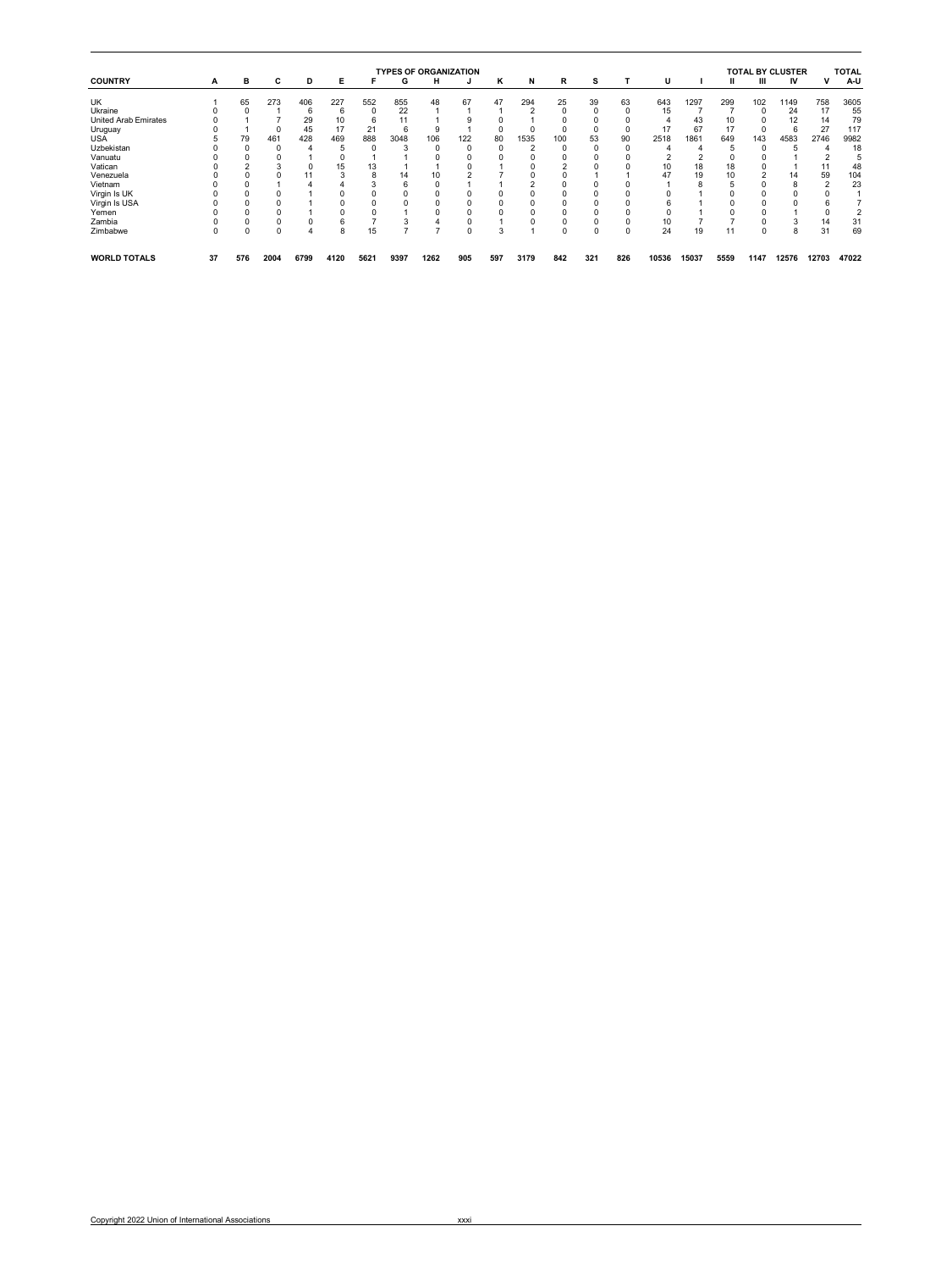| COUNTRY | A | B | C | D | E | F | G | H | J | K | N | R | S | T | U | I | II | III | IV | V | TOTAL A-U |
|---|---|---|---|---|---|---|---|---|---|---|---|---|---|---|---|---|---|---|---|---|---|
| | | | | | | TYPES OF ORGANIZATION | | | | | | | | | | TOTAL BY CLUSTER | | | | | |
| UK | 1 | 65 | 273 | 406 | 227 | 552 | 855 | 48 | 67 | 47 | 294 | 25 | 39 | 63 | 643 | 1297 | 299 | 102 | 1149 | 758 | 3605 |
| Ukraine | 0 | 0 | 1 | 6 | 6 | 0 | 22 | 1 | 1 | 1 | 2 | 0 | 0 | 0 | 15 | 7 | 7 | 0 | 24 | 17 | 55 |
| United Arab Emirates | 0 | 1 | 7 | 29 | 10 | 6 | 11 | 1 | 9 | 0 | 1 | 0 | 0 | 0 | 4 | 43 | 10 | 0 | 12 | 14 | 79 |
| Uruguay | 0 | 1 | 0 | 45 | 17 | 21 | 6 | 9 | 1 | 0 | 0 | 0 | 0 | 0 | 17 | 67 | 17 | 0 | 6 | 27 | 117 |
| USA | 5 | 79 | 461 | 428 | 469 | 888 | 3048 | 106 | 122 | 80 | 1535 | 100 | 53 | 90 | 2518 | 1861 | 649 | 143 | 4583 | 2746 | 9982 |
| Uzbekistan | 0 | 0 | 0 | 4 | 5 | 0 | 3 | 0 | 0 | 0 | 2 | 0 | 0 | 0 | 4 | 4 | 5 | 0 | 5 | 4 | 18 |
| Vanuatu | 0 | 0 | 0 | 1 | 0 | 1 | 1 | 0 | 0 | 0 | 0 | 0 | 0 | 0 | 2 | 2 | 0 | 0 | 1 | 2 | 5 |
| Vatican | 0 | 2 | 3 | 0 | 15 | 13 | 1 | 1 | 0 | 1 | 0 | 2 | 0 | 0 | 10 | 18 | 18 | 0 | 1 | 11 | 48 |
| Venezuela | 0 | 0 | 0 | 11 | 3 | 8 | 14 | 10 | 2 | 7 | 0 | 0 | 1 | 1 | 47 | 19 | 10 | 2 | 14 | 59 | 104 |
| Vietnam | 0 | 0 | 1 | 4 | 4 | 3 | 6 | 0 | 1 | 1 | 2 | 0 | 0 | 0 | 1 | 8 | 5 | 0 | 8 | 2 | 23 |
| Virgin Is UK | 0 | 0 | 0 | 1 | 0 | 0 | 0 | 0 | 0 | 0 | 0 | 0 | 0 | 0 | 0 | 1 | 0 | 0 | 0 | 0 | 1 |
| Virgin Is USA | 0 | 0 | 0 | 1 | 0 | 0 | 0 | 0 | 0 | 0 | 0 | 0 | 0 | 0 | 6 | 1 | 0 | 0 | 0 | 6 | 7 |
| Yemen | 0 | 0 | 0 | 1 | 0 | 0 | 1 | 0 | 0 | 0 | 0 | 0 | 0 | 0 | 0 | 1 | 0 | 0 | 1 | 0 | 2 |
| Zambia | 0 | 0 | 0 | 0 | 6 | 7 | 3 | 4 | 0 | 1 | 0 | 0 | 0 | 0 | 10 | 7 | 7 | 0 | 3 | 14 | 31 |
| Zimbabwe | 0 | 0 | 0 | 4 | 8 | 15 | 7 | 7 | 0 | 3 | 1 | 0 | 0 | 0 | 24 | 19 | 11 | 0 | 8 | 31 | 69 |
| **WORLD TOTALS** | **37** | **576** | **2004** | **6799** | **4120** | **5621** | **9397** | **1262** | **905** | **597** | **3179** | **842** | **321** | **826** | **10536** | **15037** | **5559** | **1147** | **12576** | **12703** | **47022** |

Copyright 2022 Union of International Associations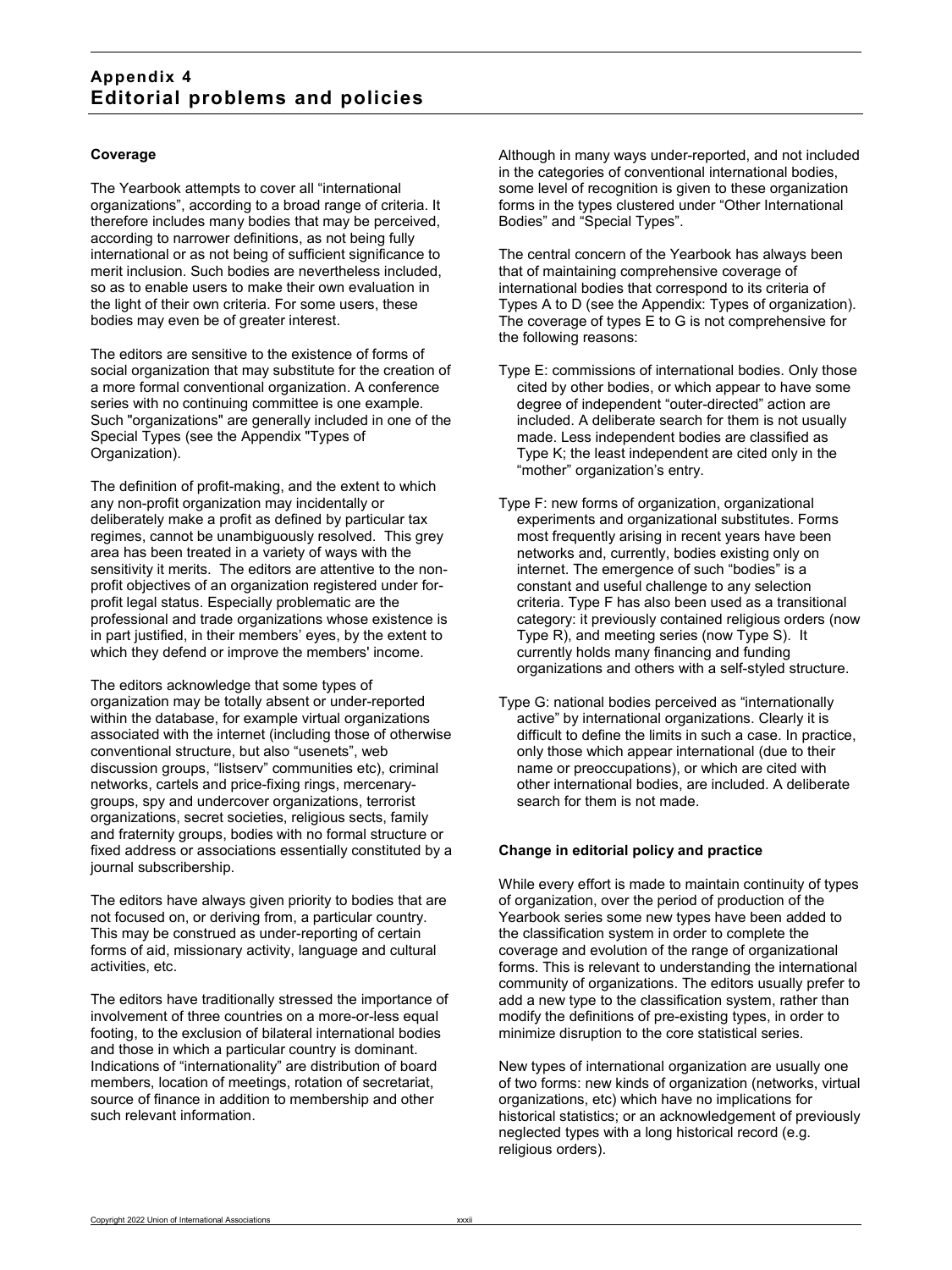# Appendix 4
# Editorial problems and policies

**Coverage**

The Yearbook attempts to cover all "international organizations", according to a broad range of criteria. It therefore includes many bodies that may be perceived, according to narrower definitions, as not being fully international or as not being of sufficient significance to merit inclusion. Such bodies are nevertheless included, so as to enable users to make their own evaluation in the light of their own criteria. For some users, these bodies may even be of greater interest.

The editors are sensitive to the existence of forms of social organization that may substitute for the creation of a more formal conventional organization. A conference series with no continuing committee is one example. Such "organizations" are generally included in one of the Special Types (see the Appendix "Types of Organization).

The definition of profit-making, and the extent to which any non-profit organization may incidentally or deliberately make a profit as defined by particular tax regimes, cannot be unambiguously resolved. This grey area has been treated in a variety of ways with the sensitivity it merits. The editors are attentive to the non-profit objectives of an organization registered under for-profit legal status. Especially problematic are the professional and trade organizations whose existence is in part justified, in their members' eyes, by the extent to which they defend or improve the members' income.

The editors acknowledge that some types of organization may be totally absent or under-reported within the database, for example virtual organizations associated with the internet (including those of otherwise conventional structure, but also "usenets", web discussion groups, "listserv" communities etc), criminal networks, cartels and price-fixing rings, mercenary-groups, spy and undercover organizations, terrorist organizations, secret societies, religious sects, family and fraternity groups, bodies with no formal structure or fixed address or associations essentially constituted by a journal subscribership.

The editors have always given priority to bodies that are not focused on, or deriving from, a particular country. This may be construed as under-reporting of certain forms of aid, missionary activity, language and cultural activities, etc.

The editors have traditionally stressed the importance of involvement of three countries on a more-or-less equal footing, to the exclusion of bilateral international bodies and those in which a particular country is dominant. Indications of "internationality" are distribution of board members, location of meetings, rotation of secretariat, source of finance in addition to membership and other such relevant information.

Although in many ways under-reported, and not included in the categories of conventional international bodies, some level of recognition is given to these organization forms in the types clustered under "Other International Bodies" and "Special Types".

The central concern of the Yearbook has always been that of maintaining comprehensive coverage of international bodies that correspond to its criteria of Types A to D (see the Appendix: Types of organization). The coverage of types E to G is not comprehensive for the following reasons:

Type E: commissions of international bodies. Only those cited by other bodies, or which appear to have some degree of independent "outer-directed" action are included. A deliberate search for them is not usually made. Less independent bodies are classified as Type K; the least independent are cited only in the "mother" organization's entry.

Type F: new forms of organization, organizational experiments and organizational substitutes. Forms most frequently arising in recent years have been networks and, currently, bodies existing only on internet. The emergence of such "bodies" is a constant and useful challenge to any selection criteria. Type F has also been used as a transitional category: it previously contained religious orders (now Type R), and meeting series (now Type S). It currently holds many financing and funding organizations and others with a self-styled structure.

Type G: national bodies perceived as "internationally active" by international organizations. Clearly it is difficult to define the limits in such a case. In practice, only those which appear international (due to their name or preoccupations), or which are cited with other international bodies, are included. A deliberate search for them is not made.

**Change in editorial policy and practice**

While every effort is made to maintain continuity of types of organization, over the period of production of the Yearbook series some new types have been added to the classification system in order to complete the coverage and evolution of the range of organizational forms. This is relevant to understanding the international community of organizations. The editors usually prefer to add a new type to the classification system, rather than modify the definitions of pre-existing types, in order to minimize disruption to the core statistical series.

New types of international organization are usually one of two forms: new kinds of organization (networks, virtual organizations, etc) which have no implications for historical statistics; or an acknowledgement of previously neglected types with a long historical record (e.g. religious orders).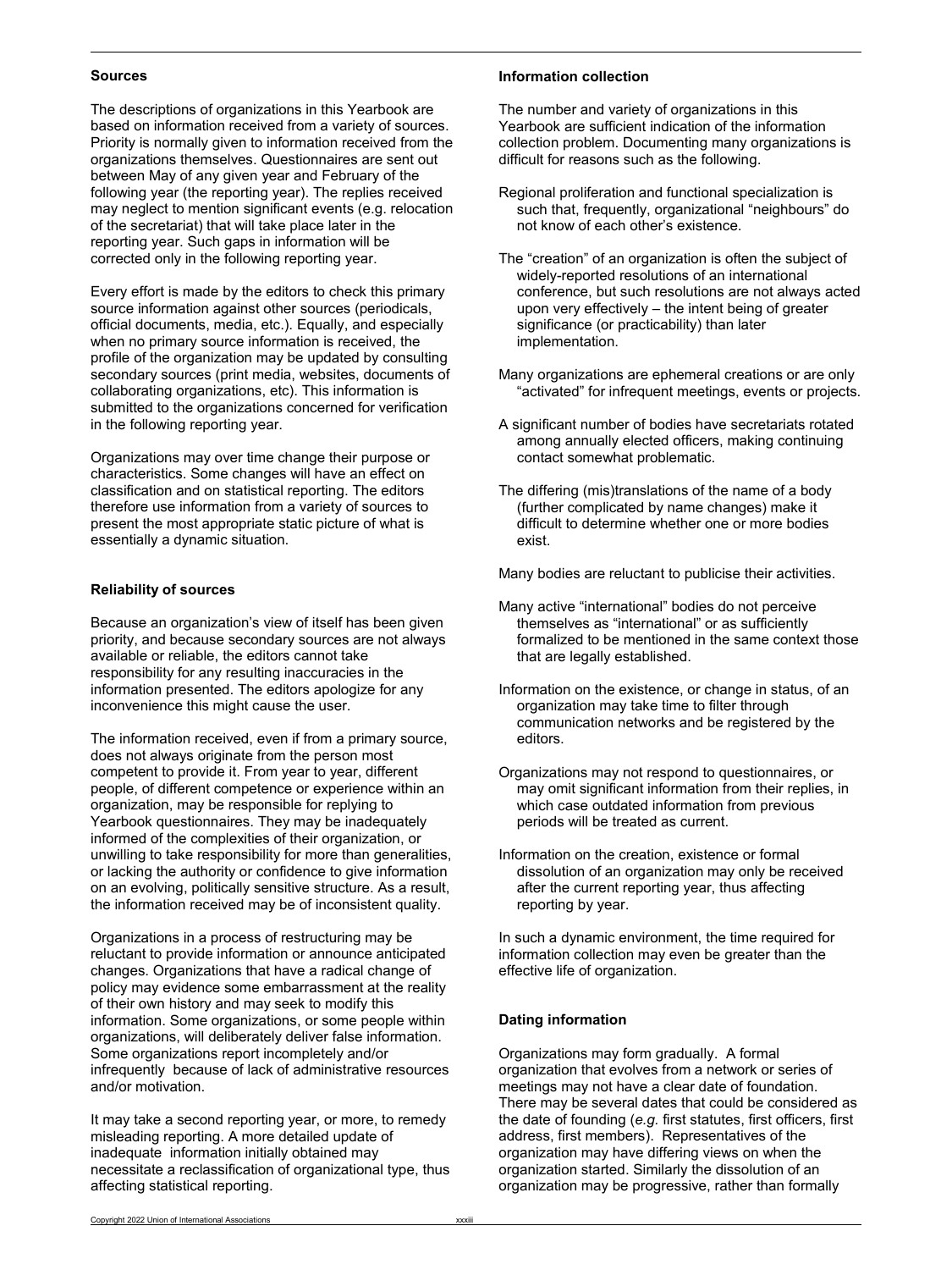## Sources

The descriptions of organizations in this Yearbook are based on information received from a variety of sources. Priority is normally given to information received from the organizations themselves. Questionnaires are sent out between May of any given year and February of the following year (the reporting year). The replies received may neglect to mention significant events (e.g. relocation of the secretariat) that will take place later in the reporting year. Such gaps in information will be corrected only in the following reporting year.

Every effort is made by the editors to check this primary source information against other sources (periodicals, official documents, media, etc.). Equally, and especially when no primary source information is received, the profile of the organization may be updated by consulting secondary sources (print media, websites, documents of collaborating organizations, etc). This information is submitted to the organizations concerned for verification in the following reporting year.

Organizations may over time change their purpose or characteristics. Some changes will have an effect on classification and on statistical reporting. The editors therefore use information from a variety of sources to present the most appropriate static picture of what is essentially a dynamic situation.

## Reliability of sources

Because an organization's view of itself has been given priority, and because secondary sources are not always available or reliable, the editors cannot take responsibility for any resulting inaccuracies in the information presented. The editors apologize for any inconvenience this might cause the user.

The information received, even if from a primary source, does not always originate from the person most competent to provide it. From year to year, different people, of different competence or experience within an organization, may be responsible for replying to Yearbook questionnaires. They may be inadequately informed of the complexities of their organization, or unwilling to take responsibility for more than generalities, or lacking the authority or confidence to give information on an evolving, politically sensitive structure. As a result, the information received may be of inconsistent quality.

Organizations in a process of restructuring may be reluctant to provide information or announce anticipated changes. Organizations that have a radical change of policy may evidence some embarrassment at the reality of their own history and may seek to modify this information. Some organizations, or some people within organizations, will deliberately deliver false information. Some organizations report incompletely and/or infrequently because of lack of administrative resources and/or motivation.

It may take a second reporting year, or more, to remedy misleading reporting. A more detailed update of inadequate information initially obtained may necessitate a reclassification of organizational type, thus affecting statistical reporting.

## Information collection

The number and variety of organizations in this Yearbook are sufficient indication of the information collection problem. Documenting many organizations is difficult for reasons such as the following.

Regional proliferation and functional specialization is such that, frequently, organizational "neighbours" do not know of each other's existence.

The "creation" of an organization is often the subject of widely-reported resolutions of an international conference, but such resolutions are not always acted upon very effectively – the intent being of greater significance (or practicability) than later implementation.

Many organizations are ephemeral creations or are only "activated" for infrequent meetings, events or projects.

A significant number of bodies have secretariats rotated among annually elected officers, making continuing contact somewhat problematic.

The differing (mis)translations of the name of a body (further complicated by name changes) make it difficult to determine whether one or more bodies exist.

Many bodies are reluctant to publicise their activities.

Many active "international" bodies do not perceive themselves as "international" or as sufficiently formalized to be mentioned in the same context those that are legally established.

Information on the existence, or change in status, of an organization may take time to filter through communication networks and be registered by the editors.

Organizations may not respond to questionnaires, or may omit significant information from their replies, in which case outdated information from previous periods will be treated as current.

Information on the creation, existence or formal dissolution of an organization may only be received after the current reporting year, thus affecting reporting by year.

In such a dynamic environment, the time required for information collection may even be greater than the effective life of organization.

## Dating information

Organizations may form gradually. A formal organization that evolves from a network or series of meetings may not have a clear date of foundation. There may be several dates that could be considered as the date of founding (*e.g.* first statutes, first officers, first address, first members). Representatives of the organization may have differing views on when the organization started. Similarly the dissolution of an organization may be progressive, rather than formally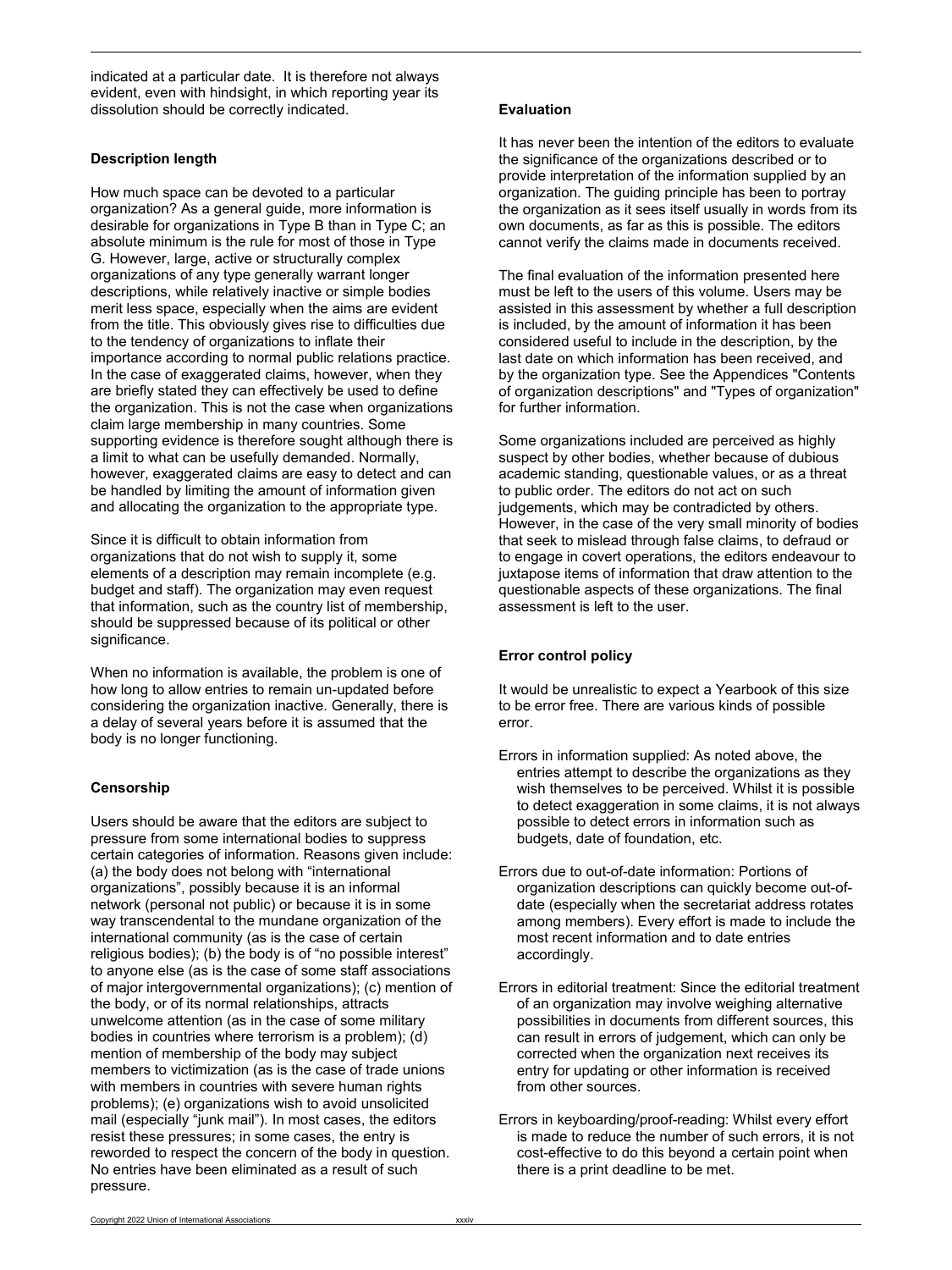indicated at a particular date. It is therefore not always evident, even with hindsight, in which reporting year its dissolution should be correctly indicated.

### Description length

How much space can be devoted to a particular organization? As a general guide, more information is desirable for organizations in Type B than in Type C; an absolute minimum is the rule for most of those in Type G. However, large, active or structurally complex organizations of any type generally warrant longer descriptions, while relatively inactive or simple bodies merit less space, especially when the aims are evident from the title. This obviously gives rise to difficulties due to the tendency of organizations to inflate their importance according to normal public relations practice. In the case of exaggerated claims, however, when they are briefly stated they can effectively be used to define the organization. This is not the case when organizations claim large membership in many countries. Some supporting evidence is therefore sought although there is a limit to what can be usefully demanded. Normally, however, exaggerated claims are easy to detect and can be handled by limiting the amount of information given and allocating the organization to the appropriate type.

Since it is difficult to obtain information from organizations that do not wish to supply it, some elements of a description may remain incomplete (e.g. budget and staff). The organization may even request that information, such as the country list of membership, should be suppressed because of its political or other significance.

When no information is available, the problem is one of how long to allow entries to remain un-updated before considering the organization inactive. Generally, there is a delay of several years before it is assumed that the body is no longer functioning.

### Censorship

Users should be aware that the editors are subject to pressure from some international bodies to suppress certain categories of information. Reasons given include: (a) the body does not belong with "international organizations", possibly because it is an informal network (personal not public) or because it is in some way transcendental to the mundane organization of the international community (as is the case of certain religious bodies); (b) the body is of "no possible interest" to anyone else (as is the case of some staff associations of major intergovernmental organizations); (c) mention of the body, or of its normal relationships, attracts unwelcome attention (as in the case of some military bodies in countries where terrorism is a problem); (d) mention of membership of the body may subject members to victimization (as is the case of trade unions with members in countries with severe human rights problems); (e) organizations wish to avoid unsolicited mail (especially "junk mail"). In most cases, the editors resist these pressures; in some cases, the entry is reworded to respect the concern of the body in question. No entries have been eliminated as a result of such pressure.

### Evaluation

It has never been the intention of the editors to evaluate the significance of the organizations described or to provide interpretation of the information supplied by an organization. The guiding principle has been to portray the organization as it sees itself usually in words from its own documents, as far as this is possible. The editors cannot verify the claims made in documents received.

The final evaluation of the information presented here must be left to the users of this volume. Users may be assisted in this assessment by whether a full description is included, by the amount of information it has been considered useful to include in the description, by the last date on which information has been received, and by the organization type. See the Appendices "Contents of organization descriptions" and "Types of organization" for further information.

Some organizations included are perceived as highly suspect by other bodies, whether because of dubious academic standing, questionable values, or as a threat to public order. The editors do not act on such judgements, which may be contradicted by others. However, in the case of the very small minority of bodies that seek to mislead through false claims, to defraud or to engage in covert operations, the editors endeavour to juxtapose items of information that draw attention to the questionable aspects of these organizations. The final assessment is left to the user.

### Error control policy

It would be unrealistic to expect a Yearbook of this size to be error free. There are various kinds of possible error.

Errors in information supplied: As noted above, the entries attempt to describe the organizations as they wish themselves to be perceived. Whilst it is possible to detect exaggeration in some claims, it is not always possible to detect errors in information such as budgets, date of foundation, etc.

Errors due to out-of-date information: Portions of organization descriptions can quickly become out-of-date (especially when the secretariat address rotates among members). Every effort is made to include the most recent information and to date entries accordingly.

Errors in editorial treatment: Since the editorial treatment of an organization may involve weighing alternative possibilities in documents from different sources, this can result in errors of judgement, which can only be corrected when the organization next receives its entry for updating or other information is received from other sources.

Errors in keyboarding/proof-reading: Whilst every effort is made to reduce the number of such errors, it is not cost-effective to do this beyond a certain point when there is a print deadline to be met.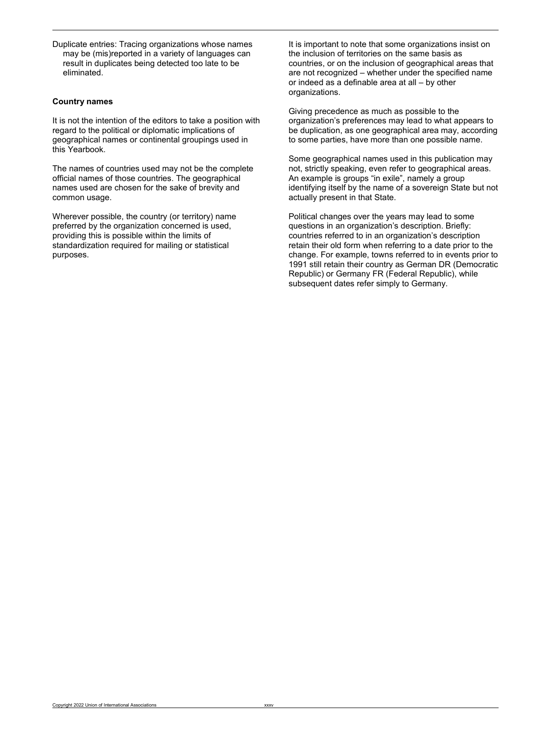Duplicate entries: Tracing organizations whose names may be (mis)reported in a variety of languages can result in duplicates being detected too late to be eliminated.

**Country names**

It is not the intention of the editors to take a position with regard to the political or diplomatic implications of geographical names or continental groupings used in this Yearbook.

The names of countries used may not be the complete official names of those countries. The geographical names used are chosen for the sake of brevity and common usage.

Wherever possible, the country (or territory) name preferred by the organization concerned is used, providing this is possible within the limits of standardization required for mailing or statistical purposes.

It is important to note that some organizations insist on the inclusion of territories on the same basis as countries, or on the inclusion of geographical areas that are not recognized – whether under the specified name or indeed as a definable area at all – by other organizations.

Giving precedence as much as possible to the organization's preferences may lead to what appears to be duplication, as one geographical area may, according to some parties, have more than one possible name.

Some geographical names used in this publication may not, strictly speaking, even refer to geographical areas. An example is groups "in exile", namely a group identifying itself by the name of a sovereign State but not actually present in that State.

Political changes over the years may lead to some questions in an organization's description. Briefly: countries referred to in an organization's description retain their old form when referring to a date prior to the change. For example, towns referred to in events prior to 1991 still retain their country as German DR (Democratic Republic) or Germany FR (Federal Republic), while subsequent dates refer simply to Germany.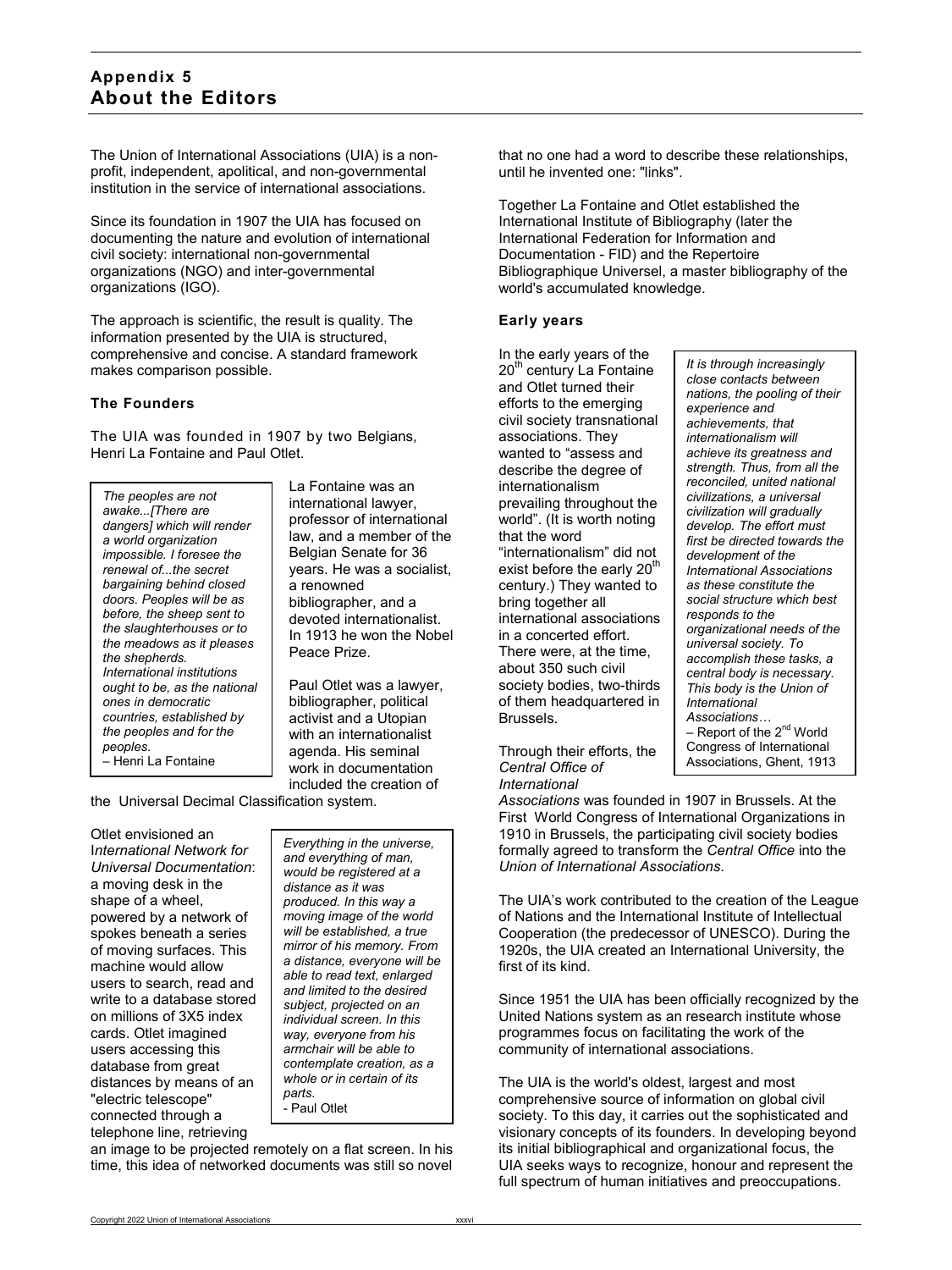## Appendix 5
## About the Editors

The Union of International Associations (UIA) is a non-profit, independent, apolitical, and non-governmental institution in the service of international associations.

Since its foundation in 1907 the UIA has focused on documenting the nature and evolution of international civil society: international non-governmental organizations (NGO) and inter-governmental organizations (IGO).

The approach is scientific, the result is quality. The information presented by the UIA is structured, comprehensive and concise. A standard framework makes comparison possible.

### The Founders

The UIA was founded in 1907 by two Belgians, Henri La Fontaine and Paul Otlet.

> *The peoples are not awake...[There are dangers] which will render a world organization impossible. I foresee the renewal of...the secret bargaining behind closed doors. Peoples will be as before, the sheep sent to the slaughterhouses or to the meadows as it pleases the shepherds. International institutions ought to be, as the national ones in democratic countries, established by the peoples and for the peoples.*
> – Henri La Fontaine

La Fontaine was an international lawyer, professor of international law, and a member of the Belgian Senate for 36 years. He was a socialist, a renowned bibliographer, and a devoted internationalist. In 1913 he won the Nobel Peace Prize.

Paul Otlet was a lawyer, bibliographer, political activist and a Utopian with an internationalist agenda. His seminal work in documentation included the creation of the Universal Decimal Classification system.

> *Everything in the universe, and everything of man, would be registered at a distance as it was produced. In this way a moving image of the world will be established, a true mirror of his memory. From a distance, everyone will be able to read text, enlarged and limited to the desired subject, projected on an individual screen. In this way, everyone from his armchair will be able to contemplate creation, as a whole or in certain of its parts.*
> - Paul Otlet

Otlet envisioned an *International Network for Universal Documentation*: a moving desk in the shape of a wheel, powered by a network of spokes beneath a series of moving surfaces. This machine would allow users to search, read and write to a database stored on millions of 3X5 index cards. Otlet imagined users accessing this database from great distances by means of an "electric telescope" connected through a telephone line, retrieving an image to be projected remotely on a flat screen. In his time, this idea of networked documents was still so novel that no one had a word to describe these relationships, until he invented one: "links".

Together La Fontaine and Otlet established the International Institute of Bibliography (later the International Federation for Information and Documentation - FID) and the Repertoire Bibliographique Universel, a master bibliography of the world's accumulated knowledge.

### Early years

In the early years of the 20th century La Fontaine and Otlet turned their efforts to the emerging civil society transnational associations. They wanted to "assess and describe the degree of internationalism prevailing throughout the world". (It is worth noting that the word "internationalism" did not exist before the early 20th century.) They wanted to bring together all international associations in a concerted effort. There were, at the time, about 350 such civil society bodies, two-thirds of them headquartered in Brussels.

> *It is through increasingly close contacts between nations, the pooling of their experience and achievements, that internationalism will achieve its greatness and strength. Thus, from all the reconciled, united national civilizations, a universal civilization will gradually develop. The effort must first be directed towards the development of the International Associations as these constitute the social structure which best responds to the organizational needs of the universal society. To accomplish these tasks, a central body is necessary. This body is the Union of International Associations…*
> – Report of the 2nd World Congress of International Associations, Ghent, 1913

Through their efforts, the *Central Office of International Associations* was founded in 1907 in Brussels. At the First World Congress of International Organizations in 1910 in Brussels, the participating civil society bodies formally agreed to transform the *Central Office* into the *Union of International Associations*.

The UIA's work contributed to the creation of the League of Nations and the International Institute of Intellectual Cooperation (the predecessor of UNESCO). During the 1920s, the UIA created an International University, the first of its kind.

Since 1951 the UIA has been officially recognized by the United Nations system as an research institute whose programmes focus on facilitating the work of the community of international associations.

The UIA is the world's oldest, largest and most comprehensive source of information on global civil society. To this day, it carries out the sophisticated and visionary concepts of its founders. In developing beyond its initial bibliographical and organizational focus, the UIA seeks ways to recognize, honour and represent the full spectrum of human initiatives and preoccupations.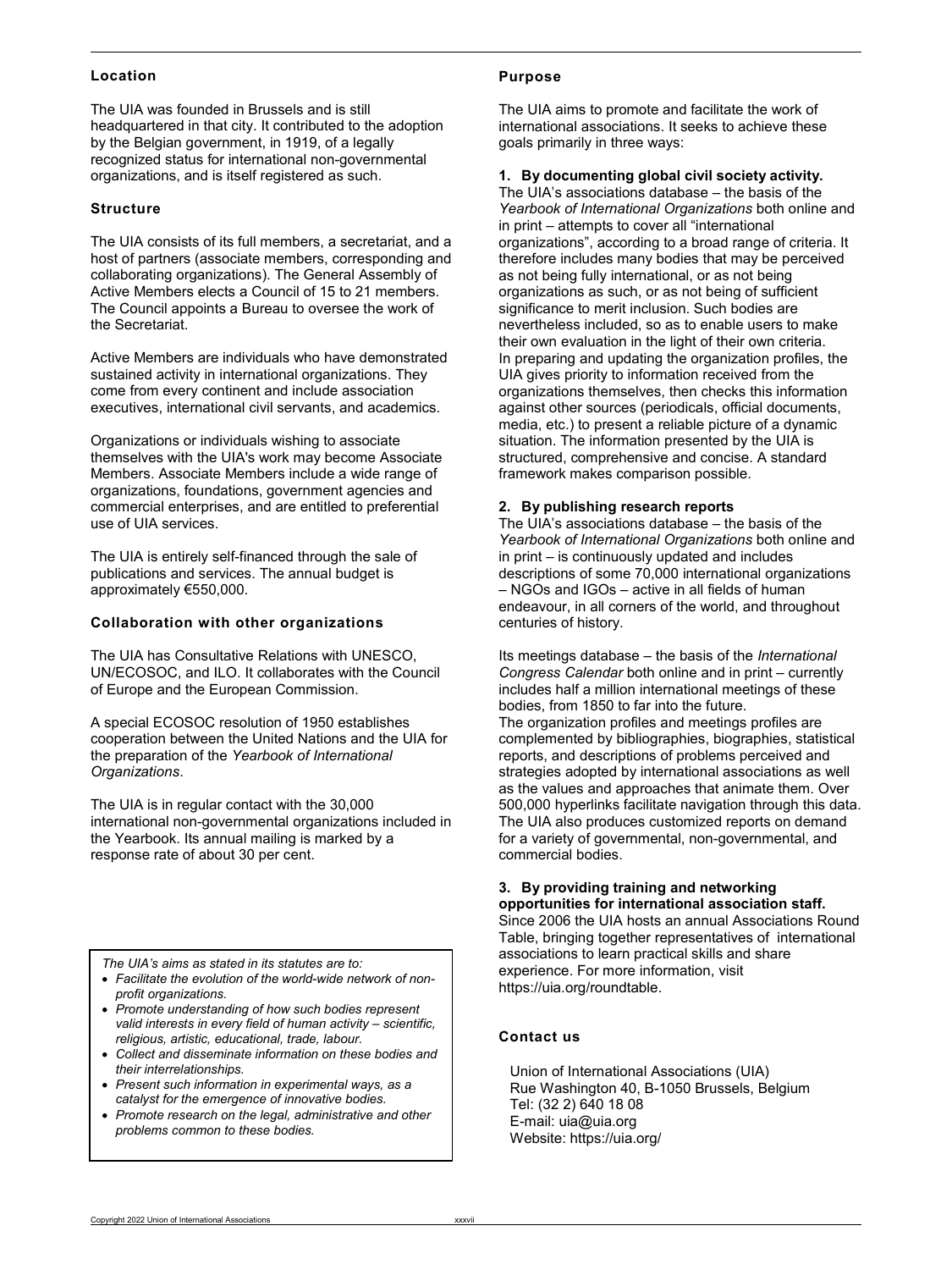## Location

The UIA was founded in Brussels and is still headquartered in that city. It contributed to the adoption by the Belgian government, in 1919, of a legally recognized status for international non-governmental organizations, and is itself registered as such.

## Structure

The UIA consists of its full members, a secretariat, and a host of partners (associate members, corresponding and collaborating organizations). The General Assembly of Active Members elects a Council of 15 to 21 members. The Council appoints a Bureau to oversee the work of the Secretariat.

Active Members are individuals who have demonstrated sustained activity in international organizations. They come from every continent and include association executives, international civil servants, and academics.

Organizations or individuals wishing to associate themselves with the UIA's work may become Associate Members. Associate Members include a wide range of organizations, foundations, government agencies and commercial enterprises, and are entitled to preferential use of UIA services.

The UIA is entirely self-financed through the sale of publications and services. The annual budget is approximately €550,000.

## Collaboration with other organizations

The UIA has Consultative Relations with UNESCO, UN/ECOSOC, and ILO. It collaborates with the Council of Europe and the European Commission.

A special ECOSOC resolution of 1950 establishes cooperation between the United Nations and the UIA for the preparation of the *Yearbook of International Organizations*.

The UIA is in regular contact with the 30,000 international non-governmental organizations included in the Yearbook. Its annual mailing is marked by a response rate of about 30 per cent.

*The UIA's aims as stated in its statutes are to:*

- *Facilitate the evolution of the world-wide network of non-profit organizations.*
- *Promote understanding of how such bodies represent valid interests in every field of human activity – scientific, religious, artistic, educational, trade, labour.*
- *Collect and disseminate information on these bodies and their interrelationships.*
- *Present such information in experimental ways, as a catalyst for the emergence of innovative bodies.*
- *Promote research on the legal, administrative and other problems common to these bodies.*

## Purpose

The UIA aims to promote and facilitate the work of international associations. It seeks to achieve these goals primarily in three ways:

**1. By documenting global civil society activity.**
The UIA's associations database – the basis of the *Yearbook of International Organizations* both online and in print – attempts to cover all "international organizations", according to a broad range of criteria. It therefore includes many bodies that may be perceived as not being fully international, or as not being organizations as such, or as not being of sufficient significance to merit inclusion. Such bodies are nevertheless included, so as to enable users to make their own evaluation in the light of their own criteria. In preparing and updating the organization profiles, the UIA gives priority to information received from the organizations themselves, then checks this information against other sources (periodicals, official documents, media, etc.) to present a reliable picture of a dynamic situation. The information presented by the UIA is structured, comprehensive and concise. A standard framework makes comparison possible.

**2. By publishing research reports**
The UIA's associations database – the basis of the *Yearbook of International Organizations* both online and in print – is continuously updated and includes descriptions of some 70,000 international organizations – NGOs and IGOs – active in all fields of human endeavour, in all corners of the world, and throughout centuries of history.

Its meetings database – the basis of the *International Congress Calendar* both online and in print – currently includes half a million international meetings of these bodies, from 1850 to far into the future.
The organization profiles and meetings profiles are complemented by bibliographies, biographies, statistical reports, and descriptions of problems perceived and strategies adopted by international associations as well as the values and approaches that animate them. Over 500,000 hyperlinks facilitate navigation through this data. The UIA also produces customized reports on demand for a variety of governmental, non-governmental, and commercial bodies.

**3. By providing training and networking opportunities for international association staff.**
Since 2006 the UIA hosts an annual Associations Round Table, bringing together representatives of international associations to learn practical skills and share experience. For more information, visit https://uia.org/roundtable.

## Contact us

Union of International Associations (UIA)
Rue Washington 40, B-1050 Brussels, Belgium
Tel: (32 2) 640 18 08
E-mail: uia@uia.org
Website: https://uia.org/